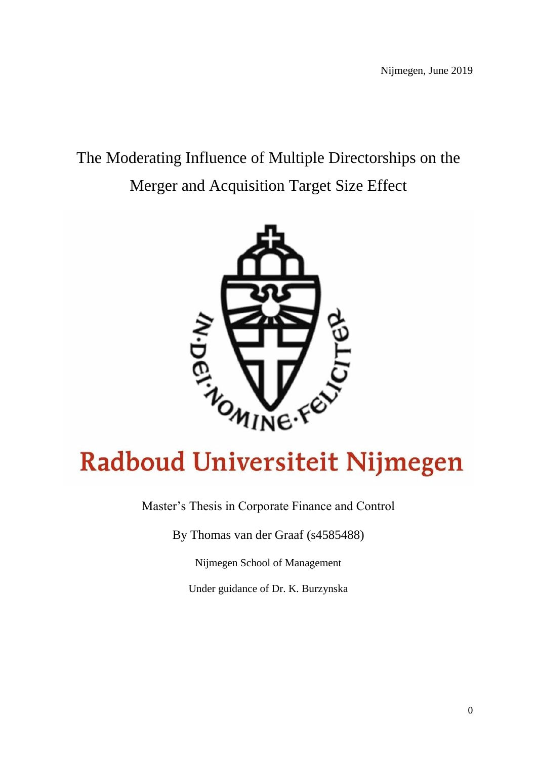Nijmegen, June 2019

# The Moderating Influence of Multiple Directorships on the Merger and Acquisition Target Size Effect

Master's Thesis in Corporate Finance and Control

By Thomas van der Graaf (s4585488)

Nijmegen School of Management

Under guidance of Dr. K. Burzynska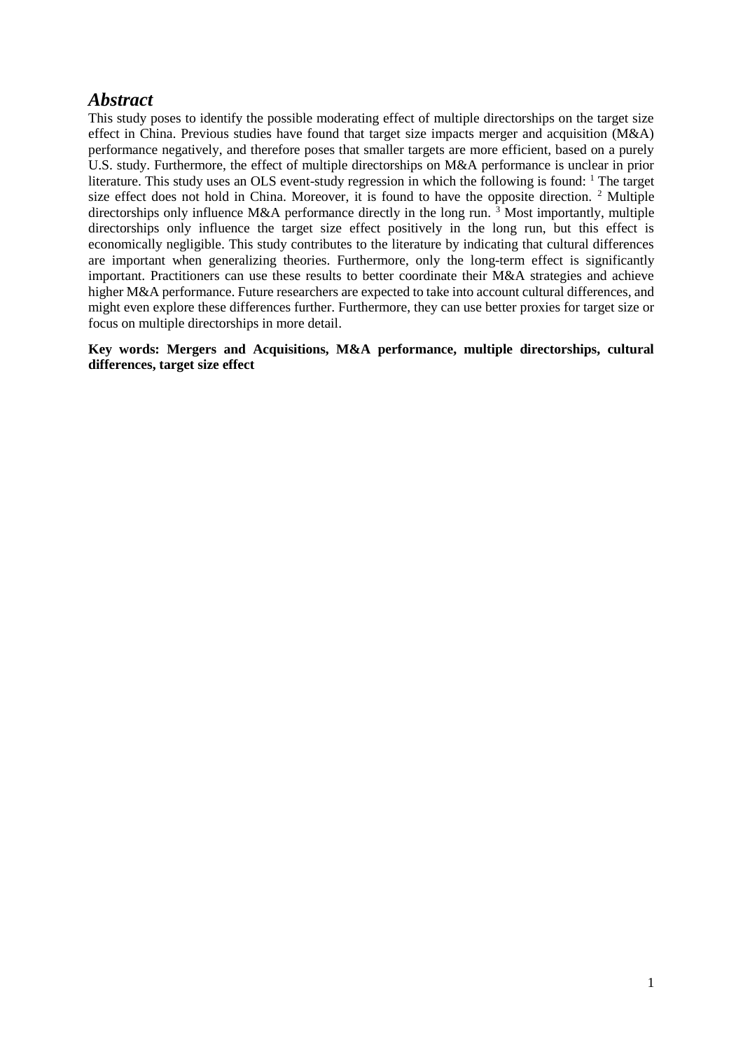## *Abstract*

This study poses to identify the possible moderating effect of multiple directorships on the target size effect in China. Previous studies have found that target size impacts merger and acquisition (M&A) performance negatively, and therefore poses that smaller targets are more efficient, based on a purely U.S. study. Furthermore, the effect of multiple directorships on M&A performance is unclear in prior literature. This study uses an OLS event-study regression in which the following is found: [1] The target size effect does not hold in China. Moreover, it is found to have the opposite direction. [2] Multiple directorships only influence M&A performance directly in the long run. [3] Most importantly, multiple directorships only influence the target size effect positively in the long run, but this effect is economically negligible. This study contributes to the literature by indicating that cultural differences are important when generalizing theories. Furthermore, only the long-term effect is significantly important. Practitioners can use these results to better coordinate their M&A strategies and achieve higher M&A performance. Future researchers are expected to take into account cultural differences, and might even explore these differences further. Furthermore, they can use better proxies for target size or focus on multiple directorships in more detail.

**Key words: Mergers and Acquisitions, M&A performance, multiple directorships, cultural differences, target size effect**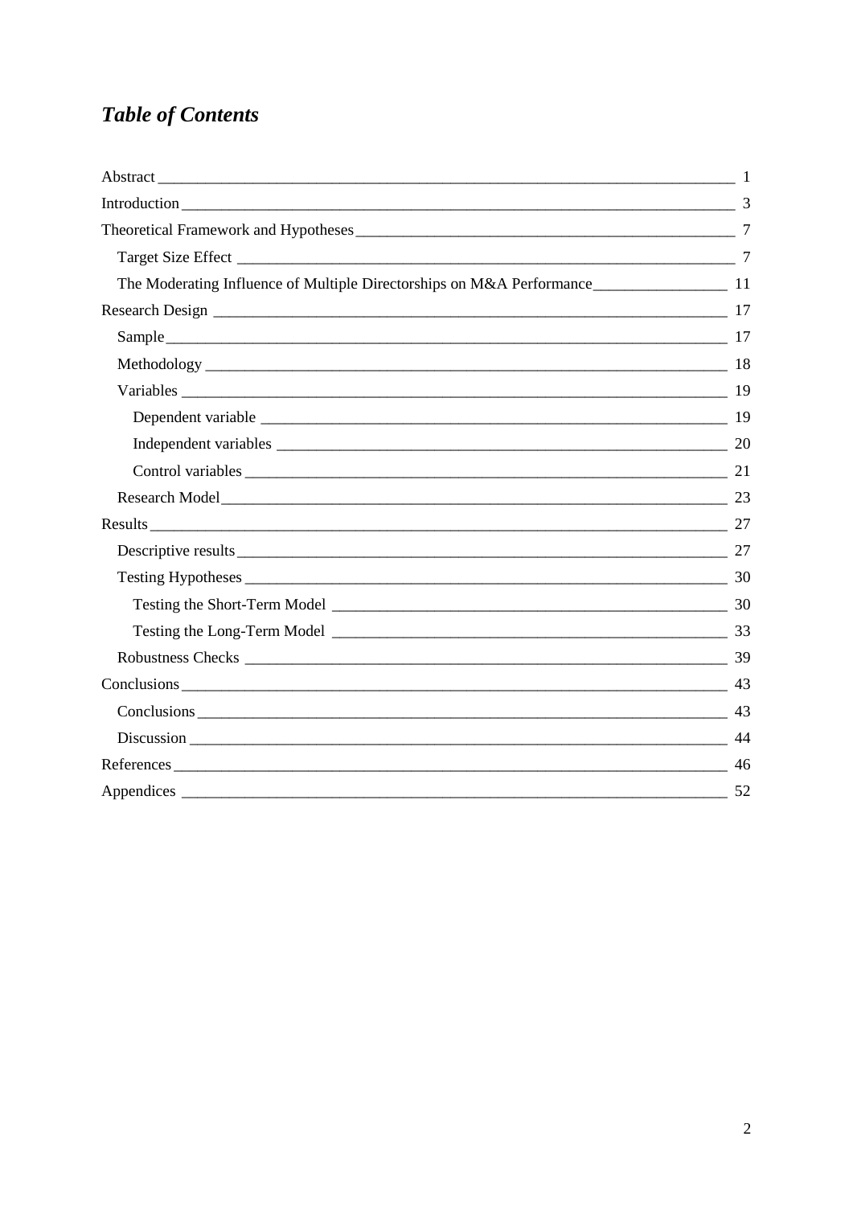# *Table of Contents*

Abstract 1

Introduction 3

Theoretical Framework and Hypotheses 7

- Target Size Effect 7
- The Moderating Influence of Multiple Directorships on M&A Performance 11

Research Design 17

- Sample 17
- Methodology 18
- Variables 19
  - Dependent variable 19
  - Independent variables 20
  - Control variables 21
- Research Model 23

Results 27

- Descriptive results 27
- Testing Hypotheses 30
  - Testing the Short-Term Model 30
  - Testing the Long-Term Model 33
- Robustness Checks 39

Conclusions 43

- Conclusions 43
- Discussion 44

References 46

Appendices 52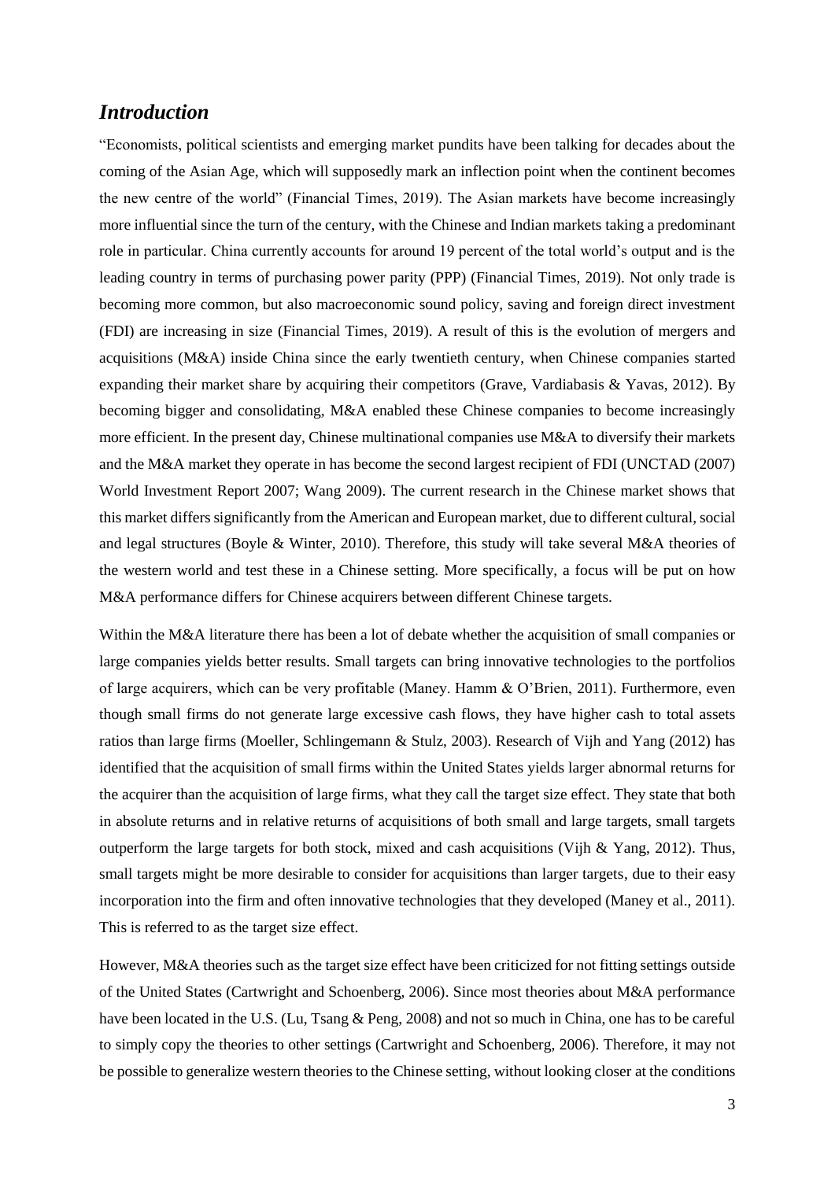## *Introduction*

"Economists, political scientists and emerging market pundits have been talking for decades about the coming of the Asian Age, which will supposedly mark an inflection point when the continent becomes the new centre of the world" (Financial Times, 2019). The Asian markets have become increasingly more influential since the turn of the century, with the Chinese and Indian markets taking a predominant role in particular. China currently accounts for around 19 percent of the total world's output and is the leading country in terms of purchasing power parity (PPP) (Financial Times, 2019). Not only trade is becoming more common, but also macroeconomic sound policy, saving and foreign direct investment (FDI) are increasing in size (Financial Times, 2019). A result of this is the evolution of mergers and acquisitions (M&A) inside China since the early twentieth century, when Chinese companies started expanding their market share by acquiring their competitors (Grave, Vardiabasis & Yavas, 2012). By becoming bigger and consolidating, M&A enabled these Chinese companies to become increasingly more efficient. In the present day, Chinese multinational companies use M&A to diversify their markets and the M&A market they operate in has become the second largest recipient of FDI (UNCTAD (2007) World Investment Report 2007; Wang 2009). The current research in the Chinese market shows that this market differs significantly from the American and European market, due to different cultural, social and legal structures (Boyle & Winter, 2010). Therefore, this study will take several M&A theories of the western world and test these in a Chinese setting. More specifically, a focus will be put on how M&A performance differs for Chinese acquirers between different Chinese targets.

Within the M&A literature there has been a lot of debate whether the acquisition of small companies or large companies yields better results. Small targets can bring innovative technologies to the portfolios of large acquirers, which can be very profitable (Maney. Hamm & O'Brien, 2011). Furthermore, even though small firms do not generate large excessive cash flows, they have higher cash to total assets ratios than large firms (Moeller, Schlingemann & Stulz, 2003). Research of Vijh and Yang (2012) has identified that the acquisition of small firms within the United States yields larger abnormal returns for the acquirer than the acquisition of large firms, what they call the target size effect. They state that both in absolute returns and in relative returns of acquisitions of both small and large targets, small targets outperform the large targets for both stock, mixed and cash acquisitions (Vijh & Yang, 2012). Thus, small targets might be more desirable to consider for acquisitions than larger targets, due to their easy incorporation into the firm and often innovative technologies that they developed (Maney et al., 2011). This is referred to as the target size effect.

However, M&A theories such as the target size effect have been criticized for not fitting settings outside of the United States (Cartwright and Schoenberg, 2006). Since most theories about M&A performance have been located in the U.S. (Lu, Tsang & Peng, 2008) and not so much in China, one has to be careful to simply copy the theories to other settings (Cartwright and Schoenberg, 2006). Therefore, it may not be possible to generalize western theories to the Chinese setting, without looking closer at the conditions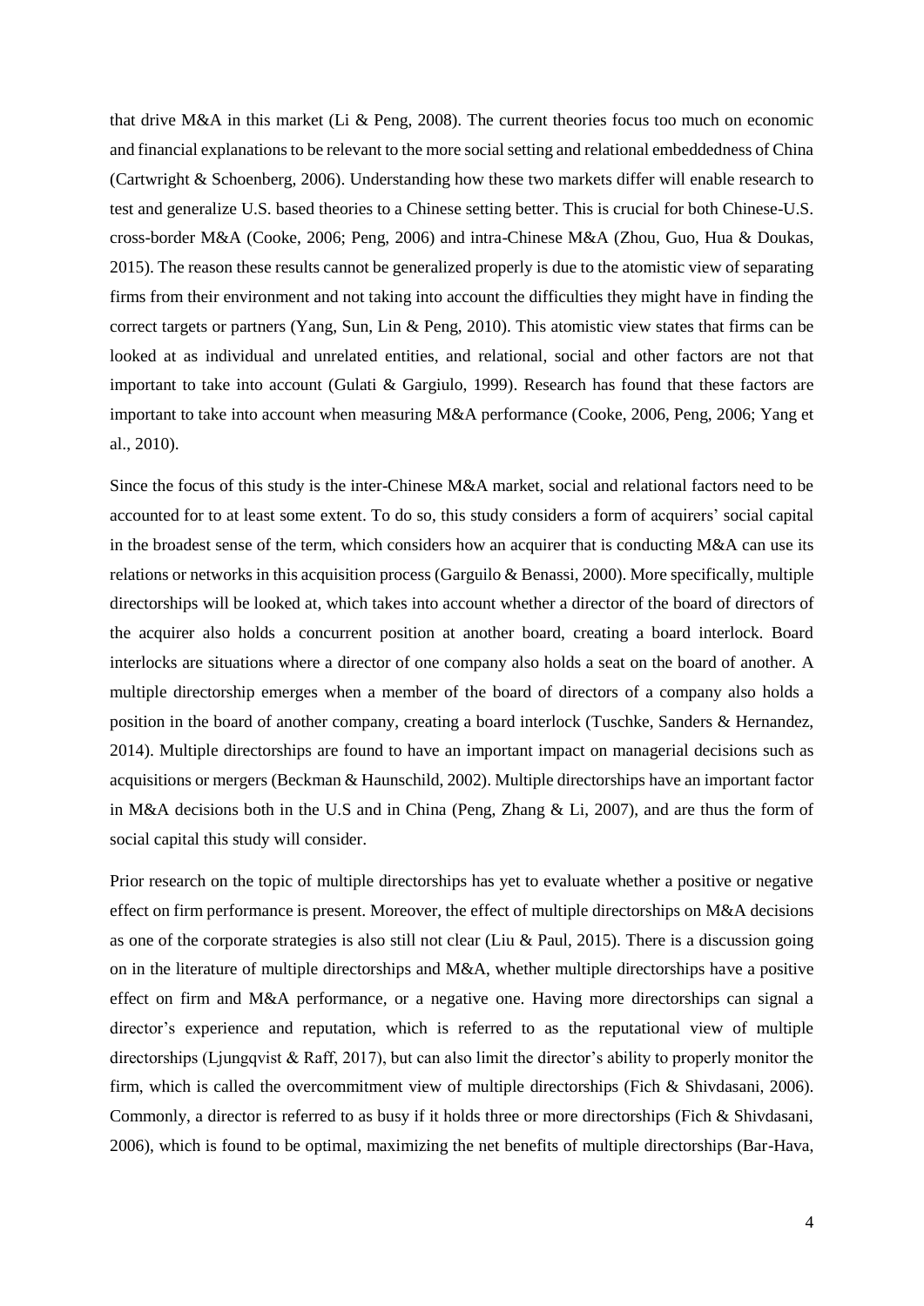that drive M&A in this market (Li & Peng, 2008). The current theories focus too much on economic and financial explanations to be relevant to the more social setting and relational embeddedness of China (Cartwright & Schoenberg, 2006). Understanding how these two markets differ will enable research to test and generalize U.S. based theories to a Chinese setting better. This is crucial for both Chinese-U.S. cross-border M&A (Cooke, 2006; Peng, 2006) and intra-Chinese M&A (Zhou, Guo, Hua & Doukas, 2015). The reason these results cannot be generalized properly is due to the atomistic view of separating firms from their environment and not taking into account the difficulties they might have in finding the correct targets or partners (Yang, Sun, Lin & Peng, 2010). This atomistic view states that firms can be looked at as individual and unrelated entities, and relational, social and other factors are not that important to take into account (Gulati & Gargiulo, 1999). Research has found that these factors are important to take into account when measuring M&A performance (Cooke, 2006, Peng, 2006; Yang et al., 2010).

Since the focus of this study is the inter-Chinese M&A market, social and relational factors need to be accounted for to at least some extent. To do so, this study considers a form of acquirers' social capital in the broadest sense of the term, which considers how an acquirer that is conducting M&A can use its relations or networks in this acquisition process (Garguilo & Benassi, 2000). More specifically, multiple directorships will be looked at, which takes into account whether a director of the board of directors of the acquirer also holds a concurrent position at another board, creating a board interlock. Board interlocks are situations where a director of one company also holds a seat on the board of another. A multiple directorship emerges when a member of the board of directors of a company also holds a position in the board of another company, creating a board interlock (Tuschke, Sanders & Hernandez, 2014). Multiple directorships are found to have an important impact on managerial decisions such as acquisitions or mergers (Beckman & Haunschild, 2002). Multiple directorships have an important factor in M&A decisions both in the U.S and in China (Peng, Zhang & Li, 2007), and are thus the form of social capital this study will consider.

Prior research on the topic of multiple directorships has yet to evaluate whether a positive or negative effect on firm performance is present. Moreover, the effect of multiple directorships on M&A decisions as one of the corporate strategies is also still not clear (Liu & Paul, 2015). There is a discussion going on in the literature of multiple directorships and M&A, whether multiple directorships have a positive effect on firm and M&A performance, or a negative one. Having more directorships can signal a director's experience and reputation, which is referred to as the reputational view of multiple directorships (Ljungqvist & Raff, 2017), but can also limit the director's ability to properly monitor the firm, which is called the overcommitment view of multiple directorships (Fich & Shivdasani, 2006). Commonly, a director is referred to as busy if it holds three or more directorships (Fich & Shivdasani, 2006), which is found to be optimal, maximizing the net benefits of multiple directorships (Bar-Hava,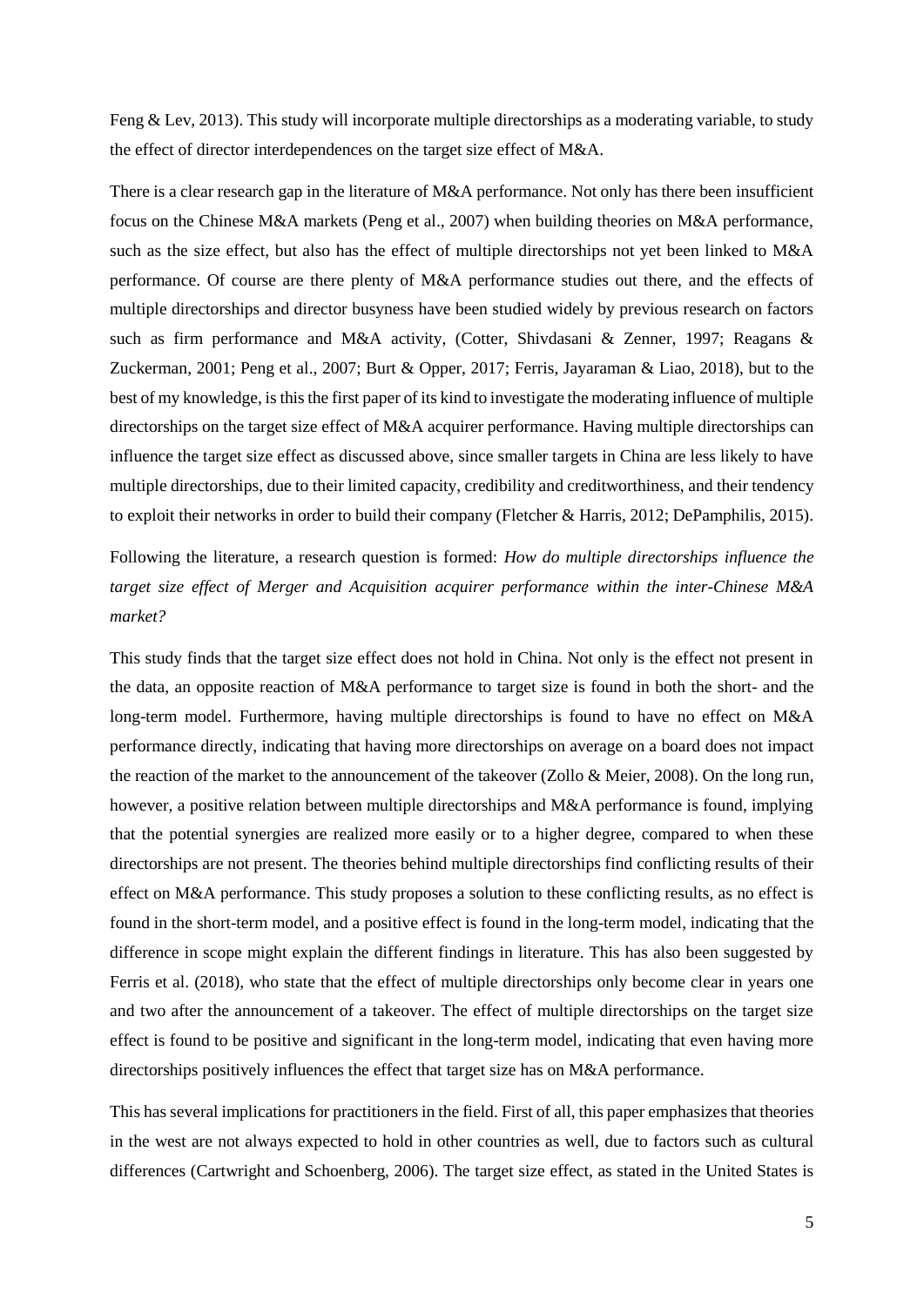Feng & Lev, 2013). This study will incorporate multiple directorships as a moderating variable, to study the effect of director interdependences on the target size effect of M&A.

There is a clear research gap in the literature of M&A performance. Not only has there been insufficient focus on the Chinese M&A markets (Peng et al., 2007) when building theories on M&A performance, such as the size effect, but also has the effect of multiple directorships not yet been linked to M&A performance. Of course are there plenty of M&A performance studies out there, and the effects of multiple directorships and director busyness have been studied widely by previous research on factors such as firm performance and M&A activity, (Cotter, Shivdasani & Zenner, 1997; Reagans & Zuckerman, 2001; Peng et al., 2007; Burt & Opper, 2017; Ferris, Jayaraman & Liao, 2018), but to the best of my knowledge, is this the first paper of its kind to investigate the moderating influence of multiple directorships on the target size effect of M&A acquirer performance. Having multiple directorships can influence the target size effect as discussed above, since smaller targets in China are less likely to have multiple directorships, due to their limited capacity, credibility and creditworthiness, and their tendency to exploit their networks in order to build their company (Fletcher & Harris, 2012; DePamphilis, 2015).

Following the literature, a research question is formed: *How do multiple directorships influence the target size effect of Merger and Acquisition acquirer performance within the inter-Chinese M&A market?*

This study finds that the target size effect does not hold in China. Not only is the effect not present in the data, an opposite reaction of M&A performance to target size is found in both the short- and the long-term model. Furthermore, having multiple directorships is found to have no effect on M&A performance directly, indicating that having more directorships on average on a board does not impact the reaction of the market to the announcement of the takeover (Zollo & Meier, 2008). On the long run, however, a positive relation between multiple directorships and M&A performance is found, implying that the potential synergies are realized more easily or to a higher degree, compared to when these directorships are not present. The theories behind multiple directorships find conflicting results of their effect on M&A performance. This study proposes a solution to these conflicting results, as no effect is found in the short-term model, and a positive effect is found in the long-term model, indicating that the difference in scope might explain the different findings in literature. This has also been suggested by Ferris et al. (2018), who state that the effect of multiple directorships only become clear in years one and two after the announcement of a takeover. The effect of multiple directorships on the target size effect is found to be positive and significant in the long-term model, indicating that even having more directorships positively influences the effect that target size has on M&A performance.

This has several implications for practitioners in the field. First of all, this paper emphasizes that theories in the west are not always expected to hold in other countries as well, due to factors such as cultural differences (Cartwright and Schoenberg, 2006). The target size effect, as stated in the United States is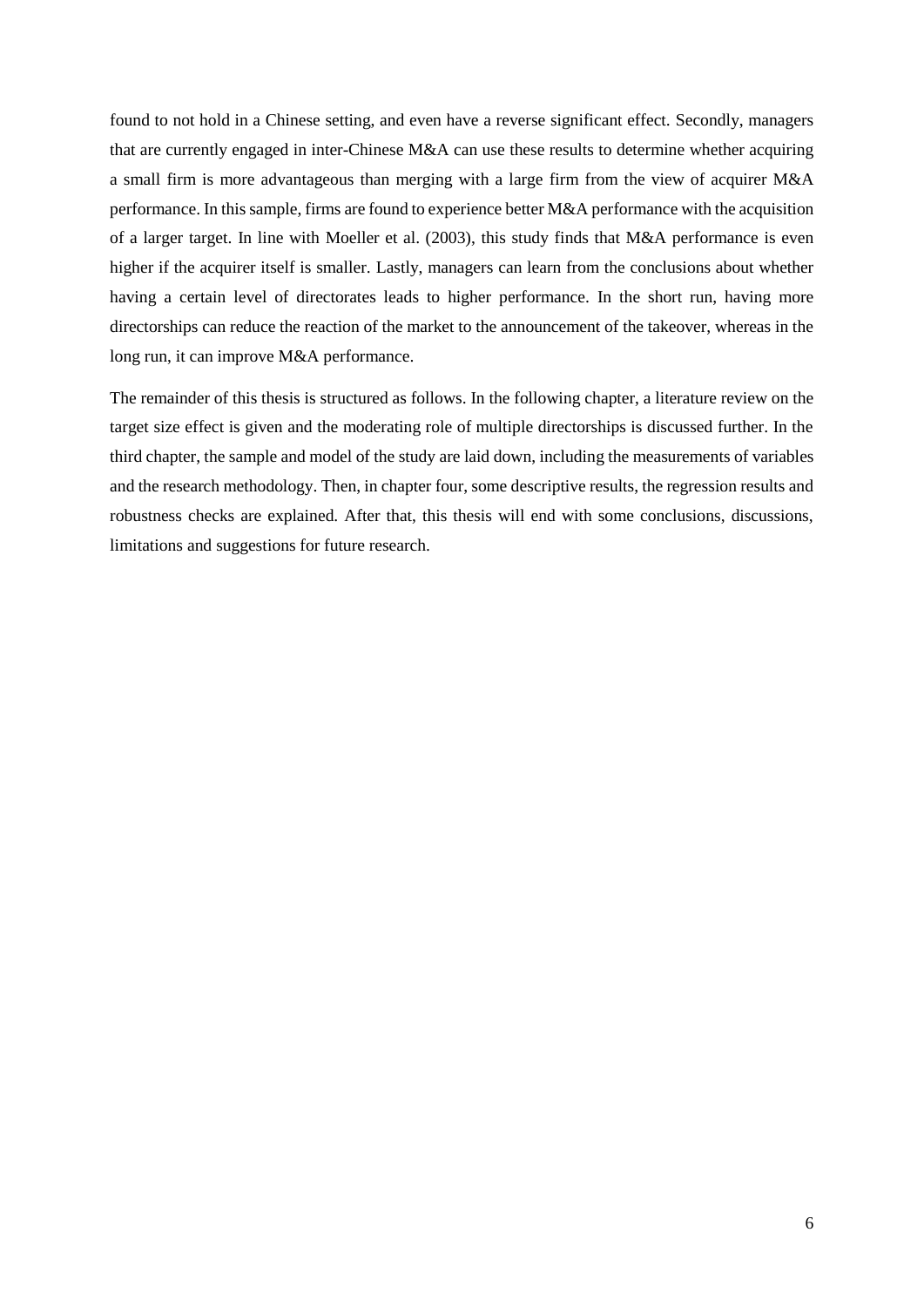found to not hold in a Chinese setting, and even have a reverse significant effect. Secondly, managers that are currently engaged in inter-Chinese M&A can use these results to determine whether acquiring a small firm is more advantageous than merging with a large firm from the view of acquirer M&A performance. In this sample, firms are found to experience better M&A performance with the acquisition of a larger target. In line with Moeller et al. (2003), this study finds that M&A performance is even higher if the acquirer itself is smaller. Lastly, managers can learn from the conclusions about whether having a certain level of directorates leads to higher performance. In the short run, having more directorships can reduce the reaction of the market to the announcement of the takeover, whereas in the long run, it can improve M&A performance.

The remainder of this thesis is structured as follows. In the following chapter, a literature review on the target size effect is given and the moderating role of multiple directorships is discussed further. In the third chapter, the sample and model of the study are laid down, including the measurements of variables and the research methodology. Then, in chapter four, some descriptive results, the regression results and robustness checks are explained. After that, this thesis will end with some conclusions, discussions, limitations and suggestions for future research.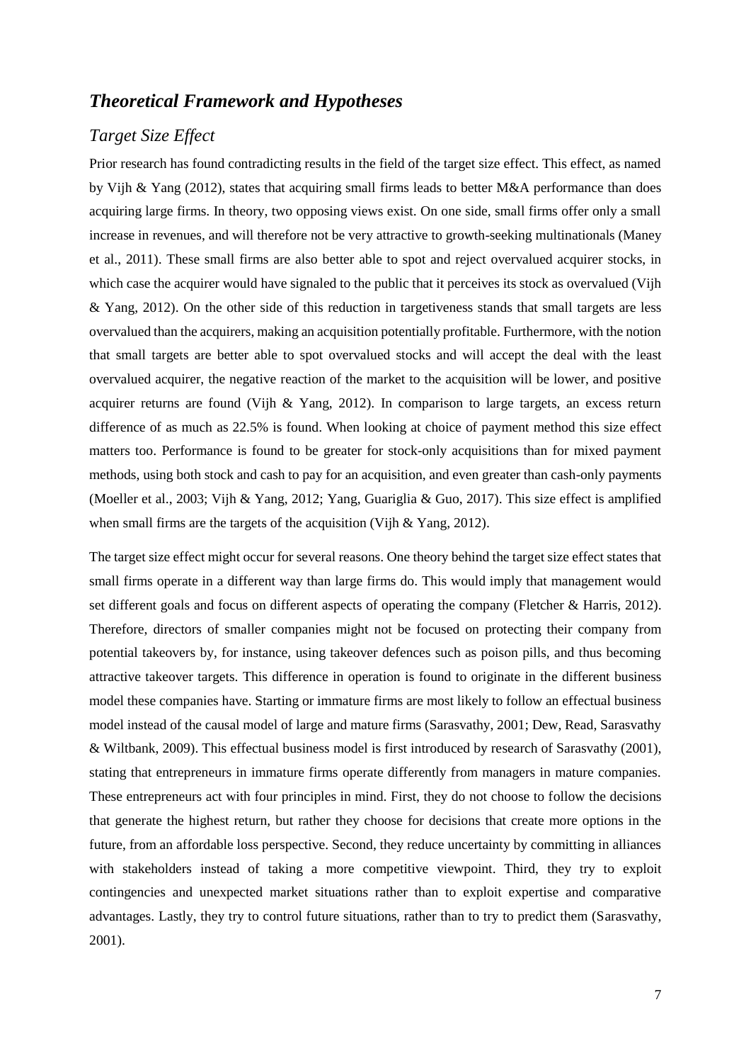## *Theoretical Framework and Hypotheses*

### *Target Size Effect*

Prior research has found contradicting results in the field of the target size effect. This effect, as named by Vijh & Yang (2012), states that acquiring small firms leads to better M&A performance than does acquiring large firms. In theory, two opposing views exist. On one side, small firms offer only a small increase in revenues, and will therefore not be very attractive to growth-seeking multinationals (Maney et al., 2011). These small firms are also better able to spot and reject overvalued acquirer stocks, in which case the acquirer would have signaled to the public that it perceives its stock as overvalued (Vijh & Yang, 2012). On the other side of this reduction in targetiveness stands that small targets are less overvalued than the acquirers, making an acquisition potentially profitable. Furthermore, with the notion that small targets are better able to spot overvalued stocks and will accept the deal with the least overvalued acquirer, the negative reaction of the market to the acquisition will be lower, and positive acquirer returns are found (Vijh & Yang, 2012). In comparison to large targets, an excess return difference of as much as 22.5% is found. When looking at choice of payment method this size effect matters too. Performance is found to be greater for stock-only acquisitions than for mixed payment methods, using both stock and cash to pay for an acquisition, and even greater than cash-only payments (Moeller et al., 2003; Vijh & Yang, 2012; Yang, Guariglia & Guo, 2017). This size effect is amplified when small firms are the targets of the acquisition (Vijh & Yang, 2012).

The target size effect might occur for several reasons. One theory behind the target size effect states that small firms operate in a different way than large firms do. This would imply that management would set different goals and focus on different aspects of operating the company (Fletcher & Harris, 2012). Therefore, directors of smaller companies might not be focused on protecting their company from potential takeovers by, for instance, using takeover defences such as poison pills, and thus becoming attractive takeover targets. This difference in operation is found to originate in the different business model these companies have. Starting or immature firms are most likely to follow an effectual business model instead of the causal model of large and mature firms (Sarasvathy, 2001; Dew, Read, Sarasvathy & Wiltbank, 2009). This effectual business model is first introduced by research of Sarasvathy (2001), stating that entrepreneurs in immature firms operate differently from managers in mature companies. These entrepreneurs act with four principles in mind. First, they do not choose to follow the decisions that generate the highest return, but rather they choose for decisions that create more options in the future, from an affordable loss perspective. Second, they reduce uncertainty by committing in alliances with stakeholders instead of taking a more competitive viewpoint. Third, they try to exploit contingencies and unexpected market situations rather than to exploit expertise and comparative advantages. Lastly, they try to control future situations, rather than to try to predict them (Sarasvathy, 2001).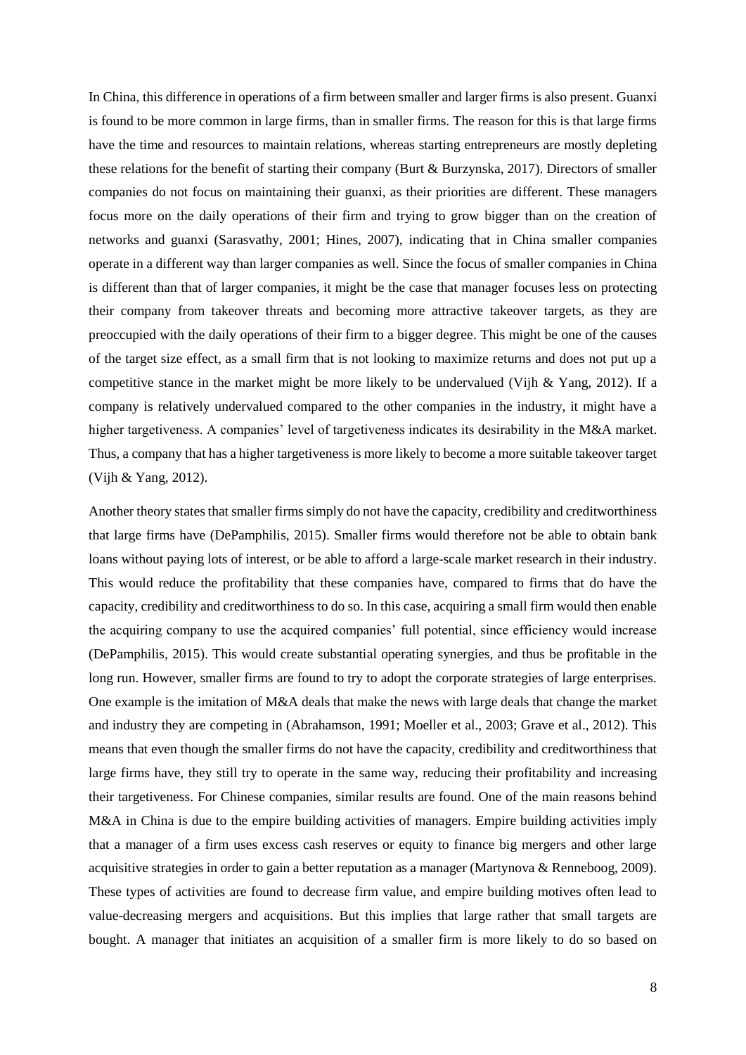In China, this difference in operations of a firm between smaller and larger firms is also present. Guanxi is found to be more common in large firms, than in smaller firms. The reason for this is that large firms have the time and resources to maintain relations, whereas starting entrepreneurs are mostly depleting these relations for the benefit of starting their company (Burt & Burzynska, 2017). Directors of smaller companies do not focus on maintaining their guanxi, as their priorities are different. These managers focus more on the daily operations of their firm and trying to grow bigger than on the creation of networks and guanxi (Sarasvathy, 2001; Hines, 2007), indicating that in China smaller companies operate in a different way than larger companies as well. Since the focus of smaller companies in China is different than that of larger companies, it might be the case that manager focuses less on protecting their company from takeover threats and becoming more attractive takeover targets, as they are preoccupied with the daily operations of their firm to a bigger degree. This might be one of the causes of the target size effect, as a small firm that is not looking to maximize returns and does not put up a competitive stance in the market might be more likely to be undervalued (Vijh & Yang, 2012). If a company is relatively undervalued compared to the other companies in the industry, it might have a higher targetiveness. A companies' level of targetiveness indicates its desirability in the M&A market. Thus, a company that has a higher targetiveness is more likely to become a more suitable takeover target (Vijh & Yang, 2012).

Another theory states that smaller firms simply do not have the capacity, credibility and creditworthiness that large firms have (DePamphilis, 2015). Smaller firms would therefore not be able to obtain bank loans without paying lots of interest, or be able to afford a large-scale market research in their industry. This would reduce the profitability that these companies have, compared to firms that do have the capacity, credibility and creditworthiness to do so. In this case, acquiring a small firm would then enable the acquiring company to use the acquired companies' full potential, since efficiency would increase (DePamphilis, 2015). This would create substantial operating synergies, and thus be profitable in the long run. However, smaller firms are found to try to adopt the corporate strategies of large enterprises. One example is the imitation of M&A deals that make the news with large deals that change the market and industry they are competing in (Abrahamson, 1991; Moeller et al., 2003; Grave et al., 2012). This means that even though the smaller firms do not have the capacity, credibility and creditworthiness that large firms have, they still try to operate in the same way, reducing their profitability and increasing their targetiveness. For Chinese companies, similar results are found. One of the main reasons behind M&A in China is due to the empire building activities of managers. Empire building activities imply that a manager of a firm uses excess cash reserves or equity to finance big mergers and other large acquisitive strategies in order to gain a better reputation as a manager (Martynova & Renneboog, 2009). These types of activities are found to decrease firm value, and empire building motives often lead to value-decreasing mergers and acquisitions. But this implies that large rather that small targets are bought. A manager that initiates an acquisition of a smaller firm is more likely to do so based on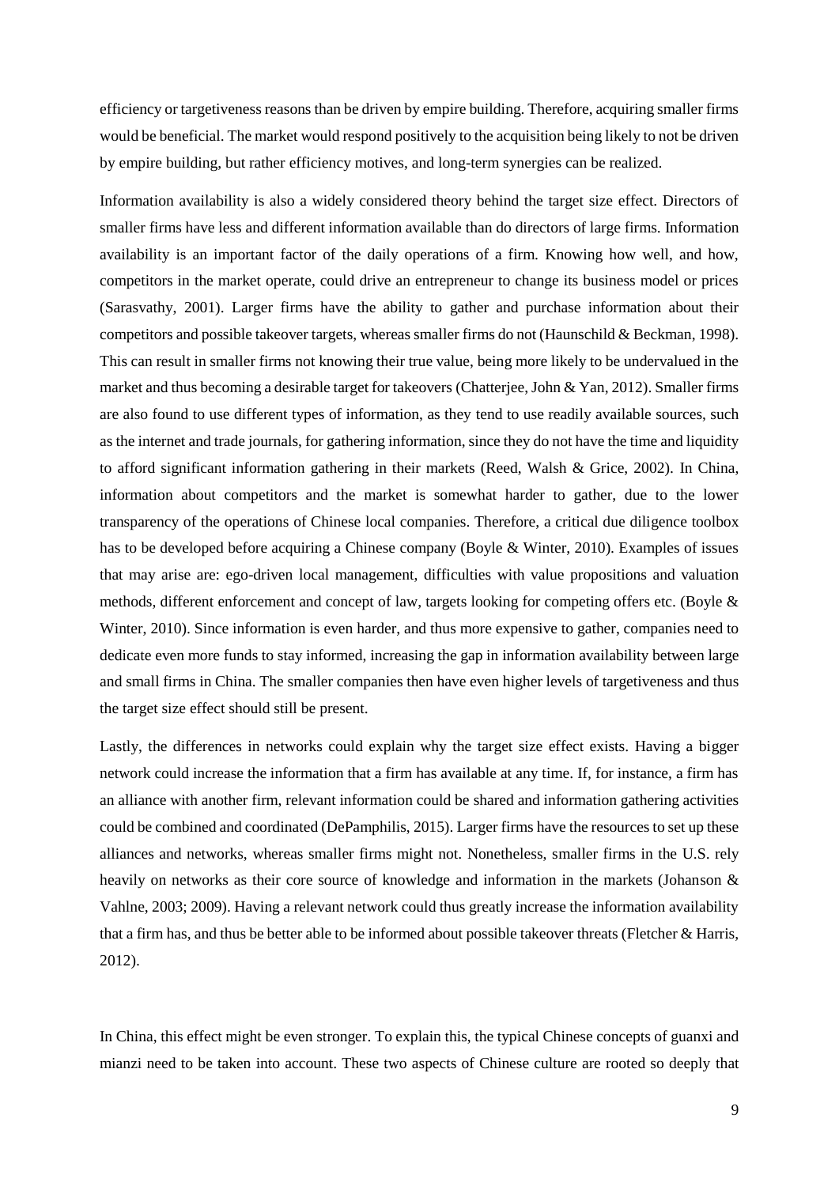efficiency or targetiveness reasons than be driven by empire building. Therefore, acquiring smaller firms would be beneficial. The market would respond positively to the acquisition being likely to not be driven by empire building, but rather efficiency motives, and long-term synergies can be realized.

Information availability is also a widely considered theory behind the target size effect. Directors of smaller firms have less and different information available than do directors of large firms. Information availability is an important factor of the daily operations of a firm. Knowing how well, and how, competitors in the market operate, could drive an entrepreneur to change its business model or prices (Sarasvathy, 2001). Larger firms have the ability to gather and purchase information about their competitors and possible takeover targets, whereas smaller firms do not (Haunschild & Beckman, 1998). This can result in smaller firms not knowing their true value, being more likely to be undervalued in the market and thus becoming a desirable target for takeovers (Chatterjee, John & Yan, 2012). Smaller firms are also found to use different types of information, as they tend to use readily available sources, such as the internet and trade journals, for gathering information, since they do not have the time and liquidity to afford significant information gathering in their markets (Reed, Walsh & Grice, 2002). In China, information about competitors and the market is somewhat harder to gather, due to the lower transparency of the operations of Chinese local companies. Therefore, a critical due diligence toolbox has to be developed before acquiring a Chinese company (Boyle & Winter, 2010). Examples of issues that may arise are: ego-driven local management, difficulties with value propositions and valuation methods, different enforcement and concept of law, targets looking for competing offers etc. (Boyle & Winter, 2010). Since information is even harder, and thus more expensive to gather, companies need to dedicate even more funds to stay informed, increasing the gap in information availability between large and small firms in China. The smaller companies then have even higher levels of targetiveness and thus the target size effect should still be present.

Lastly, the differences in networks could explain why the target size effect exists. Having a bigger network could increase the information that a firm has available at any time. If, for instance, a firm has an alliance with another firm, relevant information could be shared and information gathering activities could be combined and coordinated (DePamphilis, 2015). Larger firms have the resources to set up these alliances and networks, whereas smaller firms might not. Nonetheless, smaller firms in the U.S. rely heavily on networks as their core source of knowledge and information in the markets (Johanson & Vahlne, 2003; 2009). Having a relevant network could thus greatly increase the information availability that a firm has, and thus be better able to be informed about possible takeover threats (Fletcher & Harris, 2012).

In China, this effect might be even stronger. To explain this, the typical Chinese concepts of guanxi and mianzi need to be taken into account. These two aspects of Chinese culture are rooted so deeply that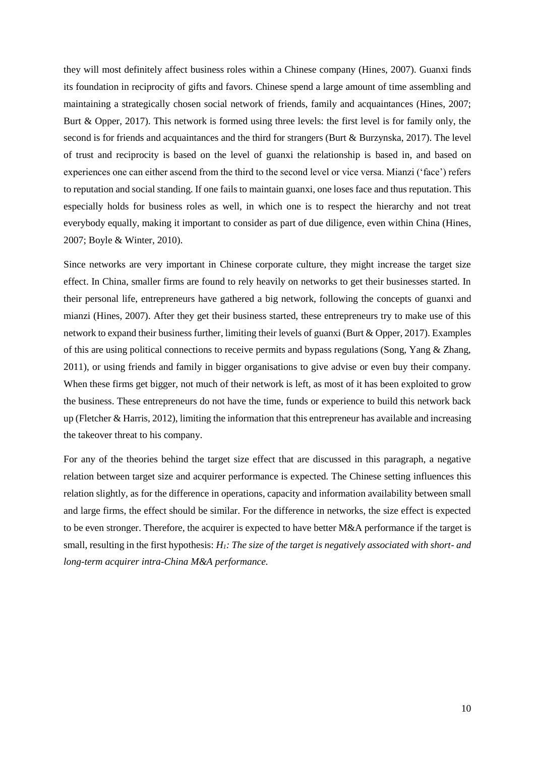they will most definitely affect business roles within a Chinese company (Hines, 2007). Guanxi finds its foundation in reciprocity of gifts and favors. Chinese spend a large amount of time assembling and maintaining a strategically chosen social network of friends, family and acquaintances (Hines, 2007; Burt & Opper, 2017). This network is formed using three levels: the first level is for family only, the second is for friends and acquaintances and the third for strangers (Burt & Burzynska, 2017). The level of trust and reciprocity is based on the level of guanxi the relationship is based in, and based on experiences one can either ascend from the third to the second level or vice versa. Mianzi ('face') refers to reputation and social standing. If one fails to maintain guanxi, one loses face and thus reputation. This especially holds for business roles as well, in which one is to respect the hierarchy and not treat everybody equally, making it important to consider as part of due diligence, even within China (Hines, 2007; Boyle & Winter, 2010).

Since networks are very important in Chinese corporate culture, they might increase the target size effect. In China, smaller firms are found to rely heavily on networks to get their businesses started. In their personal life, entrepreneurs have gathered a big network, following the concepts of guanxi and mianzi (Hines, 2007). After they get their business started, these entrepreneurs try to make use of this network to expand their business further, limiting their levels of guanxi (Burt & Opper, 2017). Examples of this are using political connections to receive permits and bypass regulations (Song, Yang & Zhang, 2011), or using friends and family in bigger organisations to give advise or even buy their company. When these firms get bigger, not much of their network is left, as most of it has been exploited to grow the business. These entrepreneurs do not have the time, funds or experience to build this network back up (Fletcher & Harris, 2012), limiting the information that this entrepreneur has available and increasing the takeover threat to his company.

For any of the theories behind the target size effect that are discussed in this paragraph, a negative relation between target size and acquirer performance is expected. The Chinese setting influences this relation slightly, as for the difference in operations, capacity and information availability between small and large firms, the effect should be similar. For the difference in networks, the size effect is expected to be even stronger. Therefore, the acquirer is expected to have better M&A performance if the target is small, resulting in the first hypothesis: *$H_1$: The size of the target is negatively associated with short- and long-term acquirer intra-China M&A performance.*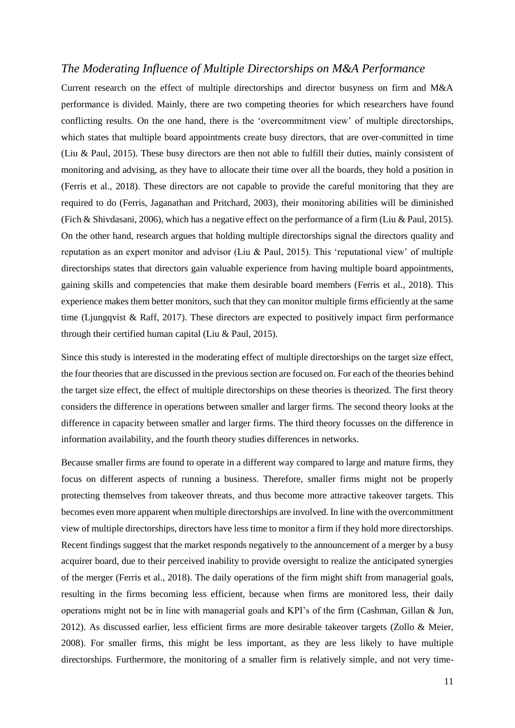## *The Moderating Influence of Multiple Directorships on M&A Performance*

Current research on the effect of multiple directorships and director busyness on firm and M&A performance is divided. Mainly, there are two competing theories for which researchers have found conflicting results. On the one hand, there is the 'overcommitment view' of multiple directorships, which states that multiple board appointments create busy directors, that are over-committed in time (Liu & Paul, 2015). These busy directors are then not able to fulfill their duties, mainly consistent of monitoring and advising, as they have to allocate their time over all the boards, they hold a position in (Ferris et al., 2018). These directors are not capable to provide the careful monitoring that they are required to do (Ferris, Jaganathan and Pritchard, 2003), their monitoring abilities will be diminished (Fich & Shivdasani, 2006), which has a negative effect on the performance of a firm (Liu & Paul, 2015). On the other hand, research argues that holding multiple directorships signal the directors quality and reputation as an expert monitor and advisor (Liu & Paul, 2015). This 'reputational view' of multiple directorships states that directors gain valuable experience from having multiple board appointments, gaining skills and competencies that make them desirable board members (Ferris et al., 2018). This experience makes them better monitors, such that they can monitor multiple firms efficiently at the same time (Ljungqvist & Raff, 2017). These directors are expected to positively impact firm performance through their certified human capital (Liu & Paul, 2015).

Since this study is interested in the moderating effect of multiple directorships on the target size effect, the four theories that are discussed in the previous section are focused on. For each of the theories behind the target size effect, the effect of multiple directorships on these theories is theorized. The first theory considers the difference in operations between smaller and larger firms. The second theory looks at the difference in capacity between smaller and larger firms. The third theory focusses on the difference in information availability, and the fourth theory studies differences in networks.

Because smaller firms are found to operate in a different way compared to large and mature firms, they focus on different aspects of running a business. Therefore, smaller firms might not be properly protecting themselves from takeover threats, and thus become more attractive takeover targets. This becomes even more apparent when multiple directorships are involved. In line with the overcommitment view of multiple directorships, directors have less time to monitor a firm if they hold more directorships. Recent findings suggest that the market responds negatively to the announcement of a merger by a busy acquirer board, due to their perceived inability to provide oversight to realize the anticipated synergies of the merger (Ferris et al., 2018). The daily operations of the firm might shift from managerial goals, resulting in the firms becoming less efficient, because when firms are monitored less, their daily operations might not be in line with managerial goals and KPI's of the firm (Cashman, Gillan & Jun, 2012). As discussed earlier, less efficient firms are more desirable takeover targets (Zollo & Meier, 2008). For smaller firms, this might be less important, as they are less likely to have multiple directorships. Furthermore, the monitoring of a smaller firm is relatively simple, and not very time-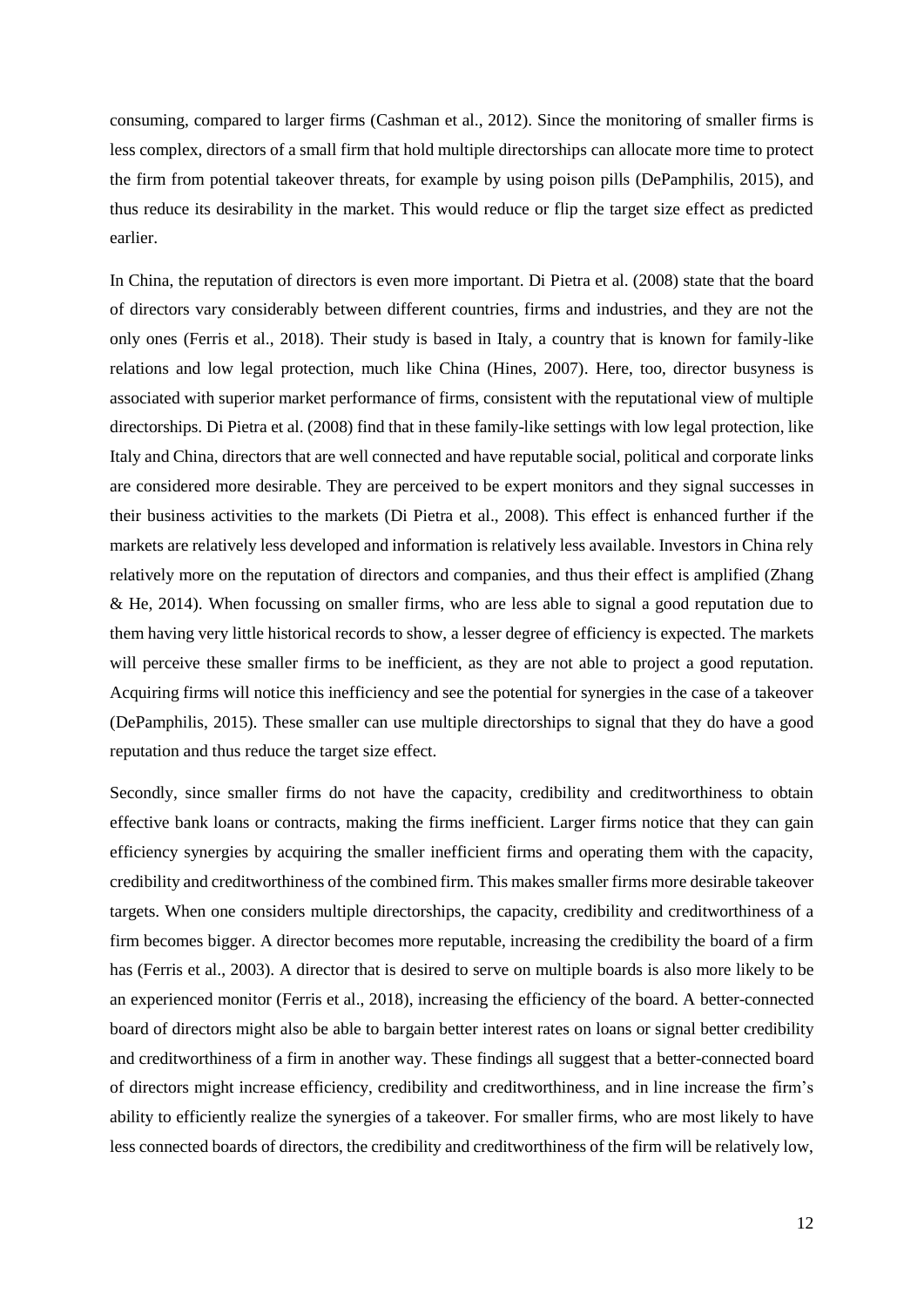consuming, compared to larger firms (Cashman et al., 2012). Since the monitoring of smaller firms is less complex, directors of a small firm that hold multiple directorships can allocate more time to protect the firm from potential takeover threats, for example by using poison pills (DePamphilis, 2015), and thus reduce its desirability in the market. This would reduce or flip the target size effect as predicted earlier.

In China, the reputation of directors is even more important. Di Pietra et al. (2008) state that the board of directors vary considerably between different countries, firms and industries, and they are not the only ones (Ferris et al., 2018). Their study is based in Italy, a country that is known for family-like relations and low legal protection, much like China (Hines, 2007). Here, too, director busyness is associated with superior market performance of firms, consistent with the reputational view of multiple directorships. Di Pietra et al. (2008) find that in these family-like settings with low legal protection, like Italy and China, directors that are well connected and have reputable social, political and corporate links are considered more desirable. They are perceived to be expert monitors and they signal successes in their business activities to the markets (Di Pietra et al., 2008). This effect is enhanced further if the markets are relatively less developed and information is relatively less available. Investors in China rely relatively more on the reputation of directors and companies, and thus their effect is amplified (Zhang & He, 2014). When focussing on smaller firms, who are less able to signal a good reputation due to them having very little historical records to show, a lesser degree of efficiency is expected. The markets will perceive these smaller firms to be inefficient, as they are not able to project a good reputation. Acquiring firms will notice this inefficiency and see the potential for synergies in the case of a takeover (DePamphilis, 2015). These smaller can use multiple directorships to signal that they do have a good reputation and thus reduce the target size effect.

Secondly, since smaller firms do not have the capacity, credibility and creditworthiness to obtain effective bank loans or contracts, making the firms inefficient. Larger firms notice that they can gain efficiency synergies by acquiring the smaller inefficient firms and operating them with the capacity, credibility and creditworthiness of the combined firm. This makes smaller firms more desirable takeover targets. When one considers multiple directorships, the capacity, credibility and creditworthiness of a firm becomes bigger. A director becomes more reputable, increasing the credibility the board of a firm has (Ferris et al., 2003). A director that is desired to serve on multiple boards is also more likely to be an experienced monitor (Ferris et al., 2018), increasing the efficiency of the board. A better-connected board of directors might also be able to bargain better interest rates on loans or signal better credibility and creditworthiness of a firm in another way. These findings all suggest that a better-connected board of directors might increase efficiency, credibility and creditworthiness, and in line increase the firm's ability to efficiently realize the synergies of a takeover. For smaller firms, who are most likely to have less connected boards of directors, the credibility and creditworthiness of the firm will be relatively low,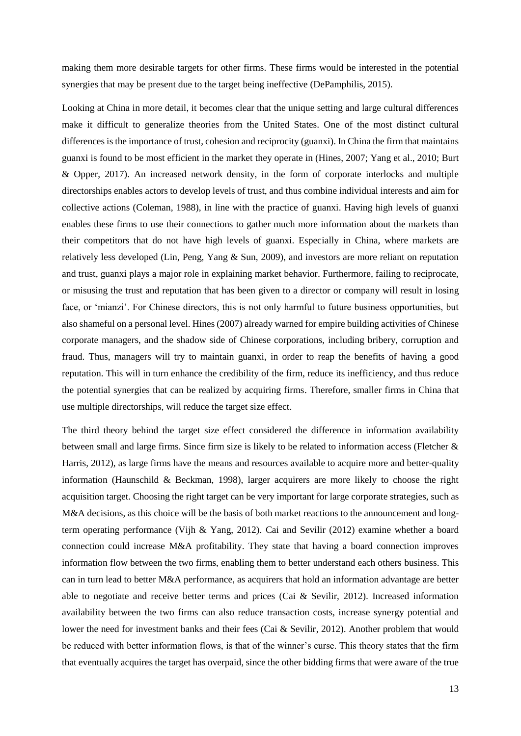making them more desirable targets for other firms. These firms would be interested in the potential synergies that may be present due to the target being ineffective (DePamphilis, 2015).

Looking at China in more detail, it becomes clear that the unique setting and large cultural differences make it difficult to generalize theories from the United States. One of the most distinct cultural differences is the importance of trust, cohesion and reciprocity (guanxi). In China the firm that maintains guanxi is found to be most efficient in the market they operate in (Hines, 2007; Yang et al., 2010; Burt & Opper, 2017). An increased network density, in the form of corporate interlocks and multiple directorships enables actors to develop levels of trust, and thus combine individual interests and aim for collective actions (Coleman, 1988), in line with the practice of guanxi. Having high levels of guanxi enables these firms to use their connections to gather much more information about the markets than their competitors that do not have high levels of guanxi. Especially in China, where markets are relatively less developed (Lin, Peng, Yang & Sun, 2009), and investors are more reliant on reputation and trust, guanxi plays a major role in explaining market behavior. Furthermore, failing to reciprocate, or misusing the trust and reputation that has been given to a director or company will result in losing face, or 'mianzi'. For Chinese directors, this is not only harmful to future business opportunities, but also shameful on a personal level. Hines (2007) already warned for empire building activities of Chinese corporate managers, and the shadow side of Chinese corporations, including bribery, corruption and fraud. Thus, managers will try to maintain guanxi, in order to reap the benefits of having a good reputation. This will in turn enhance the credibility of the firm, reduce its inefficiency, and thus reduce the potential synergies that can be realized by acquiring firms. Therefore, smaller firms in China that use multiple directorships, will reduce the target size effect.

The third theory behind the target size effect considered the difference in information availability between small and large firms. Since firm size is likely to be related to information access (Fletcher & Harris, 2012), as large firms have the means and resources available to acquire more and better-quality information (Haunschild & Beckman, 1998), larger acquirers are more likely to choose the right acquisition target. Choosing the right target can be very important for large corporate strategies, such as M&A decisions, as this choice will be the basis of both market reactions to the announcement and long-term operating performance (Vijh & Yang, 2012). Cai and Sevilir (2012) examine whether a board connection could increase M&A profitability. They state that having a board connection improves information flow between the two firms, enabling them to better understand each others business. This can in turn lead to better M&A performance, as acquirers that hold an information advantage are better able to negotiate and receive better terms and prices (Cai & Sevilir, 2012). Increased information availability between the two firms can also reduce transaction costs, increase synergy potential and lower the need for investment banks and their fees (Cai & Sevilir, 2012). Another problem that would be reduced with better information flows, is that of the winner's curse. This theory states that the firm that eventually acquires the target has overpaid, since the other bidding firms that were aware of the true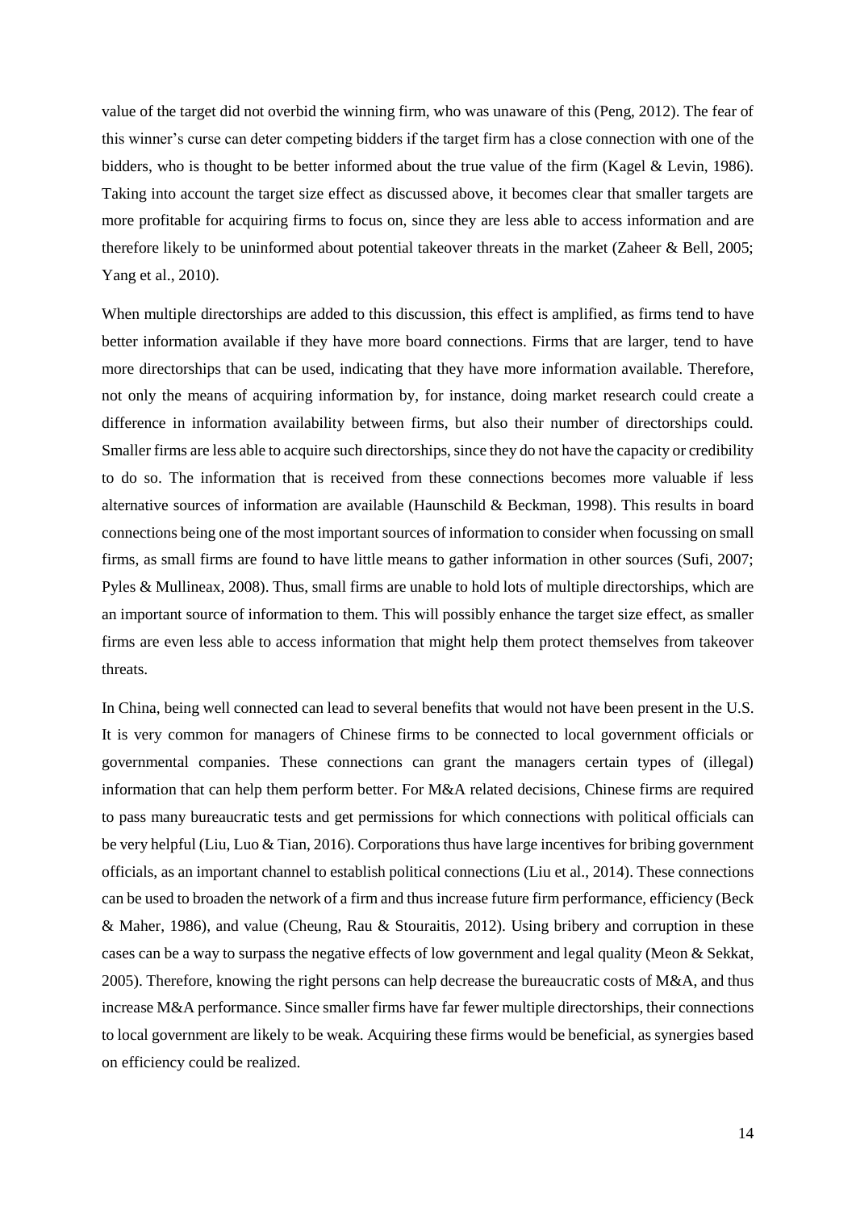value of the target did not overbid the winning firm, who was unaware of this (Peng, 2012). The fear of this winner's curse can deter competing bidders if the target firm has a close connection with one of the bidders, who is thought to be better informed about the true value of the firm (Kagel & Levin, 1986). Taking into account the target size effect as discussed above, it becomes clear that smaller targets are more profitable for acquiring firms to focus on, since they are less able to access information and are therefore likely to be uninformed about potential takeover threats in the market (Zaheer & Bell, 2005; Yang et al., 2010).

When multiple directorships are added to this discussion, this effect is amplified, as firms tend to have better information available if they have more board connections. Firms that are larger, tend to have more directorships that can be used, indicating that they have more information available. Therefore, not only the means of acquiring information by, for instance, doing market research could create a difference in information availability between firms, but also their number of directorships could. Smaller firms are less able to acquire such directorships, since they do not have the capacity or credibility to do so. The information that is received from these connections becomes more valuable if less alternative sources of information are available (Haunschild & Beckman, 1998). This results in board connections being one of the most important sources of information to consider when focussing on small firms, as small firms are found to have little means to gather information in other sources (Sufi, 2007; Pyles & Mullineax, 2008). Thus, small firms are unable to hold lots of multiple directorships, which are an important source of information to them. This will possibly enhance the target size effect, as smaller firms are even less able to access information that might help them protect themselves from takeover threats.

In China, being well connected can lead to several benefits that would not have been present in the U.S. It is very common for managers of Chinese firms to be connected to local government officials or governmental companies. These connections can grant the managers certain types of (illegal) information that can help them perform better. For M&A related decisions, Chinese firms are required to pass many bureaucratic tests and get permissions for which connections with political officials can be very helpful (Liu, Luo & Tian, 2016). Corporations thus have large incentives for bribing government officials, as an important channel to establish political connections (Liu et al., 2014). These connections can be used to broaden the network of a firm and thus increase future firm performance, efficiency (Beck & Maher, 1986), and value (Cheung, Rau & Stouraitis, 2012). Using bribery and corruption in these cases can be a way to surpass the negative effects of low government and legal quality (Meon & Sekkat, 2005). Therefore, knowing the right persons can help decrease the bureaucratic costs of M&A, and thus increase M&A performance. Since smaller firms have far fewer multiple directorships, their connections to local government are likely to be weak. Acquiring these firms would be beneficial, as synergies based on efficiency could be realized.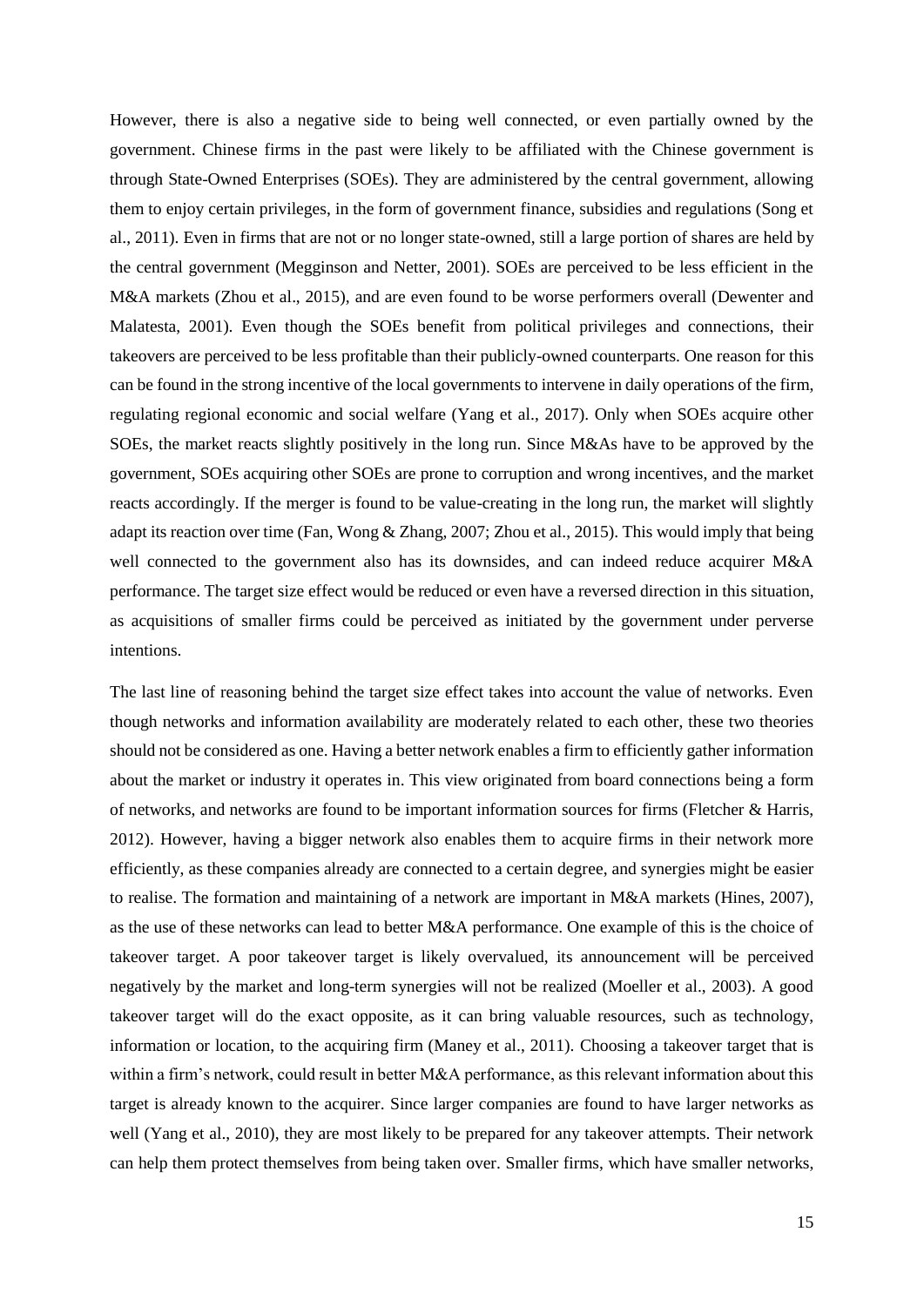However, there is also a negative side to being well connected, or even partially owned by the government. Chinese firms in the past were likely to be affiliated with the Chinese government is through State-Owned Enterprises (SOEs). They are administered by the central government, allowing them to enjoy certain privileges, in the form of government finance, subsidies and regulations (Song et al., 2011). Even in firms that are not or no longer state-owned, still a large portion of shares are held by the central government (Megginson and Netter, 2001). SOEs are perceived to be less efficient in the M&A markets (Zhou et al., 2015), and are even found to be worse performers overall (Dewenter and Malatesta, 2001). Even though the SOEs benefit from political privileges and connections, their takeovers are perceived to be less profitable than their publicly-owned counterparts. One reason for this can be found in the strong incentive of the local governments to intervene in daily operations of the firm, regulating regional economic and social welfare (Yang et al., 2017). Only when SOEs acquire other SOEs, the market reacts slightly positively in the long run. Since M&As have to be approved by the government, SOEs acquiring other SOEs are prone to corruption and wrong incentives, and the market reacts accordingly. If the merger is found to be value-creating in the long run, the market will slightly adapt its reaction over time (Fan, Wong & Zhang, 2007; Zhou et al., 2015). This would imply that being well connected to the government also has its downsides, and can indeed reduce acquirer M&A performance. The target size effect would be reduced or even have a reversed direction in this situation, as acquisitions of smaller firms could be perceived as initiated by the government under perverse intentions.

The last line of reasoning behind the target size effect takes into account the value of networks. Even though networks and information availability are moderately related to each other, these two theories should not be considered as one. Having a better network enables a firm to efficiently gather information about the market or industry it operates in. This view originated from board connections being a form of networks, and networks are found to be important information sources for firms (Fletcher & Harris, 2012). However, having a bigger network also enables them to acquire firms in their network more efficiently, as these companies already are connected to a certain degree, and synergies might be easier to realise. The formation and maintaining of a network are important in M&A markets (Hines, 2007), as the use of these networks can lead to better M&A performance. One example of this is the choice of takeover target. A poor takeover target is likely overvalued, its announcement will be perceived negatively by the market and long-term synergies will not be realized (Moeller et al., 2003). A good takeover target will do the exact opposite, as it can bring valuable resources, such as technology, information or location, to the acquiring firm (Maney et al., 2011). Choosing a takeover target that is within a firm's network, could result in better M&A performance, as this relevant information about this target is already known to the acquirer. Since larger companies are found to have larger networks as well (Yang et al., 2010), they are most likely to be prepared for any takeover attempts. Their network can help them protect themselves from being taken over. Smaller firms, which have smaller networks,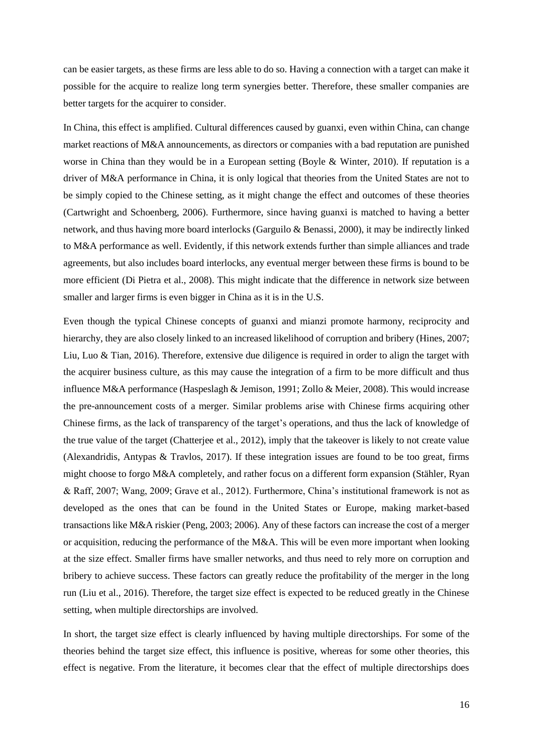can be easier targets, as these firms are less able to do so. Having a connection with a target can make it possible for the acquire to realize long term synergies better. Therefore, these smaller companies are better targets for the acquirer to consider.

In China, this effect is amplified. Cultural differences caused by guanxi, even within China, can change market reactions of M&A announcements, as directors or companies with a bad reputation are punished worse in China than they would be in a European setting (Boyle & Winter, 2010). If reputation is a driver of M&A performance in China, it is only logical that theories from the United States are not to be simply copied to the Chinese setting, as it might change the effect and outcomes of these theories (Cartwright and Schoenberg, 2006). Furthermore, since having guanxi is matched to having a better network, and thus having more board interlocks (Garguilo & Benassi, 2000), it may be indirectly linked to M&A performance as well. Evidently, if this network extends further than simple alliances and trade agreements, but also includes board interlocks, any eventual merger between these firms is bound to be more efficient (Di Pietra et al., 2008). This might indicate that the difference in network size between smaller and larger firms is even bigger in China as it is in the U.S.

Even though the typical Chinese concepts of guanxi and mianzi promote harmony, reciprocity and hierarchy, they are also closely linked to an increased likelihood of corruption and bribery (Hines, 2007; Liu, Luo & Tian, 2016). Therefore, extensive due diligence is required in order to align the target with the acquirer business culture, as this may cause the integration of a firm to be more difficult and thus influence M&A performance (Haspeslagh & Jemison, 1991; Zollo & Meier, 2008). This would increase the pre-announcement costs of a merger. Similar problems arise with Chinese firms acquiring other Chinese firms, as the lack of transparency of the target's operations, and thus the lack of knowledge of the true value of the target (Chatterjee et al., 2012), imply that the takeover is likely to not create value (Alexandridis, Antypas & Travlos, 2017). If these integration issues are found to be too great, firms might choose to forgo M&A completely, and rather focus on a different form expansion (Stähler, Ryan & Raff, 2007; Wang, 2009; Grave et al., 2012). Furthermore, China's institutional framework is not as developed as the ones that can be found in the United States or Europe, making market-based transactions like M&A riskier (Peng, 2003; 2006). Any of these factors can increase the cost of a merger or acquisition, reducing the performance of the M&A. This will be even more important when looking at the size effect. Smaller firms have smaller networks, and thus need to rely more on corruption and bribery to achieve success. These factors can greatly reduce the profitability of the merger in the long run (Liu et al., 2016). Therefore, the target size effect is expected to be reduced greatly in the Chinese setting, when multiple directorships are involved.

In short, the target size effect is clearly influenced by having multiple directorships. For some of the theories behind the target size effect, this influence is positive, whereas for some other theories, this effect is negative. From the literature, it becomes clear that the effect of multiple directorships does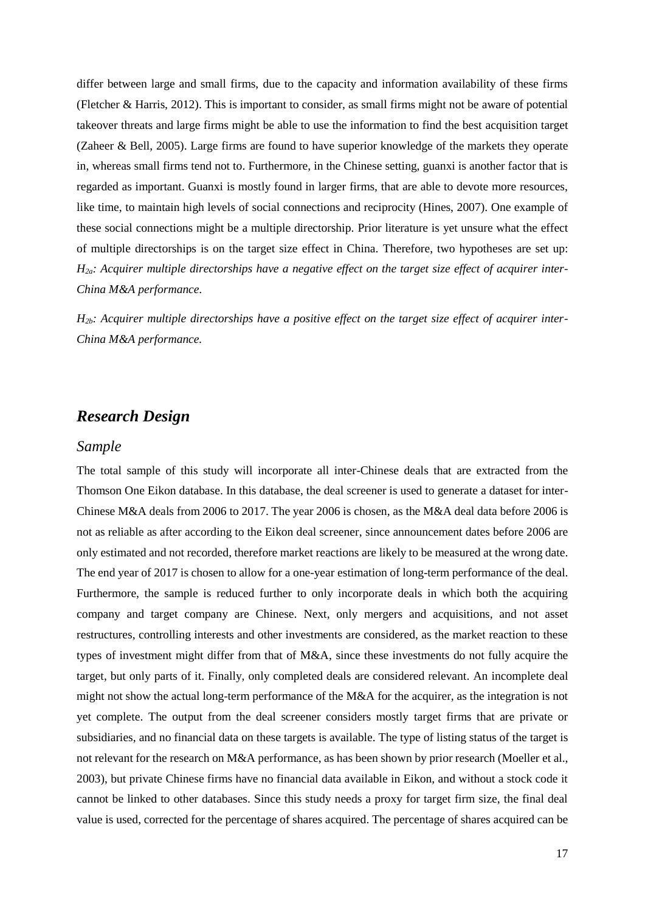differ between large and small firms, due to the capacity and information availability of these firms (Fletcher & Harris, 2012). This is important to consider, as small firms might not be aware of potential takeover threats and large firms might be able to use the information to find the best acquisition target (Zaheer & Bell, 2005). Large firms are found to have superior knowledge of the markets they operate in, whereas small firms tend not to. Furthermore, in the Chinese setting, guanxi is another factor that is regarded as important. Guanxi is mostly found in larger firms, that are able to devote more resources, like time, to maintain high levels of social connections and reciprocity (Hines, 2007). One example of these social connections might be a multiple directorship. Prior literature is yet unsure what the effect of multiple directorships is on the target size effect in China. Therefore, two hypotheses are set up: *$H_{2a}$: Acquirer multiple directorships have a negative effect on the target size effect of acquirer inter-China M&A performance.*

*$H_{2b}$: Acquirer multiple directorships have a positive effect on the target size effect of acquirer inter-China M&A performance.*

## *Research Design*

### *Sample*

The total sample of this study will incorporate all inter-Chinese deals that are extracted from the Thomson One Eikon database. In this database, the deal screener is used to generate a dataset for inter-Chinese M&A deals from 2006 to 2017. The year 2006 is chosen, as the M&A deal data before 2006 is not as reliable as after according to the Eikon deal screener, since announcement dates before 2006 are only estimated and not recorded, therefore market reactions are likely to be measured at the wrong date. The end year of 2017 is chosen to allow for a one-year estimation of long-term performance of the deal. Furthermore, the sample is reduced further to only incorporate deals in which both the acquiring company and target company are Chinese. Next, only mergers and acquisitions, and not asset restructures, controlling interests and other investments are considered, as the market reaction to these types of investment might differ from that of M&A, since these investments do not fully acquire the target, but only parts of it. Finally, only completed deals are considered relevant. An incomplete deal might not show the actual long-term performance of the M&A for the acquirer, as the integration is not yet complete. The output from the deal screener considers mostly target firms that are private or subsidiaries, and no financial data on these targets is available. The type of listing status of the target is not relevant for the research on M&A performance, as has been shown by prior research (Moeller et al., 2003), but private Chinese firms have no financial data available in Eikon, and without a stock code it cannot be linked to other databases. Since this study needs a proxy for target firm size, the final deal value is used, corrected for the percentage of shares acquired. The percentage of shares acquired can be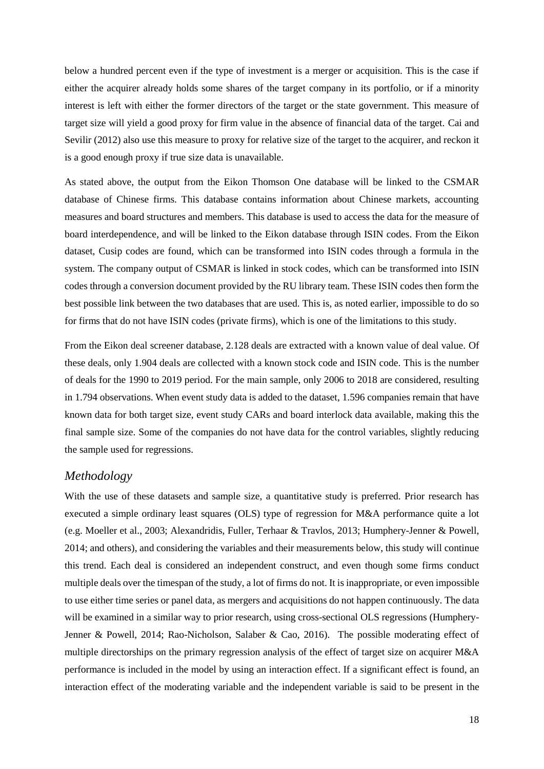below a hundred percent even if the type of investment is a merger or acquisition. This is the case if either the acquirer already holds some shares of the target company in its portfolio, or if a minority interest is left with either the former directors of the target or the state government. This measure of target size will yield a good proxy for firm value in the absence of financial data of the target. Cai and Sevilir (2012) also use this measure to proxy for relative size of the target to the acquirer, and reckon it is a good enough proxy if true size data is unavailable.

As stated above, the output from the Eikon Thomson One database will be linked to the CSMAR database of Chinese firms. This database contains information about Chinese markets, accounting measures and board structures and members. This database is used to access the data for the measure of board interdependence, and will be linked to the Eikon database through ISIN codes. From the Eikon dataset, Cusip codes are found, which can be transformed into ISIN codes through a formula in the system. The company output of CSMAR is linked in stock codes, which can be transformed into ISIN codes through a conversion document provided by the RU library team. These ISIN codes then form the best possible link between the two databases that are used. This is, as noted earlier, impossible to do so for firms that do not have ISIN codes (private firms), which is one of the limitations to this study.

From the Eikon deal screener database, 2.128 deals are extracted with a known value of deal value. Of these deals, only 1.904 deals are collected with a known stock code and ISIN code. This is the number of deals for the 1990 to 2019 period. For the main sample, only 2006 to 2018 are considered, resulting in 1.794 observations. When event study data is added to the dataset, 1.596 companies remain that have known data for both target size, event study CARs and board interlock data available, making this the final sample size. Some of the companies do not have data for the control variables, slightly reducing the sample used for regressions.

## *Methodology*

With the use of these datasets and sample size, a quantitative study is preferred. Prior research has executed a simple ordinary least squares (OLS) type of regression for M&A performance quite a lot (e.g. Moeller et al., 2003; Alexandridis, Fuller, Terhaar & Travlos, 2013; Humphery-Jenner & Powell, 2014; and others), and considering the variables and their measurements below, this study will continue this trend. Each deal is considered an independent construct, and even though some firms conduct multiple deals over the timespan of the study, a lot of firms do not. It is inappropriate, or even impossible to use either time series or panel data, as mergers and acquisitions do not happen continuously. The data will be examined in a similar way to prior research, using cross-sectional OLS regressions (Humphery-Jenner & Powell, 2014; Rao-Nicholson, Salaber & Cao, 2016). The possible moderating effect of multiple directorships on the primary regression analysis of the effect of target size on acquirer M&A performance is included in the model by using an interaction effect. If a significant effect is found, an interaction effect of the moderating variable and the independent variable is said to be present in the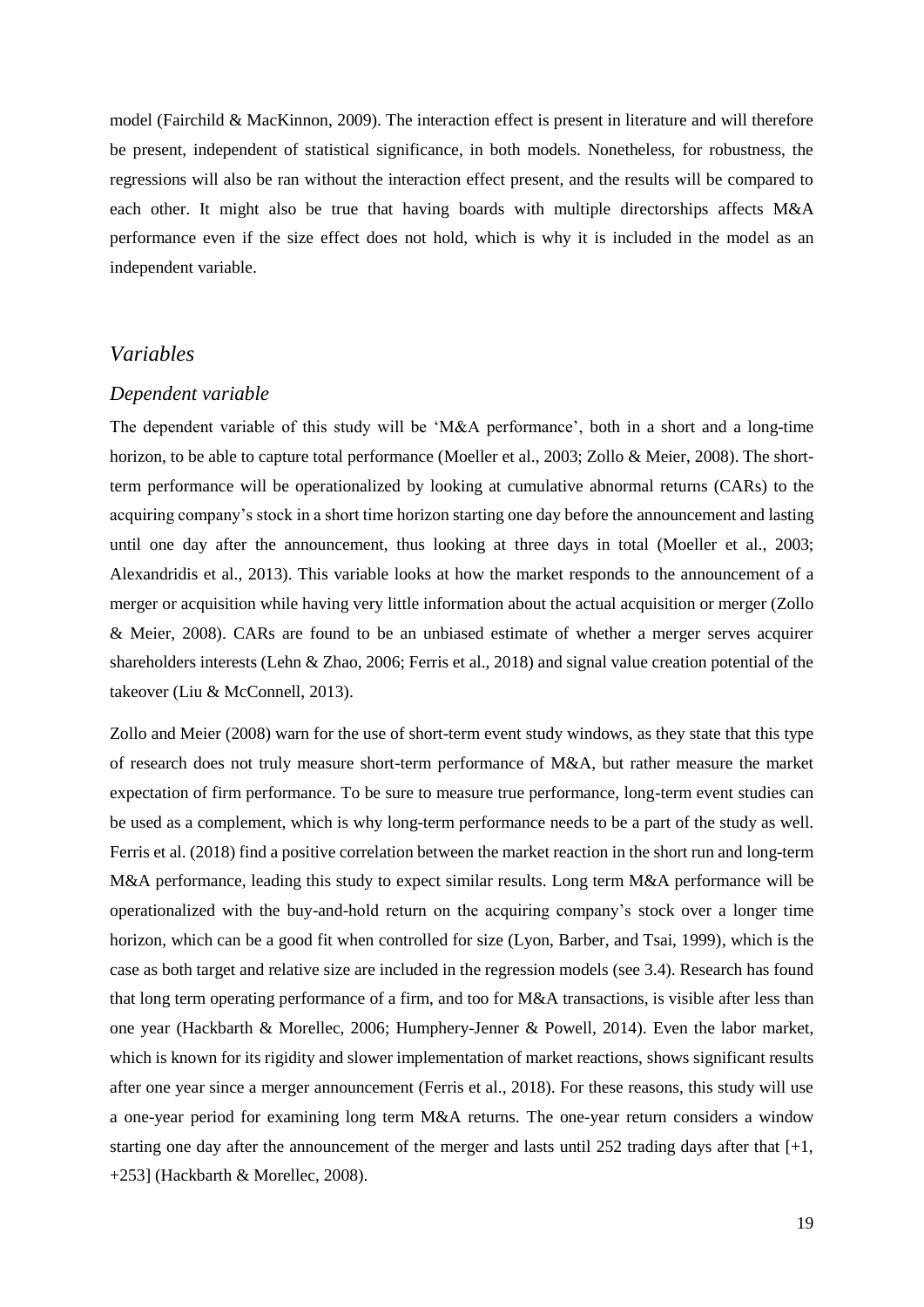model (Fairchild & MacKinnon, 2009). The interaction effect is present in literature and will therefore be present, independent of statistical significance, in both models. Nonetheless, for robustness, the regressions will also be ran without the interaction effect present, and the results will be compared to each other. It might also be true that having boards with multiple directorships affects M&A performance even if the size effect does not hold, which is why it is included in the model as an independent variable.

## *Variables*

### *Dependent variable*

The dependent variable of this study will be 'M&A performance', both in a short and a long-time horizon, to be able to capture total performance (Moeller et al., 2003; Zollo & Meier, 2008). The short-term performance will be operationalized by looking at cumulative abnormal returns (CARs) to the acquiring company's stock in a short time horizon starting one day before the announcement and lasting until one day after the announcement, thus looking at three days in total (Moeller et al., 2003; Alexandridis et al., 2013). This variable looks at how the market responds to the announcement of a merger or acquisition while having very little information about the actual acquisition or merger (Zollo & Meier, 2008). CARs are found to be an unbiased estimate of whether a merger serves acquirer shareholders interests (Lehn & Zhao, 2006; Ferris et al., 2018) and signal value creation potential of the takeover (Liu & McConnell, 2013).

Zollo and Meier (2008) warn for the use of short-term event study windows, as they state that this type of research does not truly measure short-term performance of M&A, but rather measure the market expectation of firm performance. To be sure to measure true performance, long-term event studies can be used as a complement, which is why long-term performance needs to be a part of the study as well. Ferris et al. (2018) find a positive correlation between the market reaction in the short run and long-term M&A performance, leading this study to expect similar results. Long term M&A performance will be operationalized with the buy-and-hold return on the acquiring company's stock over a longer time horizon, which can be a good fit when controlled for size (Lyon, Barber, and Tsai, 1999), which is the case as both target and relative size are included in the regression models (see 3.4). Research has found that long term operating performance of a firm, and too for M&A transactions, is visible after less than one year (Hackbarth & Morellec, 2006; Humphery-Jenner & Powell, 2014). Even the labor market, which is known for its rigidity and slower implementation of market reactions, shows significant results after one year since a merger announcement (Ferris et al., 2018). For these reasons, this study will use a one-year period for examining long term M&A returns. The one-year return considers a window starting one day after the announcement of the merger and lasts until 252 trading days after that [+1, +253] (Hackbarth & Morellec, 2008).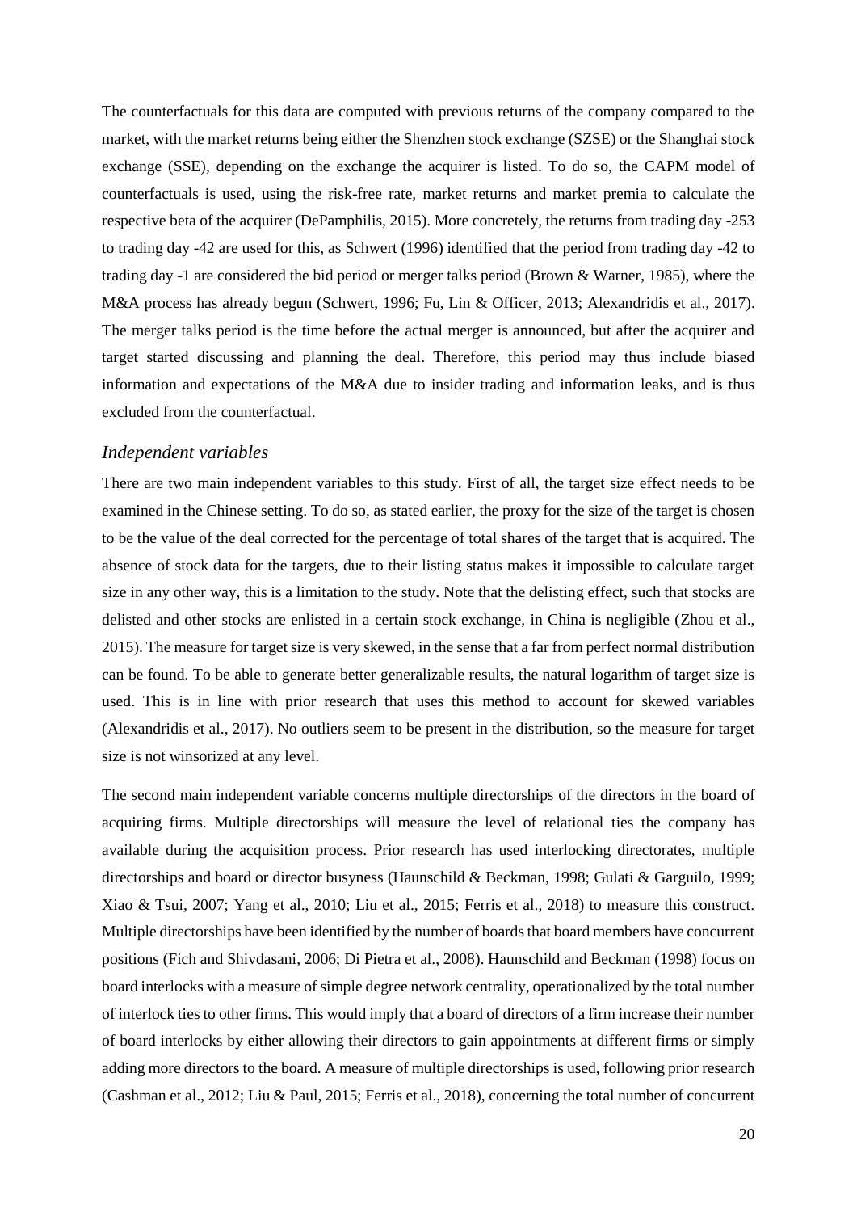The counterfactuals for this data are computed with previous returns of the company compared to the market, with the market returns being either the Shenzhen stock exchange (SZSE) or the Shanghai stock exchange (SSE), depending on the exchange the acquirer is listed. To do so, the CAPM model of counterfactuals is used, using the risk-free rate, market returns and market premia to calculate the respective beta of the acquirer (DePamphilis, 2015). More concretely, the returns from trading day -253 to trading day -42 are used for this, as Schwert (1996) identified that the period from trading day -42 to trading day -1 are considered the bid period or merger talks period (Brown & Warner, 1985), where the M&A process has already begun (Schwert, 1996; Fu, Lin & Officer, 2013; Alexandridis et al., 2017). The merger talks period is the time before the actual merger is announced, but after the acquirer and target started discussing and planning the deal. Therefore, this period may thus include biased information and expectations of the M&A due to insider trading and information leaks, and is thus excluded from the counterfactual.

### *Independent variables*

There are two main independent variables to this study. First of all, the target size effect needs to be examined in the Chinese setting. To do so, as stated earlier, the proxy for the size of the target is chosen to be the value of the deal corrected for the percentage of total shares of the target that is acquired. The absence of stock data for the targets, due to their listing status makes it impossible to calculate target size in any other way, this is a limitation to the study. Note that the delisting effect, such that stocks are delisted and other stocks are enlisted in a certain stock exchange, in China is negligible (Zhou et al., 2015). The measure for target size is very skewed, in the sense that a far from perfect normal distribution can be found. To be able to generate better generalizable results, the natural logarithm of target size is used. This is in line with prior research that uses this method to account for skewed variables (Alexandridis et al., 2017). No outliers seem to be present in the distribution, so the measure for target size is not winsorized at any level.

The second main independent variable concerns multiple directorships of the directors in the board of acquiring firms. Multiple directorships will measure the level of relational ties the company has available during the acquisition process. Prior research has used interlocking directorates, multiple directorships and board or director busyness (Haunschild & Beckman, 1998; Gulati & Garguilo, 1999; Xiao & Tsui, 2007; Yang et al., 2010; Liu et al., 2015; Ferris et al., 2018) to measure this construct. Multiple directorships have been identified by the number of boards that board members have concurrent positions (Fich and Shivdasani, 2006; Di Pietra et al., 2008). Haunschild and Beckman (1998) focus on board interlocks with a measure of simple degree network centrality, operationalized by the total number of interlock ties to other firms. This would imply that a board of directors of a firm increase their number of board interlocks by either allowing their directors to gain appointments at different firms or simply adding more directors to the board. A measure of multiple directorships is used, following prior research (Cashman et al., 2012; Liu & Paul, 2015; Ferris et al., 2018), concerning the total number of concurrent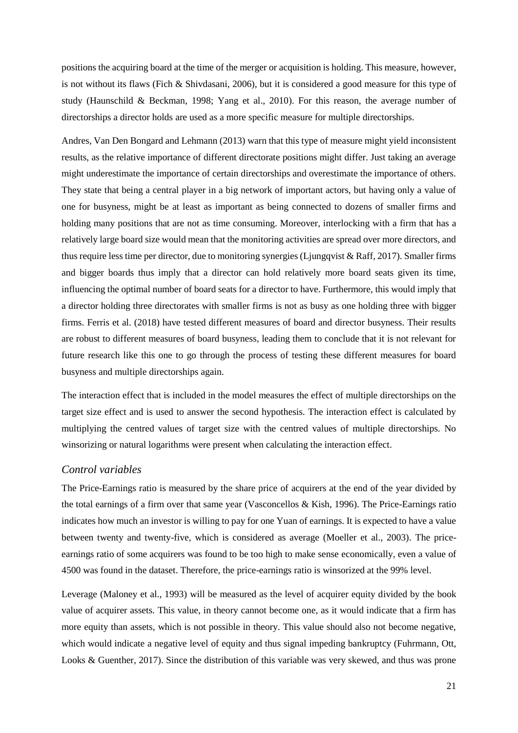positions the acquiring board at the time of the merger or acquisition is holding. This measure, however, is not without its flaws (Fich & Shivdasani, 2006), but it is considered a good measure for this type of study (Haunschild & Beckman, 1998; Yang et al., 2010). For this reason, the average number of directorships a director holds are used as a more specific measure for multiple directorships.

Andres, Van Den Bongard and Lehmann (2013) warn that this type of measure might yield inconsistent results, as the relative importance of different directorate positions might differ. Just taking an average might underestimate the importance of certain directorships and overestimate the importance of others. They state that being a central player in a big network of important actors, but having only a value of one for busyness, might be at least as important as being connected to dozens of smaller firms and holding many positions that are not as time consuming. Moreover, interlocking with a firm that has a relatively large board size would mean that the monitoring activities are spread over more directors, and thus require less time per director, due to monitoring synergies (Ljungqvist & Raff, 2017). Smaller firms and bigger boards thus imply that a director can hold relatively more board seats given its time, influencing the optimal number of board seats for a director to have. Furthermore, this would imply that a director holding three directorates with smaller firms is not as busy as one holding three with bigger firms. Ferris et al. (2018) have tested different measures of board and director busyness. Their results are robust to different measures of board busyness, leading them to conclude that it is not relevant for future research like this one to go through the process of testing these different measures for board busyness and multiple directorships again.

The interaction effect that is included in the model measures the effect of multiple directorships on the target size effect and is used to answer the second hypothesis. The interaction effect is calculated by multiplying the centred values of target size with the centred values of multiple directorships. No winsorizing or natural logarithms were present when calculating the interaction effect.

### *Control variables*

The Price-Earnings ratio is measured by the share price of acquirers at the end of the year divided by the total earnings of a firm over that same year (Vasconcellos & Kish, 1996). The Price-Earnings ratio indicates how much an investor is willing to pay for one Yuan of earnings. It is expected to have a value between twenty and twenty-five, which is considered as average (Moeller et al., 2003). The price-earnings ratio of some acquirers was found to be too high to make sense economically, even a value of 4500 was found in the dataset. Therefore, the price-earnings ratio is winsorized at the 99% level.

Leverage (Maloney et al., 1993) will be measured as the level of acquirer equity divided by the book value of acquirer assets. This value, in theory cannot become one, as it would indicate that a firm has more equity than assets, which is not possible in theory. This value should also not become negative, which would indicate a negative level of equity and thus signal impeding bankruptcy (Fuhrmann, Ott, Looks & Guenther, 2017). Since the distribution of this variable was very skewed, and thus was prone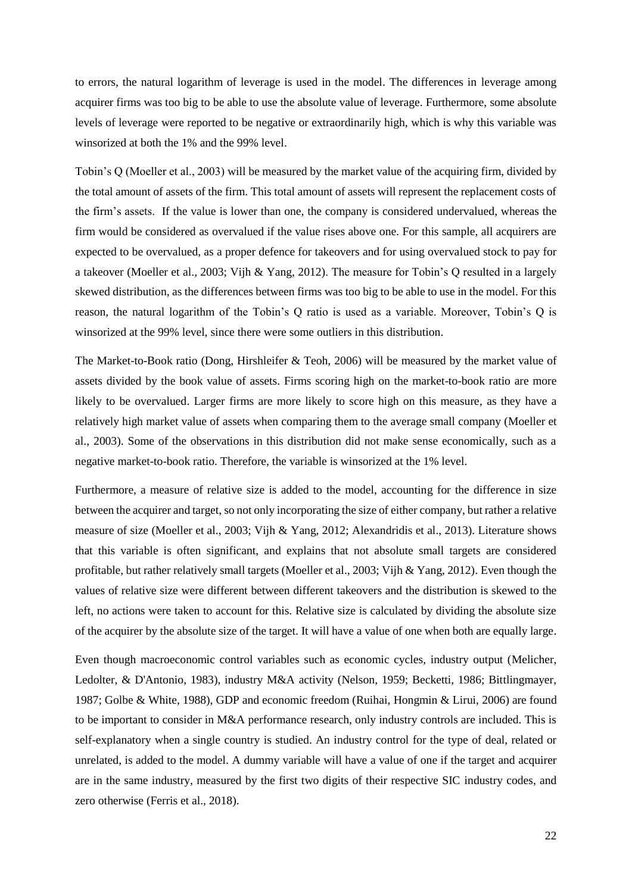to errors, the natural logarithm of leverage is used in the model. The differences in leverage among acquirer firms was too big to be able to use the absolute value of leverage. Furthermore, some absolute levels of leverage were reported to be negative or extraordinarily high, which is why this variable was winsorized at both the 1% and the 99% level.

Tobin's Q (Moeller et al., 2003) will be measured by the market value of the acquiring firm, divided by the total amount of assets of the firm. This total amount of assets will represent the replacement costs of the firm's assets. If the value is lower than one, the company is considered undervalued, whereas the firm would be considered as overvalued if the value rises above one. For this sample, all acquirers are expected to be overvalued, as a proper defence for takeovers and for using overvalued stock to pay for a takeover (Moeller et al., 2003; Vijh & Yang, 2012). The measure for Tobin's Q resulted in a largely skewed distribution, as the differences between firms was too big to be able to use in the model. For this reason, the natural logarithm of the Tobin's Q ratio is used as a variable. Moreover, Tobin's Q is winsorized at the 99% level, since there were some outliers in this distribution.

The Market-to-Book ratio (Dong, Hirshleifer & Teoh, 2006) will be measured by the market value of assets divided by the book value of assets. Firms scoring high on the market-to-book ratio are more likely to be overvalued. Larger firms are more likely to score high on this measure, as they have a relatively high market value of assets when comparing them to the average small company (Moeller et al., 2003). Some of the observations in this distribution did not make sense economically, such as a negative market-to-book ratio. Therefore, the variable is winsorized at the 1% level.

Furthermore, a measure of relative size is added to the model, accounting for the difference in size between the acquirer and target, so not only incorporating the size of either company, but rather a relative measure of size (Moeller et al., 2003; Vijh & Yang, 2012; Alexandridis et al., 2013). Literature shows that this variable is often significant, and explains that not absolute small targets are considered profitable, but rather relatively small targets (Moeller et al., 2003; Vijh & Yang, 2012). Even though the values of relative size were different between different takeovers and the distribution is skewed to the left, no actions were taken to account for this. Relative size is calculated by dividing the absolute size of the acquirer by the absolute size of the target. It will have a value of one when both are equally large.

Even though macroeconomic control variables such as economic cycles, industry output (Melicher, Ledolter, & D'Antonio, 1983), industry M&A activity (Nelson, 1959; Becketti, 1986; Bittlingmayer, 1987; Golbe & White, 1988), GDP and economic freedom (Ruihai, Hongmin & Lirui, 2006) are found to be important to consider in M&A performance research, only industry controls are included. This is self-explanatory when a single country is studied. An industry control for the type of deal, related or unrelated, is added to the model. A dummy variable will have a value of one if the target and acquirer are in the same industry, measured by the first two digits of their respective SIC industry codes, and zero otherwise (Ferris et al., 2018).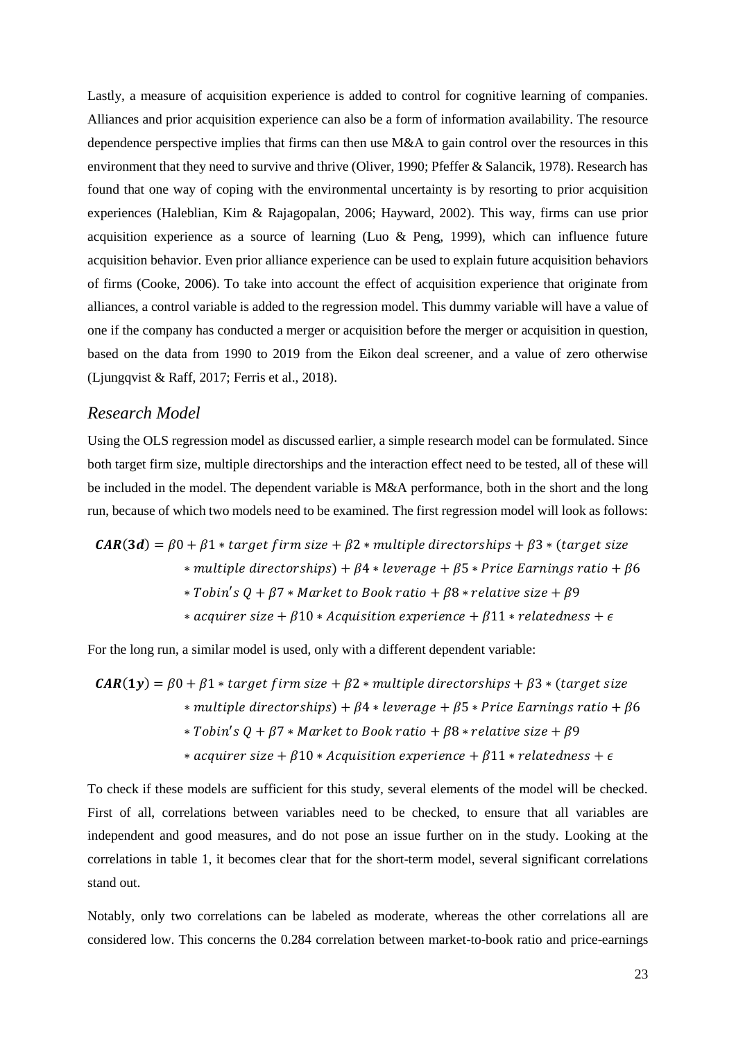Lastly, a measure of acquisition experience is added to control for cognitive learning of companies. Alliances and prior acquisition experience can also be a form of information availability. The resource dependence perspective implies that firms can then use M&A to gain control over the resources in this environment that they need to survive and thrive (Oliver, 1990; Pfeffer & Salancik, 1978). Research has found that one way of coping with the environmental uncertainty is by resorting to prior acquisition experiences (Haleblian, Kim & Rajagopalan, 2006; Hayward, 2002). This way, firms can use prior acquisition experience as a source of learning (Luo & Peng, 1999), which can influence future acquisition behavior. Even prior alliance experience can be used to explain future acquisition behaviors of firms (Cooke, 2006). To take into account the effect of acquisition experience that originate from alliances, a control variable is added to the regression model. This dummy variable will have a value of one if the company has conducted a merger or acquisition before the merger or acquisition in question, based on the data from 1990 to 2019 from the Eikon deal screener, and a value of zero otherwise (Ljungqvist & Raff, 2017; Ferris et al., 2018).

## *Research Model*

Using the OLS regression model as discussed earlier, a simple research model can be formulated. Since both target firm size, multiple directorships and the interaction effect need to be tested, all of these will be included in the model. The dependent variable is M&A performance, both in the short and the long run, because of which two models need to be examined. The first regression model will look as follows:

$$\boldsymbol{CAR(3d)} = \beta 0 + \beta 1 * target\ firm\ size + \beta 2 * multiple\ directorships + \beta 3 * (target\ size * multiple\ directorships) + \beta 4 * leverage + \beta 5 * Price\ Earnings\ ratio + \beta 6 * Tobin's\ Q + \beta 7 * Market\ to\ Book\ ratio + \beta 8 * relative\ size + \beta 9 * acquirer\ size + \beta 10 * Acquisition\ experience + \beta 11 * relatedness + \epsilon$$

For the long run, a similar model is used, only with a different dependent variable:

$$\boldsymbol{CAR(1y)} = \beta 0 + \beta 1 * target\ firm\ size + \beta 2 * multiple\ directorships + \beta 3 * (target\ size * multiple\ directorships) + \beta 4 * leverage + \beta 5 * Price\ Earnings\ ratio + \beta 6 * Tobin's\ Q + \beta 7 * Market\ to\ Book\ ratio + \beta 8 * relative\ size + \beta 9 * acquirer\ size + \beta 10 * Acquisition\ experience + \beta 11 * relatedness + \epsilon$$

To check if these models are sufficient for this study, several elements of the model will be checked. First of all, correlations between variables need to be checked, to ensure that all variables are independent and good measures, and do not pose an issue further on in the study. Looking at the correlations in table 1, it becomes clear that for the short-term model, several significant correlations stand out.

Notably, only two correlations can be labeled as moderate, whereas the other correlations all are considered low. This concerns the 0.284 correlation between market-to-book ratio and price-earnings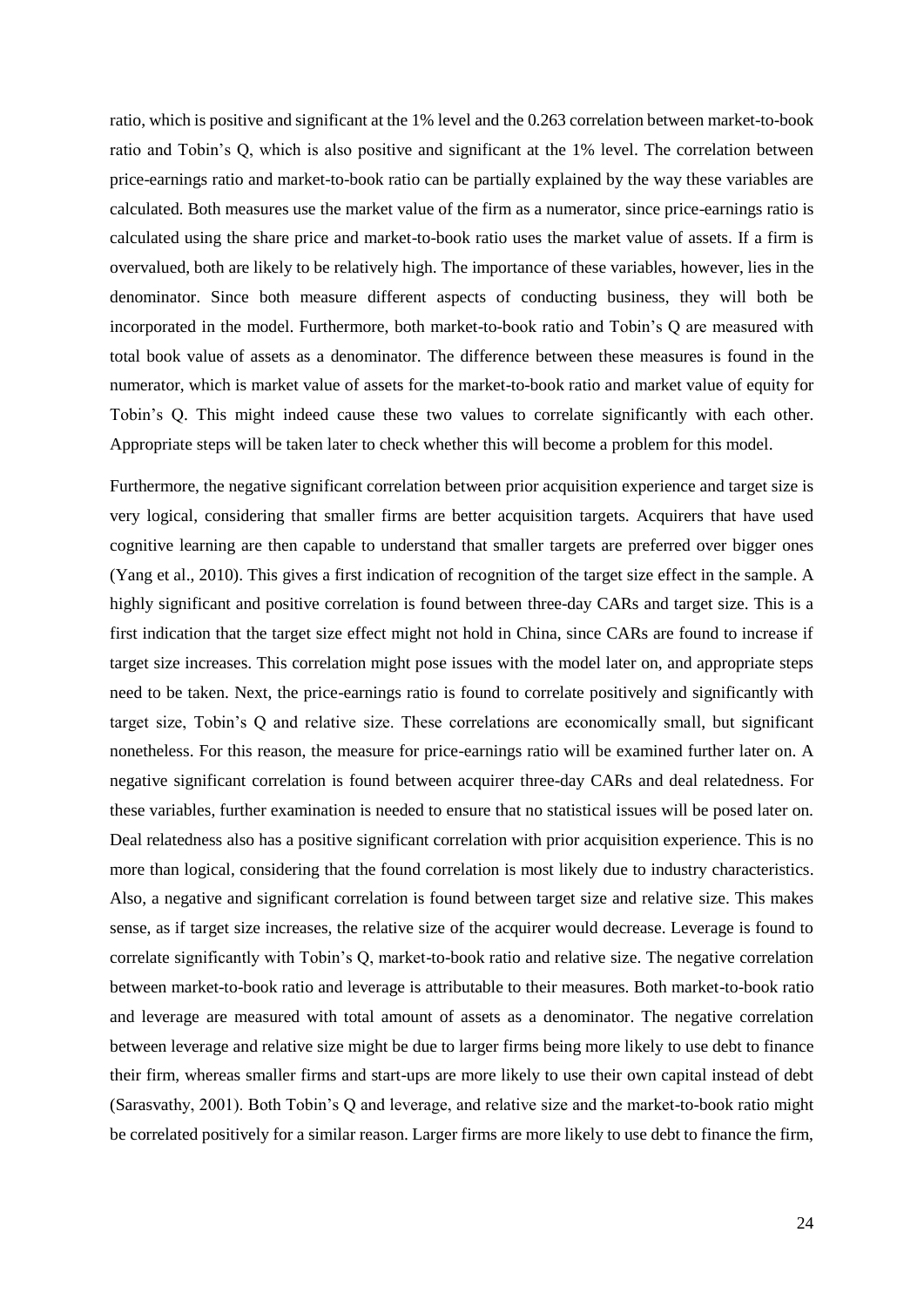ratio, which is positive and significant at the 1% level and the 0.263 correlation between market-to-book ratio and Tobin's Q, which is also positive and significant at the 1% level. The correlation between price-earnings ratio and market-to-book ratio can be partially explained by the way these variables are calculated. Both measures use the market value of the firm as a numerator, since price-earnings ratio is calculated using the share price and market-to-book ratio uses the market value of assets. If a firm is overvalued, both are likely to be relatively high. The importance of these variables, however, lies in the denominator. Since both measure different aspects of conducting business, they will both be incorporated in the model. Furthermore, both market-to-book ratio and Tobin's Q are measured with total book value of assets as a denominator. The difference between these measures is found in the numerator, which is market value of assets for the market-to-book ratio and market value of equity for Tobin's Q. This might indeed cause these two values to correlate significantly with each other. Appropriate steps will be taken later to check whether this will become a problem for this model.

Furthermore, the negative significant correlation between prior acquisition experience and target size is very logical, considering that smaller firms are better acquisition targets. Acquirers that have used cognitive learning are then capable to understand that smaller targets are preferred over bigger ones (Yang et al., 2010). This gives a first indication of recognition of the target size effect in the sample. A highly significant and positive correlation is found between three-day CARs and target size. This is a first indication that the target size effect might not hold in China, since CARs are found to increase if target size increases. This correlation might pose issues with the model later on, and appropriate steps need to be taken. Next, the price-earnings ratio is found to correlate positively and significantly with target size, Tobin's Q and relative size. These correlations are economically small, but significant nonetheless. For this reason, the measure for price-earnings ratio will be examined further later on. A negative significant correlation is found between acquirer three-day CARs and deal relatedness. For these variables, further examination is needed to ensure that no statistical issues will be posed later on. Deal relatedness also has a positive significant correlation with prior acquisition experience. This is no more than logical, considering that the found correlation is most likely due to industry characteristics. Also, a negative and significant correlation is found between target size and relative size. This makes sense, as if target size increases, the relative size of the acquirer would decrease. Leverage is found to correlate significantly with Tobin's Q, market-to-book ratio and relative size. The negative correlation between market-to-book ratio and leverage is attributable to their measures. Both market-to-book ratio and leverage are measured with total amount of assets as a denominator. The negative correlation between leverage and relative size might be due to larger firms being more likely to use debt to finance their firm, whereas smaller firms and start-ups are more likely to use their own capital instead of debt (Sarasvathy, 2001). Both Tobin's Q and leverage, and relative size and the market-to-book ratio might be correlated positively for a similar reason. Larger firms are more likely to use debt to finance the firm,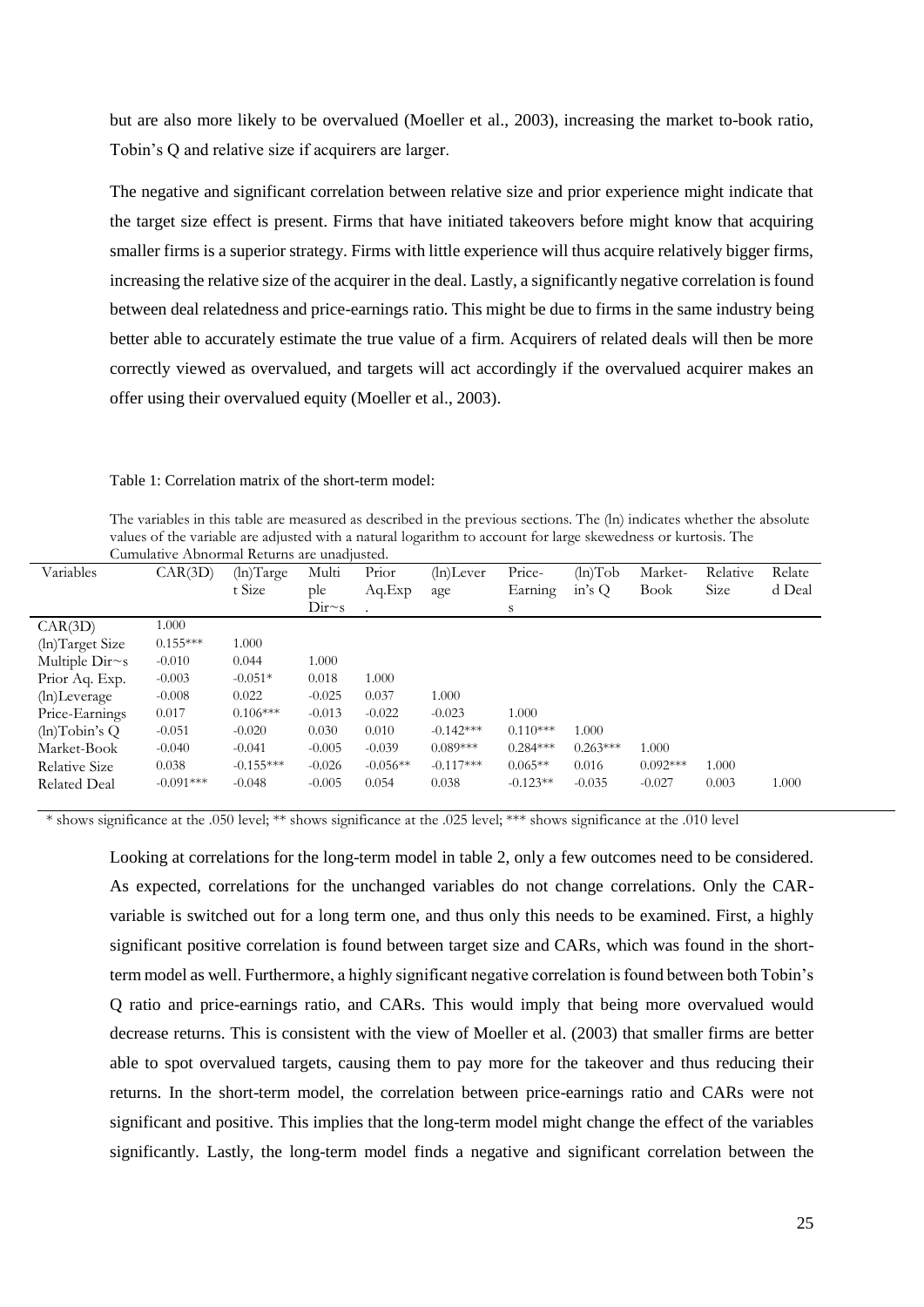but are also more likely to be overvalued (Moeller et al., 2003), increasing the market to-book ratio, Tobin's Q and relative size if acquirers are larger.

The negative and significant correlation between relative size and prior experience might indicate that the target size effect is present. Firms that have initiated takeovers before might know that acquiring smaller firms is a superior strategy. Firms with little experience will thus acquire relatively bigger firms, increasing the relative size of the acquirer in the deal. Lastly, a significantly negative correlation is found between deal relatedness and price-earnings ratio. This might be due to firms in the same industry being better able to accurately estimate the true value of a firm. Acquirers of related deals will then be more correctly viewed as overvalued, and targets will act accordingly if the overvalued acquirer makes an offer using their overvalued equity (Moeller et al., 2003).

Table 1: Correlation matrix of the short-term model:

The variables in this table are measured as described in the previous sections. The (ln) indicates whether the absolute values of the variable are adjusted with a natural logarithm to account for large skewedness or kurtosis. The Cumulative Abnormal Returns are unadjusted.

| Variables | CAR(3D) | (ln)Target Size | Multiple Dir~s | Prior Aq.Exp. | (ln)Leverage | Price-Earnings | (ln)Tobin's Q | Market-Book | Relative Size | Related Deal |
|---|---|---|---|---|---|---|---|---|---|---|
| CAR(3D) | 1.000 | | | | | | | | | |
| (ln)Target Size | 0.155*** | 1.000 | | | | | | | | |
| Multiple Dir~s | -0.010 | 0.044 | 1.000 | | | | | | | |
| Prior Aq. Exp. | -0.003 | -0.051* | 0.018 | 1.000 | | | | | | |
| (ln)Leverage | -0.008 | 0.022 | -0.025 | 0.037 | 1.000 | | | | | |
| Price-Earnings | 0.017 | 0.106*** | -0.013 | -0.022 | -0.023 | 1.000 | | | | |
| (ln)Tobin's Q | -0.051 | -0.020 | 0.030 | 0.010 | -0.142*** | 0.110*** | 1.000 | | | |
| Market-Book | -0.040 | -0.041 | -0.005 | -0.039 | 0.089*** | 0.284*** | 0.263*** | 1.000 | | |
| Relative Size | 0.038 | -0.155*** | -0.026 | -0.056** | -0.117*** | 0.065** | 0.016 | 0.092*** | 1.000 | |
| Related Deal | -0.091*** | -0.048 | -0.005 | 0.054 | 0.038 | -0.123** | -0.035 | -0.027 | 0.003 | 1.000 |

\* shows significance at the .050 level; ** shows significance at the .025 level; *** shows significance at the .010 level

Looking at correlations for the long-term model in table 2, only a few outcomes need to be considered. As expected, correlations for the unchanged variables do not change correlations. Only the CAR-variable is switched out for a long term one, and thus only this needs to be examined. First, a highly significant positive correlation is found between target size and CARs, which was found in the short-term model as well. Furthermore, a highly significant negative correlation is found between both Tobin's Q ratio and price-earnings ratio, and CARs. This would imply that being more overvalued would decrease returns. This is consistent with the view of Moeller et al. (2003) that smaller firms are better able to spot overvalued targets, causing them to pay more for the takeover and thus reducing their returns. In the short-term model, the correlation between price-earnings ratio and CARs were not significant and positive. This implies that the long-term model might change the effect of the variables significantly. Lastly, the long-term model finds a negative and significant correlation between the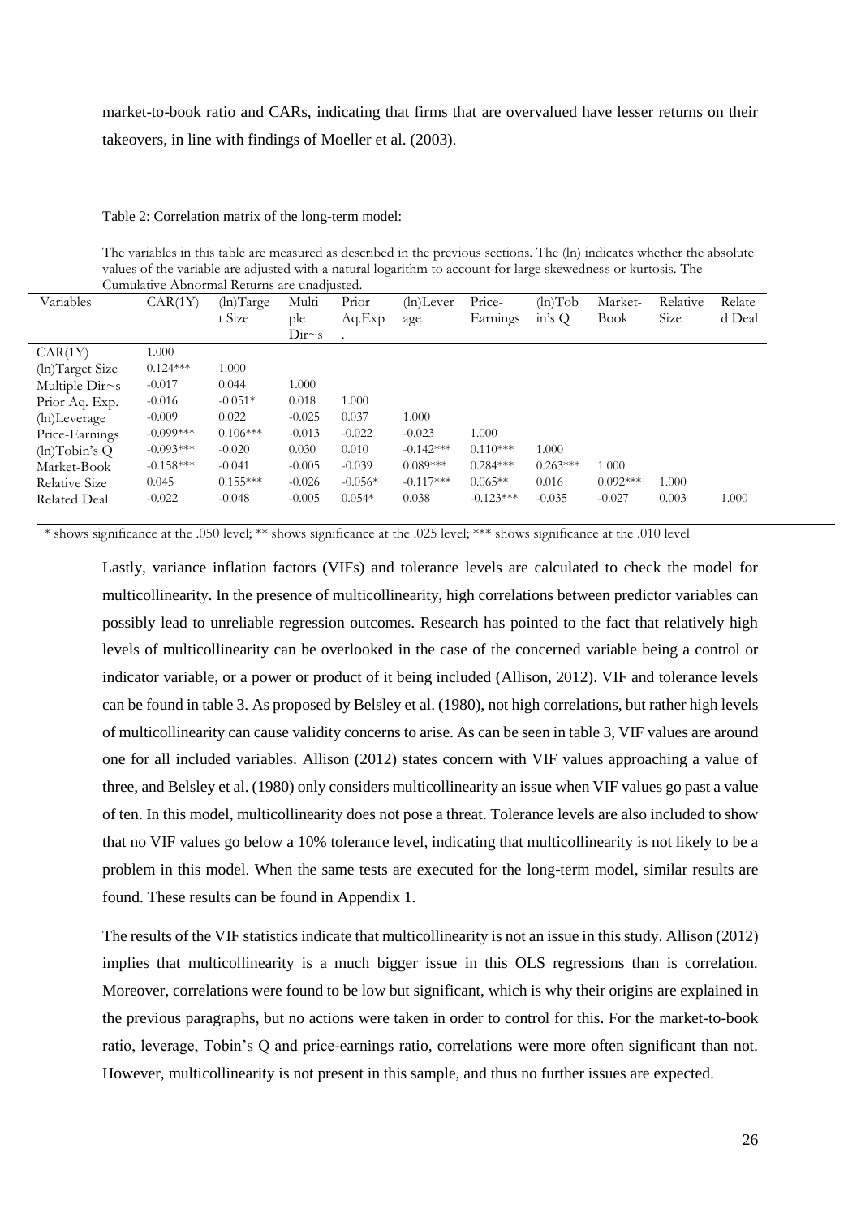market-to-book ratio and CARs, indicating that firms that are overvalued have lesser returns on their takeovers, in line with findings of Moeller et al. (2003).

Table 2: Correlation matrix of the long-term model:

The variables in this table are measured as described in the previous sections. The (ln) indicates whether the absolute values of the variable are adjusted with a natural logarithm to account for large skewedness or kurtosis. The Cumulative Abnormal Returns are unadjusted.

| Variables | CAR(1Y) | (ln)Target Size | Multiple Dir~s | Prior Aq.Exp. | (ln)Leverage | Price-Earnings | (ln)Tobin's Q | Market-Book | Relative Size | Related Deal |
|---|---|---|---|---|---|---|---|---|---|---|
| CAR(1Y) | 1.000 | | | | | | | | | |
| (ln)Target Size | 0.124*** | 1.000 | | | | | | | | |
| Multiple Dir~s | -0.017 | 0.044 | 1.000 | | | | | | | |
| Prior Aq. Exp. | -0.016 | -0.051* | 0.018 | 1.000 | | | | | | |
| (ln)Leverage | -0.009 | 0.022 | -0.025 | 0.037 | 1.000 | | | | | |
| Price-Earnings | -0.099*** | 0.106*** | -0.013 | -0.022 | -0.023 | 1.000 | | | | |
| (ln)Tobin's Q | -0.093*** | -0.020 | 0.030 | 0.010 | -0.142*** | 0.110*** | 1.000 | | | |
| Market-Book | -0.158*** | -0.041 | -0.005 | -0.039 | 0.089*** | 0.284*** | 0.263*** | 1.000 | | |
| Relative Size | 0.045 | 0.155*** | -0.026 | -0.056* | -0.117*** | 0.065** | 0.016 | 0.092*** | 1.000 | |
| Related Deal | -0.022 | -0.048 | -0.005 | 0.054* | 0.038 | -0.123*** | -0.035 | -0.027 | 0.003 | 1.000 |

\* shows significance at the .050 level; ** shows significance at the .025 level; *** shows significance at the .010 level

Lastly, variance inflation factors (VIFs) and tolerance levels are calculated to check the model for multicollinearity. In the presence of multicollinearity, high correlations between predictor variables can possibly lead to unreliable regression outcomes. Research has pointed to the fact that relatively high levels of multicollinearity can be overlooked in the case of the concerned variable being a control or indicator variable, or a power or product of it being included (Allison, 2012). VIF and tolerance levels can be found in table 3. As proposed by Belsley et al. (1980), not high correlations, but rather high levels of multicollinearity can cause validity concerns to arise. As can be seen in table 3, VIF values are around one for all included variables. Allison (2012) states concern with VIF values approaching a value of three, and Belsley et al. (1980) only considers multicollinearity an issue when VIF values go past a value of ten. In this model, multicollinearity does not pose a threat. Tolerance levels are also included to show that no VIF values go below a 10% tolerance level, indicating that multicollinearity is not likely to be a problem in this model. When the same tests are executed for the long-term model, similar results are found. These results can be found in Appendix 1.

The results of the VIF statistics indicate that multicollinearity is not an issue in this study. Allison (2012) implies that multicollinearity is a much bigger issue in this OLS regressions than is correlation. Moreover, correlations were found to be low but significant, which is why their origins are explained in the previous paragraphs, but no actions were taken in order to control for this. For the market-to-book ratio, leverage, Tobin's Q and price-earnings ratio, correlations were more often significant than not. However, multicollinearity is not present in this sample, and thus no further issues are expected.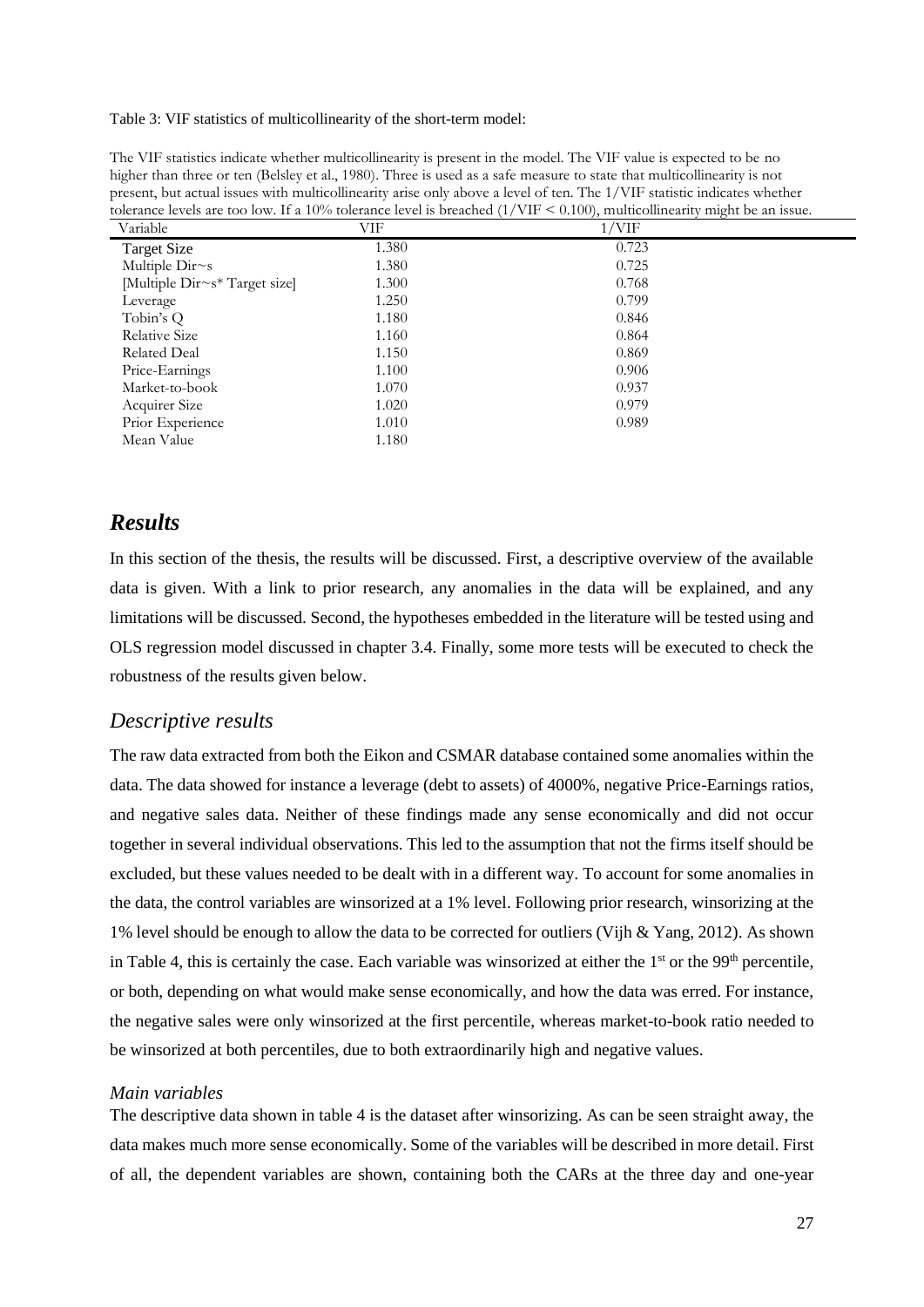Table 3: VIF statistics of multicollinearity of the short-term model:

The VIF statistics indicate whether multicollinearity is present in the model. The VIF value is expected to be no higher than three or ten (Belsley et al., 1980). Three is used as a safe measure to state that multicollinearity is not present, but actual issues with multicollinearity arise only above a level of ten. The 1/VIF statistic indicates whether tolerance levels are too low. If a 10% tolerance level is breached (1/VIF < 0.100), multicollinearity might be an issue.

| Variable | VIF | 1/VIF |
|---|---|---|
| Target Size | 1.380 | 0.723 |
| Multiple Dir~s | 1.380 | 0.725 |
| [Multiple Dir~s* Target size] | 1.300 | 0.768 |
| Leverage | 1.250 | 0.799 |
| Tobin's Q | 1.180 | 0.846 |
| Relative Size | 1.160 | 0.864 |
| Related Deal | 1.150 | 0.869 |
| Price-Earnings | 1.100 | 0.906 |
| Market-to-book | 1.070 | 0.937 |
| Acquirer Size | 1.020 | 0.979 |
| Prior Experience | 1.010 | 0.989 |
| Mean Value | 1.180 | |

# *Results*

In this section of the thesis, the results will be discussed. First, a descriptive overview of the available data is given. With a link to prior research, any anomalies in the data will be explained, and any limitations will be discussed. Second, the hypotheses embedded in the literature will be tested using and OLS regression model discussed in chapter 3.4. Finally, some more tests will be executed to check the robustness of the results given below.

## *Descriptive results*

The raw data extracted from both the Eikon and CSMAR database contained some anomalies within the data. The data showed for instance a leverage (debt to assets) of 4000%, negative Price-Earnings ratios, and negative sales data. Neither of these findings made any sense economically and did not occur together in several individual observations. This led to the assumption that not the firms itself should be excluded, but these values needed to be dealt with in a different way. To account for some anomalies in the data, the control variables are winsorized at a 1% level. Following prior research, winsorizing at the 1% level should be enough to allow the data to be corrected for outliers (Vijh & Yang, 2012). As shown in Table 4, this is certainly the case. Each variable was winsorized at either the 1st or the 99th percentile, or both, depending on what would make sense economically, and how the data was erred. For instance, the negative sales were only winsorized at the first percentile, whereas market-to-book ratio needed to be winsorized at both percentiles, due to both extraordinarily high and negative values.

### *Main variables*

The descriptive data shown in table 4 is the dataset after winsorizing. As can be seen straight away, the data makes much more sense economically. Some of the variables will be described in more detail. First of all, the dependent variables are shown, containing both the CARs at the three day and one-year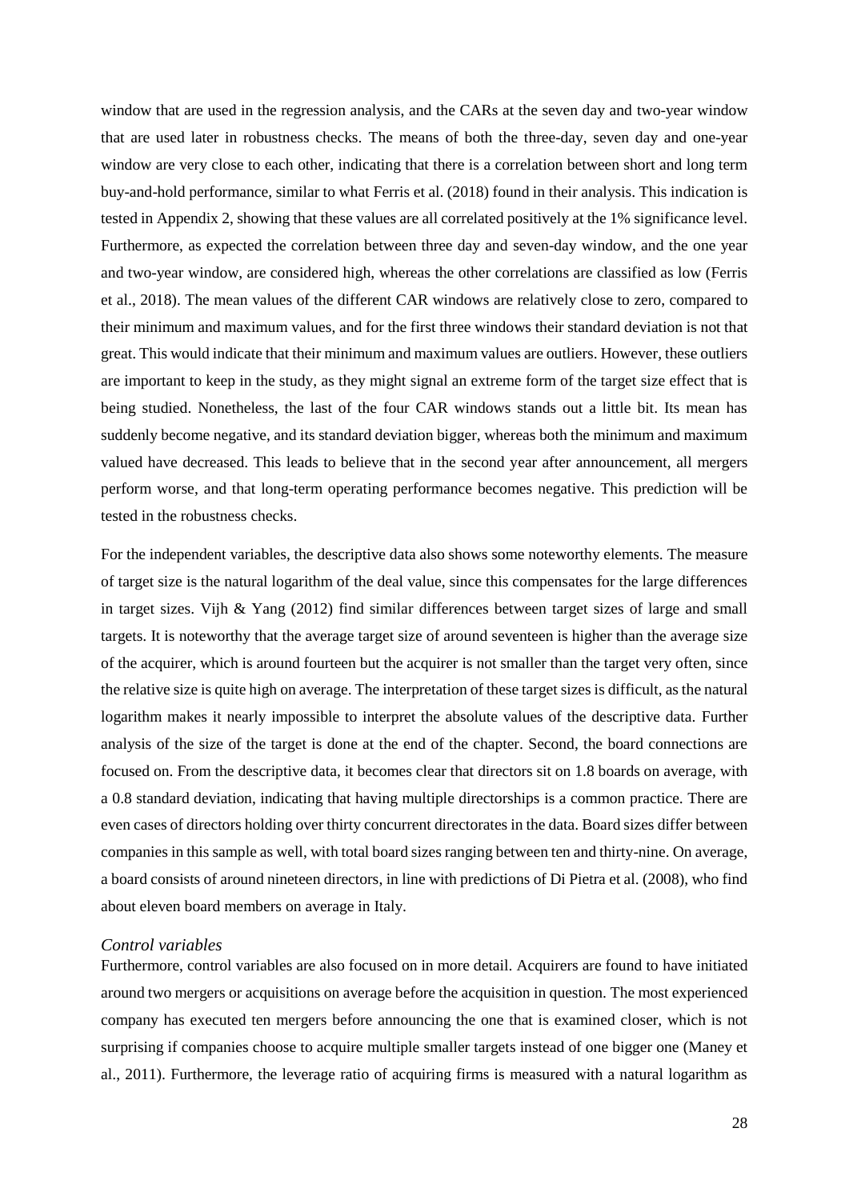window that are used in the regression analysis, and the CARs at the seven day and two-year window that are used later in robustness checks. The means of both the three-day, seven day and one-year window are very close to each other, indicating that there is a correlation between short and long term buy-and-hold performance, similar to what Ferris et al. (2018) found in their analysis. This indication is tested in Appendix 2, showing that these values are all correlated positively at the 1% significance level. Furthermore, as expected the correlation between three day and seven-day window, and the one year and two-year window, are considered high, whereas the other correlations are classified as low (Ferris et al., 2018). The mean values of the different CAR windows are relatively close to zero, compared to their minimum and maximum values, and for the first three windows their standard deviation is not that great. This would indicate that their minimum and maximum values are outliers. However, these outliers are important to keep in the study, as they might signal an extreme form of the target size effect that is being studied. Nonetheless, the last of the four CAR windows stands out a little bit. Its mean has suddenly become negative, and its standard deviation bigger, whereas both the minimum and maximum valued have decreased. This leads to believe that in the second year after announcement, all mergers perform worse, and that long-term operating performance becomes negative. This prediction will be tested in the robustness checks.

For the independent variables, the descriptive data also shows some noteworthy elements. The measure of target size is the natural logarithm of the deal value, since this compensates for the large differences in target sizes. Vijh & Yang (2012) find similar differences between target sizes of large and small targets. It is noteworthy that the average target size of around seventeen is higher than the average size of the acquirer, which is around fourteen but the acquirer is not smaller than the target very often, since the relative size is quite high on average. The interpretation of these target sizes is difficult, as the natural logarithm makes it nearly impossible to interpret the absolute values of the descriptive data. Further analysis of the size of the target is done at the end of the chapter. Second, the board connections are focused on. From the descriptive data, it becomes clear that directors sit on 1.8 boards on average, with a 0.8 standard deviation, indicating that having multiple directorships is a common practice. There are even cases of directors holding over thirty concurrent directorates in the data. Board sizes differ between companies in this sample as well, with total board sizes ranging between ten and thirty-nine. On average, a board consists of around nineteen directors, in line with predictions of Di Pietra et al. (2008), who find about eleven board members on average in Italy.

*Control variables*

Furthermore, control variables are also focused on in more detail. Acquirers are found to have initiated around two mergers or acquisitions on average before the acquisition in question. The most experienced company has executed ten mergers before announcing the one that is examined closer, which is not surprising if companies choose to acquire multiple smaller targets instead of one bigger one (Maney et al., 2011). Furthermore, the leverage ratio of acquiring firms is measured with a natural logarithm as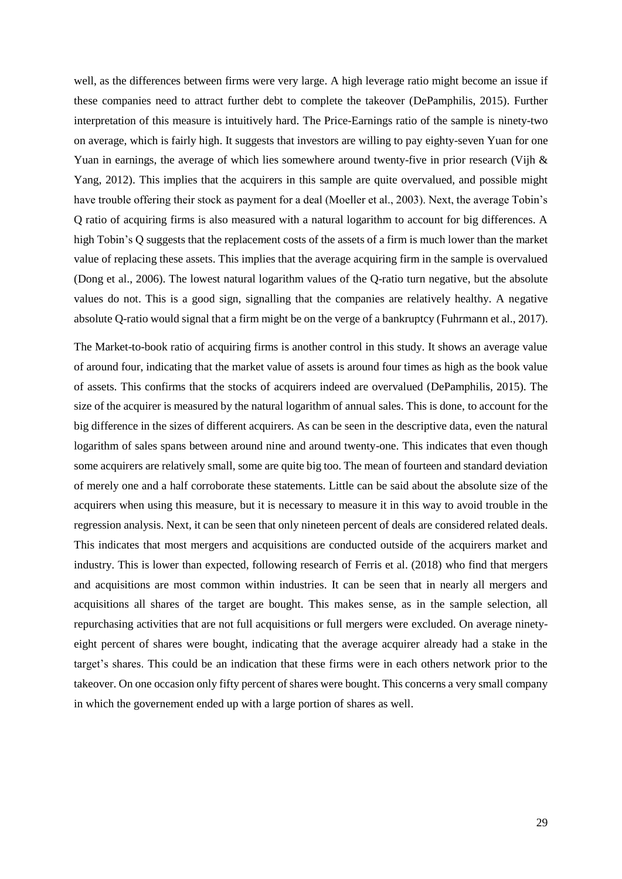well, as the differences between firms were very large. A high leverage ratio might become an issue if these companies need to attract further debt to complete the takeover (DePamphilis, 2015). Further interpretation of this measure is intuitively hard. The Price-Earnings ratio of the sample is ninety-two on average, which is fairly high. It suggests that investors are willing to pay eighty-seven Yuan for one Yuan in earnings, the average of which lies somewhere around twenty-five in prior research (Vijh & Yang, 2012). This implies that the acquirers in this sample are quite overvalued, and possible might have trouble offering their stock as payment for a deal (Moeller et al., 2003). Next, the average Tobin's Q ratio of acquiring firms is also measured with a natural logarithm to account for big differences. A high Tobin's Q suggests that the replacement costs of the assets of a firm is much lower than the market value of replacing these assets. This implies that the average acquiring firm in the sample is overvalued (Dong et al., 2006). The lowest natural logarithm values of the Q-ratio turn negative, but the absolute values do not. This is a good sign, signalling that the companies are relatively healthy. A negative absolute Q-ratio would signal that a firm might be on the verge of a bankruptcy (Fuhrmann et al., 2017).

The Market-to-book ratio of acquiring firms is another control in this study. It shows an average value of around four, indicating that the market value of assets is around four times as high as the book value of assets. This confirms that the stocks of acquirers indeed are overvalued (DePamphilis, 2015). The size of the acquirer is measured by the natural logarithm of annual sales. This is done, to account for the big difference in the sizes of different acquirers. As can be seen in the descriptive data, even the natural logarithm of sales spans between around nine and around twenty-one. This indicates that even though some acquirers are relatively small, some are quite big too. The mean of fourteen and standard deviation of merely one and a half corroborate these statements. Little can be said about the absolute size of the acquirers when using this measure, but it is necessary to measure it in this way to avoid trouble in the regression analysis. Next, it can be seen that only nineteen percent of deals are considered related deals. This indicates that most mergers and acquisitions are conducted outside of the acquirers market and industry. This is lower than expected, following research of Ferris et al. (2018) who find that mergers and acquisitions are most common within industries. It can be seen that in nearly all mergers and acquisitions all shares of the target are bought. This makes sense, as in the sample selection, all repurchasing activities that are not full acquisitions or full mergers were excluded. On average ninety-eight percent of shares were bought, indicating that the average acquirer already had a stake in the target's shares. This could be an indication that these firms were in each others network prior to the takeover. On one occasion only fifty percent of shares were bought. This concerns a very small company in which the governement ended up with a large portion of shares as well.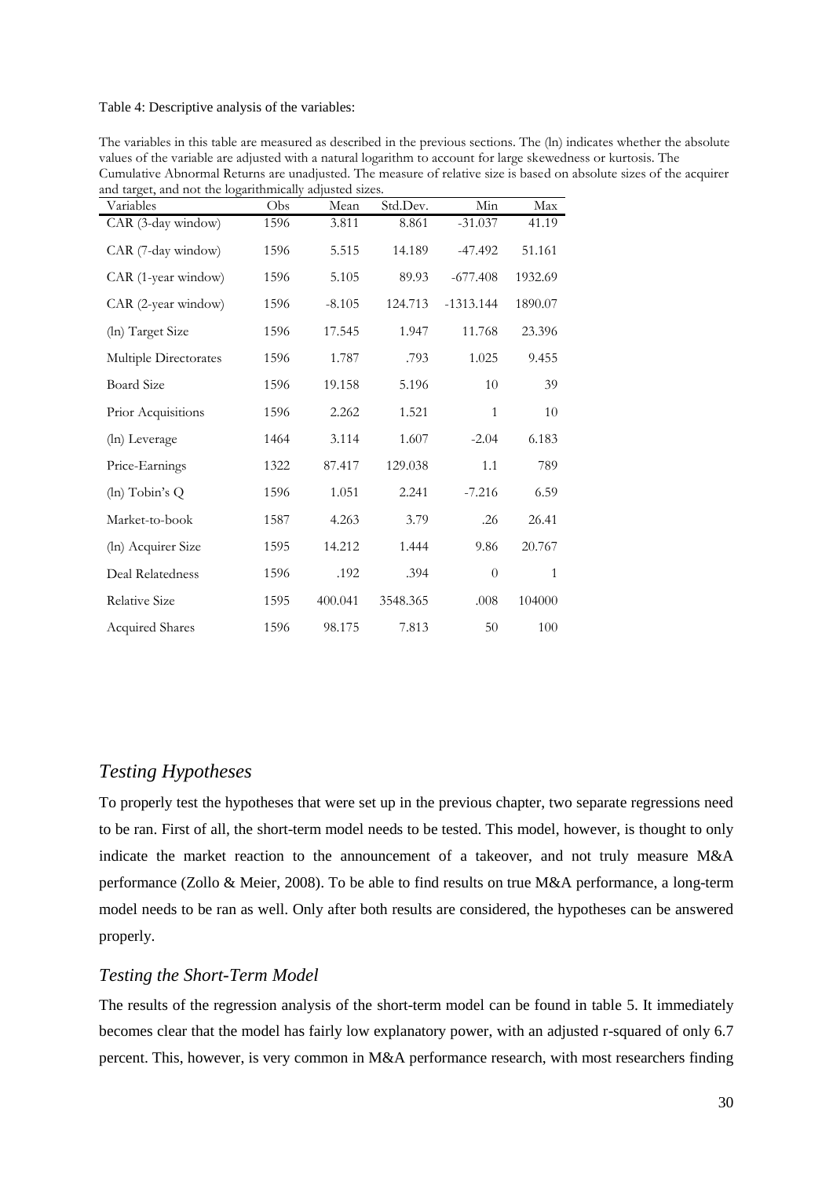Table 4: Descriptive analysis of the variables:

The variables in this table are measured as described in the previous sections. The (ln) indicates whether the absolute values of the variable are adjusted with a natural logarithm to account for large skewedness or kurtosis. The Cumulative Abnormal Returns are unadjusted. The measure of relative size is based on absolute sizes of the acquirer and target, and not the logarithmically adjusted sizes.

| Variables | Obs | Mean | Std.Dev. | Min | Max |
|---|---|---|---|---|---|
| CAR (3-day window) | 1596 | 3.811 | 8.861 | -31.037 | 41.19 |
| CAR (7-day window) | 1596 | 5.515 | 14.189 | -47.492 | 51.161 |
| CAR (1-year window) | 1596 | 5.105 | 89.93 | -677.408 | 1932.69 |
| CAR (2-year window) | 1596 | -8.105 | 124.713 | -1313.144 | 1890.07 |
| (ln) Target Size | 1596 | 17.545 | 1.947 | 11.768 | 23.396 |
| Multiple Directorates | 1596 | 1.787 | .793 | 1.025 | 9.455 |
| Board Size | 1596 | 19.158 | 5.196 | 10 | 39 |
| Prior Acquisitions | 1596 | 2.262 | 1.521 | 1 | 10 |
| (ln) Leverage | 1464 | 3.114 | 1.607 | -2.04 | 6.183 |
| Price-Earnings | 1322 | 87.417 | 129.038 | 1.1 | 789 |
| (ln) Tobin's Q | 1596 | 1.051 | 2.241 | -7.216 | 6.59 |
| Market-to-book | 1587 | 4.263 | 3.79 | .26 | 26.41 |
| (ln) Acquirer Size | 1595 | 14.212 | 1.444 | 9.86 | 20.767 |
| Deal Relatedness | 1596 | .192 | .394 | 0 | 1 |
| Relative Size | 1595 | 400.041 | 3548.365 | .008 | 104000 |
| Acquired Shares | 1596 | 98.175 | 7.813 | 50 | 100 |

## *Testing Hypotheses*

To properly test the hypotheses that were set up in the previous chapter, two separate regressions need to be ran. First of all, the short-term model needs to be tested. This model, however, is thought to only indicate the market reaction to the announcement of a takeover, and not truly measure M&A performance (Zollo & Meier, 2008). To be able to find results on true M&A performance, a long-term model needs to be ran as well. Only after both results are considered, the hypotheses can be answered properly.

### *Testing the Short-Term Model*

The results of the regression analysis of the short-term model can be found in table 5. It immediately becomes clear that the model has fairly low explanatory power, with an adjusted r-squared of only 6.7 percent. This, however, is very common in M&A performance research, with most researchers finding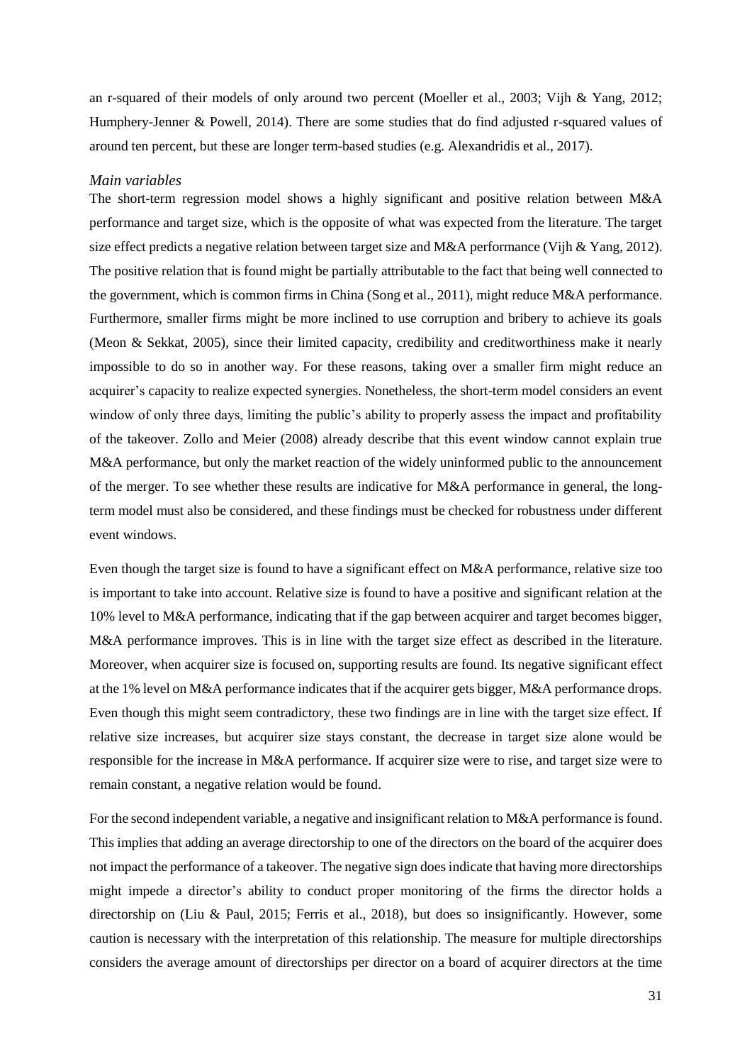an r-squared of their models of only around two percent (Moeller et al., 2003; Vijh & Yang, 2012; Humphery-Jenner & Powell, 2014). There are some studies that do find adjusted r-squared values of around ten percent, but these are longer term-based studies (e.g. Alexandridis et al., 2017).

### *Main variables*

The short-term regression model shows a highly significant and positive relation between M&A performance and target size, which is the opposite of what was expected from the literature. The target size effect predicts a negative relation between target size and M&A performance (Vijh & Yang, 2012). The positive relation that is found might be partially attributable to the fact that being well connected to the government, which is common firms in China (Song et al., 2011), might reduce M&A performance. Furthermore, smaller firms might be more inclined to use corruption and bribery to achieve its goals (Meon & Sekkat, 2005), since their limited capacity, credibility and creditworthiness make it nearly impossible to do so in another way. For these reasons, taking over a smaller firm might reduce an acquirer's capacity to realize expected synergies. Nonetheless, the short-term model considers an event window of only three days, limiting the public's ability to properly assess the impact and profitability of the takeover. Zollo and Meier (2008) already describe that this event window cannot explain true M&A performance, but only the market reaction of the widely uninformed public to the announcement of the merger. To see whether these results are indicative for M&A performance in general, the long-term model must also be considered, and these findings must be checked for robustness under different event windows.

Even though the target size is found to have a significant effect on M&A performance, relative size too is important to take into account. Relative size is found to have a positive and significant relation at the 10% level to M&A performance, indicating that if the gap between acquirer and target becomes bigger, M&A performance improves. This is in line with the target size effect as described in the literature. Moreover, when acquirer size is focused on, supporting results are found. Its negative significant effect at the 1% level on M&A performance indicates that if the acquirer gets bigger, M&A performance drops. Even though this might seem contradictory, these two findings are in line with the target size effect. If relative size increases, but acquirer size stays constant, the decrease in target size alone would be responsible for the increase in M&A performance. If acquirer size were to rise, and target size were to remain constant, a negative relation would be found.

For the second independent variable, a negative and insignificant relation to M&A performance is found. This implies that adding an average directorship to one of the directors on the board of the acquirer does not impact the performance of a takeover. The negative sign does indicate that having more directorships might impede a director's ability to conduct proper monitoring of the firms the director holds a directorship on (Liu & Paul, 2015; Ferris et al., 2018), but does so insignificantly. However, some caution is necessary with the interpretation of this relationship. The measure for multiple directorships considers the average amount of directorships per director on a board of acquirer directors at the time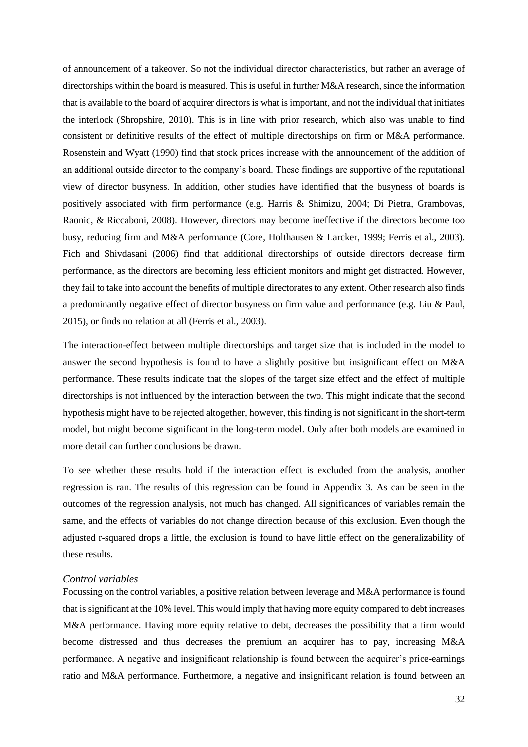of announcement of a takeover. So not the individual director characteristics, but rather an average of directorships within the board is measured. This is useful in further M&A research, since the information that is available to the board of acquirer directors is what is important, and not the individual that initiates the interlock (Shropshire, 2010). This is in line with prior research, which also was unable to find consistent or definitive results of the effect of multiple directorships on firm or M&A performance. Rosenstein and Wyatt (1990) find that stock prices increase with the announcement of the addition of an additional outside director to the company's board. These findings are supportive of the reputational view of director busyness. In addition, other studies have identified that the busyness of boards is positively associated with firm performance (e.g. Harris & Shimizu, 2004; Di Pietra, Grambovas, Raonic, & Riccaboni, 2008). However, directors may become ineffective if the directors become too busy, reducing firm and M&A performance (Core, Holthausen & Larcker, 1999; Ferris et al., 2003). Fich and Shivdasani (2006) find that additional directorships of outside directors decrease firm performance, as the directors are becoming less efficient monitors and might get distracted. However, they fail to take into account the benefits of multiple directorates to any extent. Other research also finds a predominantly negative effect of director busyness on firm value and performance (e.g. Liu & Paul, 2015), or finds no relation at all (Ferris et al., 2003).

The interaction-effect between multiple directorships and target size that is included in the model to answer the second hypothesis is found to have a slightly positive but insignificant effect on M&A performance. These results indicate that the slopes of the target size effect and the effect of multiple directorships is not influenced by the interaction between the two. This might indicate that the second hypothesis might have to be rejected altogether, however, this finding is not significant in the short-term model, but might become significant in the long-term model. Only after both models are examined in more detail can further conclusions be drawn.

To see whether these results hold if the interaction effect is excluded from the analysis, another regression is ran. The results of this regression can be found in Appendix 3. As can be seen in the outcomes of the regression analysis, not much has changed. All significances of variables remain the same, and the effects of variables do not change direction because of this exclusion. Even though the adjusted r-squared drops a little, the exclusion is found to have little effect on the generalizability of these results.

### *Control variables*

Focussing on the control variables, a positive relation between leverage and M&A performance is found that is significant at the 10% level. This would imply that having more equity compared to debt increases M&A performance. Having more equity relative to debt, decreases the possibility that a firm would become distressed and thus decreases the premium an acquirer has to pay, increasing M&A performance. A negative and insignificant relationship is found between the acquirer's price-earnings ratio and M&A performance. Furthermore, a negative and insignificant relation is found between an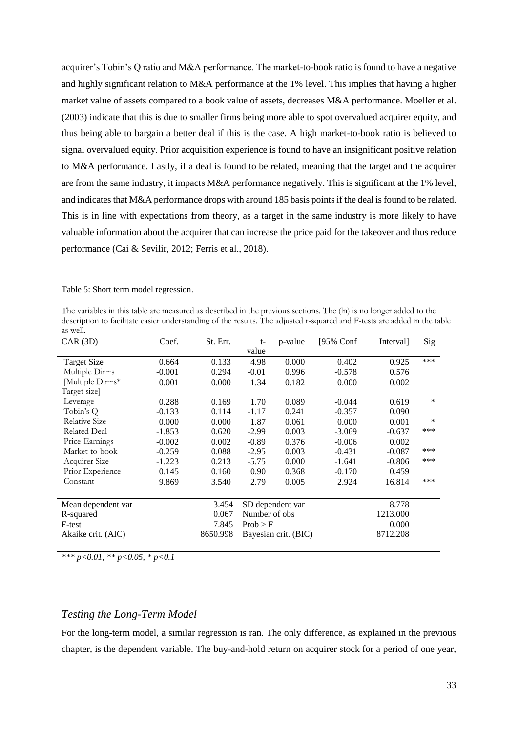acquirer's Tobin's Q ratio and M&A performance. The market-to-book ratio is found to have a negative and highly significant relation to M&A performance at the 1% level. This implies that having a higher market value of assets compared to a book value of assets, decreases M&A performance. Moeller et al. (2003) indicate that this is due to smaller firms being more able to spot overvalued acquirer equity, and thus being able to bargain a better deal if this is the case. A high market-to-book ratio is believed to signal overvalued equity. Prior acquisition experience is found to have an insignificant positive relation to M&A performance. Lastly, if a deal is found to be related, meaning that the target and the acquirer are from the same industry, it impacts M&A performance negatively. This is significant at the 1% level, and indicates that M&A performance drops with around 185 basis points if the deal is found to be related. This is in line with expectations from theory, as a target in the same industry is more likely to have valuable information about the acquirer that can increase the price paid for the takeover and thus reduce performance (Cai & Sevilir, 2012; Ferris et al., 2018).

Table 5: Short term model regression.

The variables in this table are measured as described in the previous sections. The (ln) is no longer added to the description to facilitate easier understanding of the results. The adjusted r-squared and F-tests are added in the table as well.

| CAR (3D) | Coef. | St. Err. | t-value | p-value | [95% Conf | Interval] | Sig |
|---|---|---|---|---|---|---|---|
| Target Size | 0.664 | 0.133 | 4.98 | 0.000 | 0.402 | 0.925 | *** |
| Multiple Dir~s | -0.001 | 0.294 | -0.01 | 0.996 | -0.578 | 0.576 | |
| [Multiple Dir~s* Target size] | 0.001 | 0.000 | 1.34 | 0.182 | 0.000 | 0.002 | |
| Leverage | 0.288 | 0.169 | 1.70 | 0.089 | -0.044 | 0.619 | * |
| Tobin's Q | -0.133 | 0.114 | -1.17 | 0.241 | -0.357 | 0.090 | |
| Relative Size | 0.000 | 0.000 | 1.87 | 0.061 | 0.000 | 0.001 | * |
| Related Deal | -1.853 | 0.620 | -2.99 | 0.003 | -3.069 | -0.637 | *** |
| Price-Earnings | -0.002 | 0.002 | -0.89 | 0.376 | -0.006 | 0.002 | |
| Market-to-book | -0.259 | 0.088 | -2.95 | 0.003 | -0.431 | -0.087 | *** |
| Acquirer Size | -1.223 | 0.213 | -5.75 | 0.000 | -1.641 | -0.806 | *** |
| Prior Experience | 0.145 | 0.160 | 0.90 | 0.368 | -0.170 | 0.459 | |
| Constant | 9.869 | 3.540 | 2.79 | 0.005 | 2.924 | 16.814 | *** |
| | | | | | | | |
| Mean dependent var | | 3.454 | SD dependent var | | | 8.778 | |
| R-squared | | 0.067 | Number of obs | | | 1213.000 | |
| F-test | | 7.845 | Prob > F | | | 0.000 | |
| Akaike crit. (AIC) | | 8650.998 | Bayesian crit. (BIC) | | | 8712.208 | |

*** $p<0.01$, ** $p<0.05$, * $p<0.1$

### *Testing the Long-Term Model*

For the long-term model, a similar regression is ran. The only difference, as explained in the previous chapter, is the dependent variable. The buy-and-hold return on acquirer stock for a period of one year,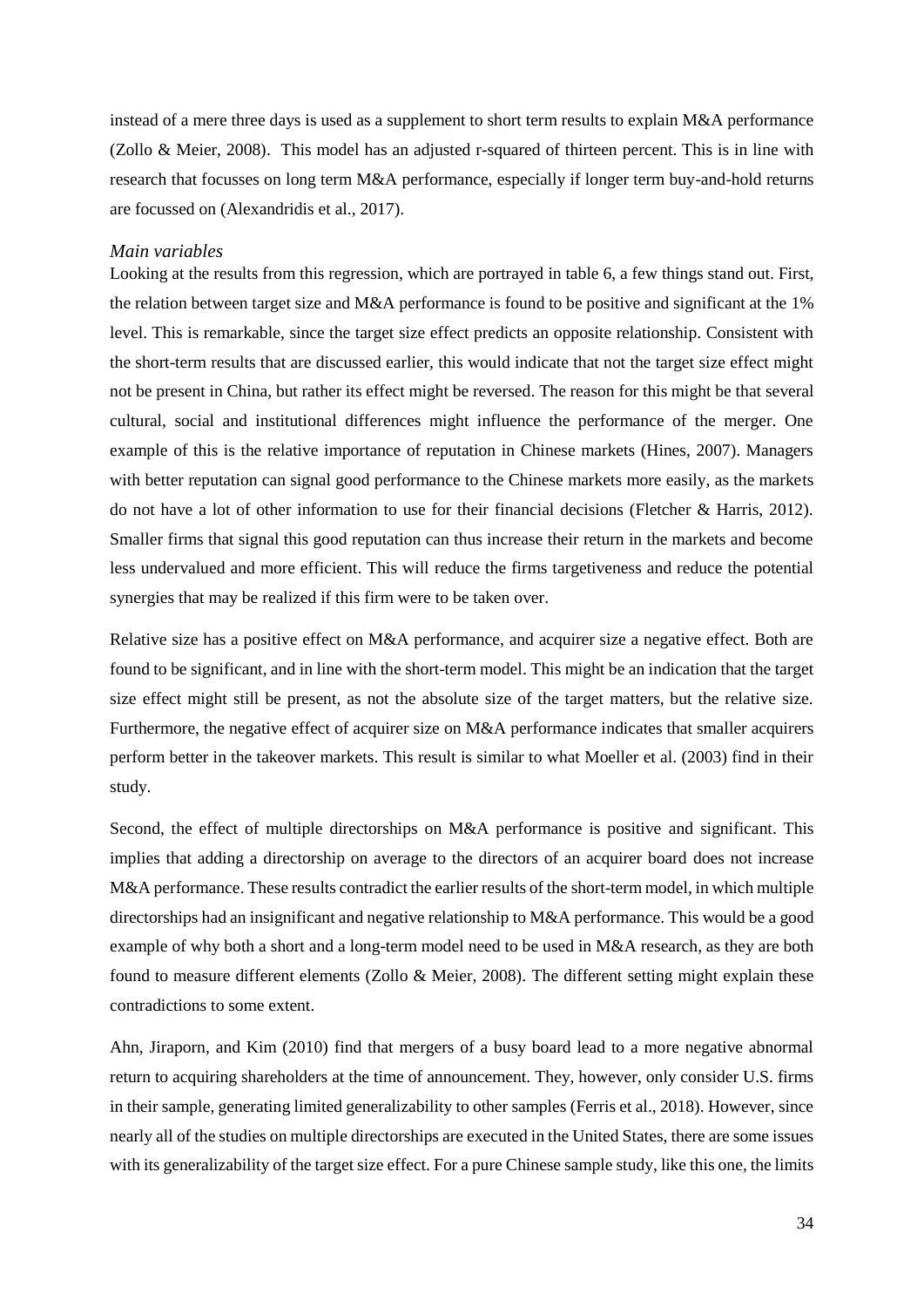instead of a mere three days is used as a supplement to short term results to explain M&A performance (Zollo & Meier, 2008). This model has an adjusted r-squared of thirteen percent. This is in line with research that focusses on long term M&A performance, especially if longer term buy-and-hold returns are focussed on (Alexandridis et al., 2017).

*Main variables*

Looking at the results from this regression, which are portrayed in table 6, a few things stand out. First, the relation between target size and M&A performance is found to be positive and significant at the 1% level. This is remarkable, since the target size effect predicts an opposite relationship. Consistent with the short-term results that are discussed earlier, this would indicate that not the target size effect might not be present in China, but rather its effect might be reversed. The reason for this might be that several cultural, social and institutional differences might influence the performance of the merger. One example of this is the relative importance of reputation in Chinese markets (Hines, 2007). Managers with better reputation can signal good performance to the Chinese markets more easily, as the markets do not have a lot of other information to use for their financial decisions (Fletcher & Harris, 2012). Smaller firms that signal this good reputation can thus increase their return in the markets and become less undervalued and more efficient. This will reduce the firms targetiveness and reduce the potential synergies that may be realized if this firm were to be taken over.

Relative size has a positive effect on M&A performance, and acquirer size a negative effect. Both are found to be significant, and in line with the short-term model. This might be an indication that the target size effect might still be present, as not the absolute size of the target matters, but the relative size. Furthermore, the negative effect of acquirer size on M&A performance indicates that smaller acquirers perform better in the takeover markets. This result is similar to what Moeller et al. (2003) find in their study.

Second, the effect of multiple directorships on M&A performance is positive and significant. This implies that adding a directorship on average to the directors of an acquirer board does not increase M&A performance. These results contradict the earlier results of the short-term model, in which multiple directorships had an insignificant and negative relationship to M&A performance. This would be a good example of why both a short and a long-term model need to be used in M&A research, as they are both found to measure different elements (Zollo & Meier, 2008). The different setting might explain these contradictions to some extent.

Ahn, Jiraporn, and Kim (2010) find that mergers of a busy board lead to a more negative abnormal return to acquiring shareholders at the time of announcement. They, however, only consider U.S. firms in their sample, generating limited generalizability to other samples (Ferris et al., 2018). However, since nearly all of the studies on multiple directorships are executed in the United States, there are some issues with its generalizability of the target size effect. For a pure Chinese sample study, like this one, the limits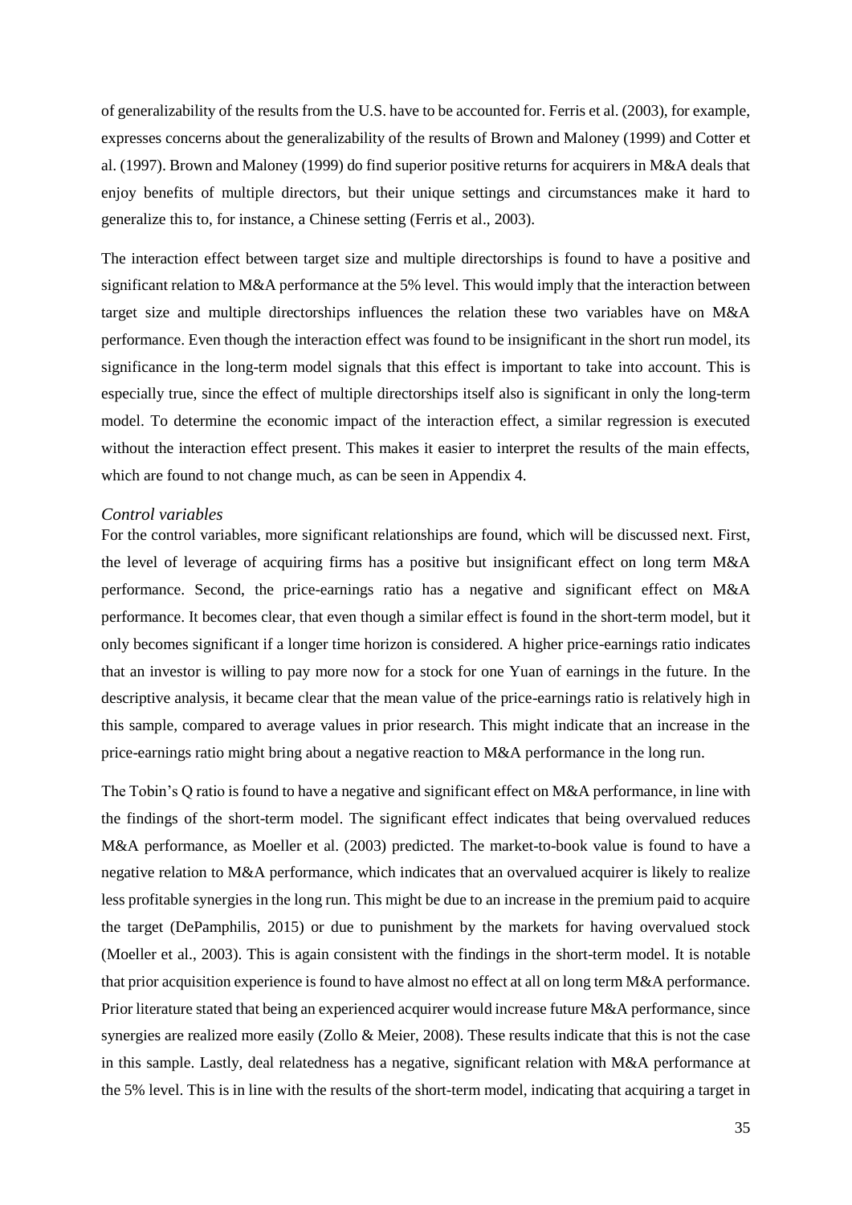of generalizability of the results from the U.S. have to be accounted for. Ferris et al. (2003), for example, expresses concerns about the generalizability of the results of Brown and Maloney (1999) and Cotter et al. (1997). Brown and Maloney (1999) do find superior positive returns for acquirers in M&A deals that enjoy benefits of multiple directors, but their unique settings and circumstances make it hard to generalize this to, for instance, a Chinese setting (Ferris et al., 2003).

The interaction effect between target size and multiple directorships is found to have a positive and significant relation to M&A performance at the 5% level. This would imply that the interaction between target size and multiple directorships influences the relation these two variables have on M&A performance. Even though the interaction effect was found to be insignificant in the short run model, its significance in the long-term model signals that this effect is important to take into account. This is especially true, since the effect of multiple directorships itself also is significant in only the long-term model. To determine the economic impact of the interaction effect, a similar regression is executed without the interaction effect present. This makes it easier to interpret the results of the main effects, which are found to not change much, as can be seen in Appendix 4.

### *Control variables*

For the control variables, more significant relationships are found, which will be discussed next. First, the level of leverage of acquiring firms has a positive but insignificant effect on long term M&A performance. Second, the price-earnings ratio has a negative and significant effect on M&A performance. It becomes clear, that even though a similar effect is found in the short-term model, but it only becomes significant if a longer time horizon is considered. A higher price-earnings ratio indicates that an investor is willing to pay more now for a stock for one Yuan of earnings in the future. In the descriptive analysis, it became clear that the mean value of the price-earnings ratio is relatively high in this sample, compared to average values in prior research. This might indicate that an increase in the price-earnings ratio might bring about a negative reaction to M&A performance in the long run.

The Tobin's Q ratio is found to have a negative and significant effect on M&A performance, in line with the findings of the short-term model. The significant effect indicates that being overvalued reduces M&A performance, as Moeller et al. (2003) predicted. The market-to-book value is found to have a negative relation to M&A performance, which indicates that an overvalued acquirer is likely to realize less profitable synergies in the long run. This might be due to an increase in the premium paid to acquire the target (DePamphilis, 2015) or due to punishment by the markets for having overvalued stock (Moeller et al., 2003). This is again consistent with the findings in the short-term model. It is notable that prior acquisition experience is found to have almost no effect at all on long term M&A performance. Prior literature stated that being an experienced acquirer would increase future M&A performance, since synergies are realized more easily (Zollo & Meier, 2008). These results indicate that this is not the case in this sample. Lastly, deal relatedness has a negative, significant relation with M&A performance at the 5% level. This is in line with the results of the short-term model, indicating that acquiring a target in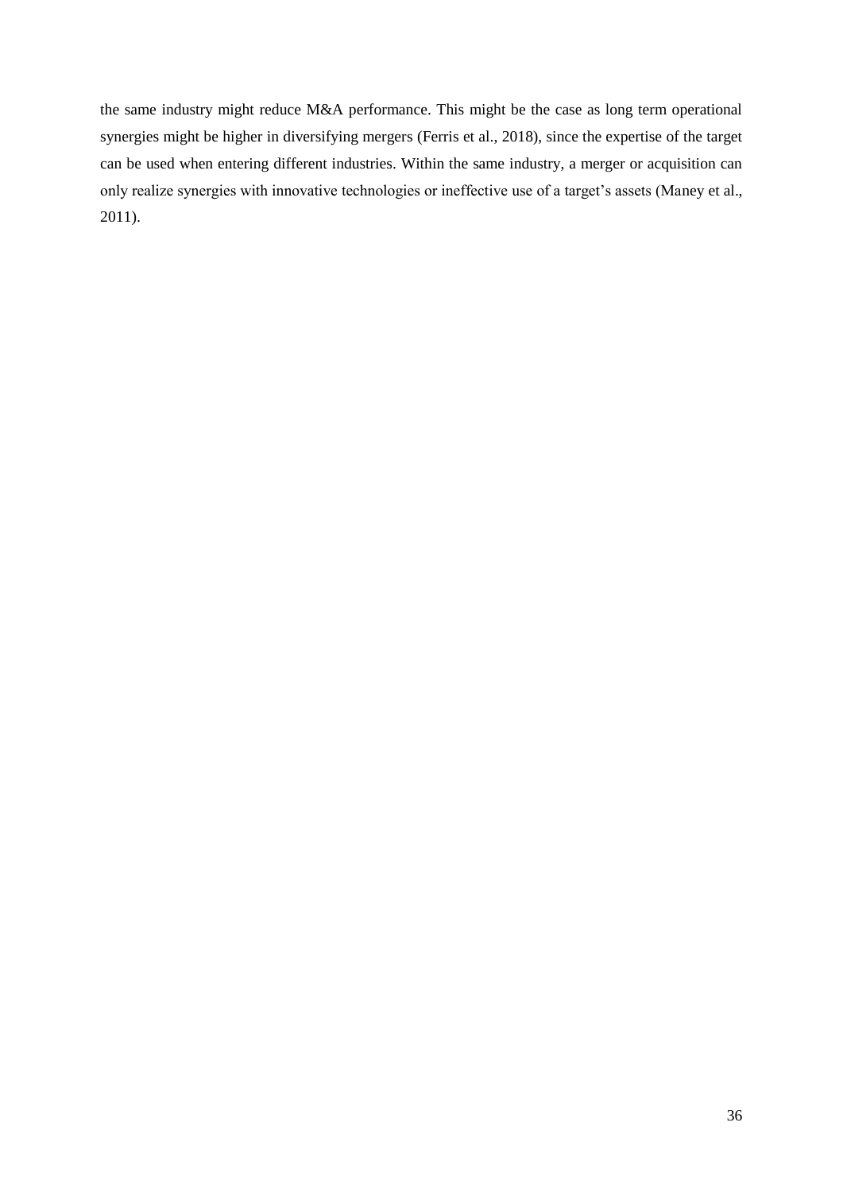the same industry might reduce M&A performance. This might be the case as long term operational synergies might be higher in diversifying mergers (Ferris et al., 2018), since the expertise of the target can be used when entering different industries. Within the same industry, a merger or acquisition can only realize synergies with innovative technologies or ineffective use of a target's assets (Maney et al., 2011).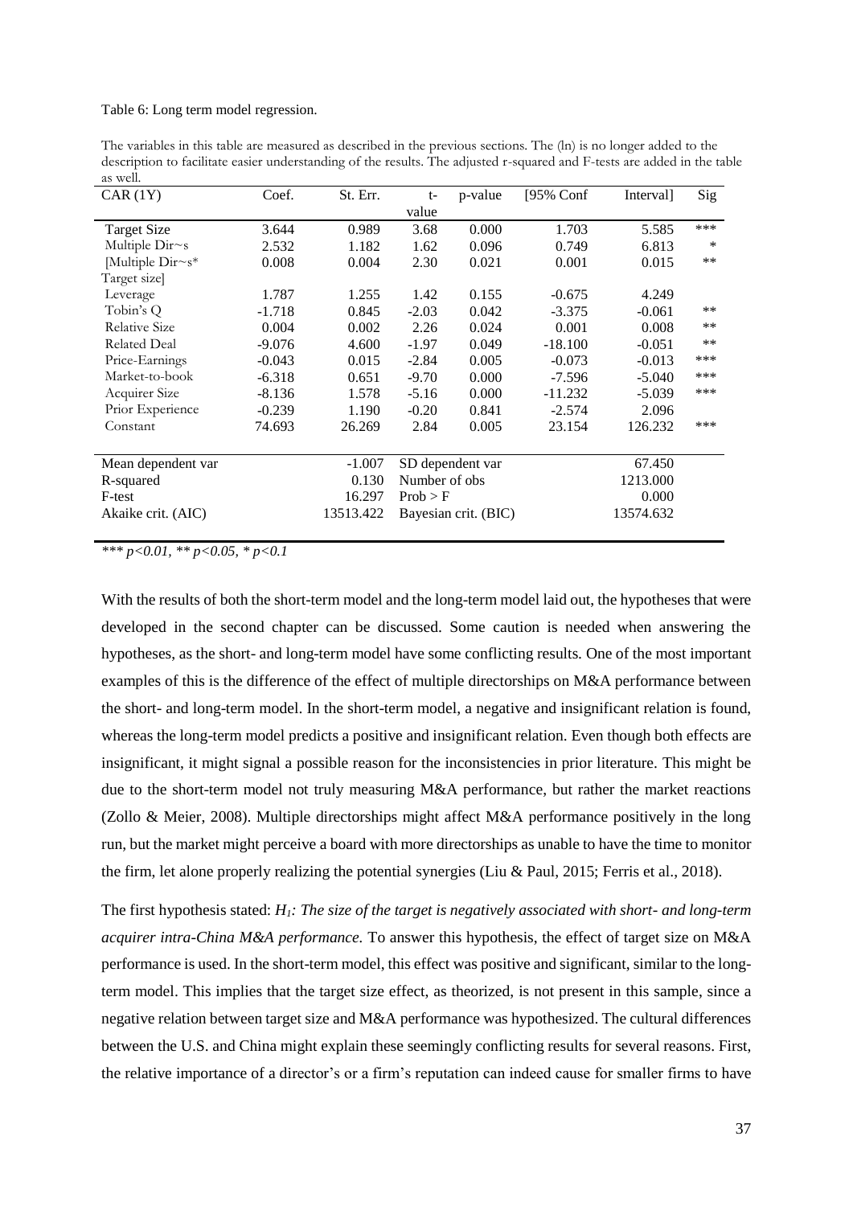Table 6: Long term model regression.

The variables in this table are measured as described in the previous sections. The (ln) is no longer added to the description to facilitate easier understanding of the results. The adjusted r-squared and F-tests are added in the table as well.

| CAR (1Y) | Coef. | St. Err. | t-value | p-value | [95% Conf | Interval] | Sig |
|---|---|---|---|---|---|---|---|
| Target Size | 3.644 | 0.989 | 3.68 | 0.000 | 1.703 | 5.585 | *** |
| Multiple Dir~s | 2.532 | 1.182 | 1.62 | 0.096 | 0.749 | 6.813 | * |
| [Multiple Dir~s* Target size] | 0.008 | 0.004 | 2.30 | 0.021 | 0.001 | 0.015 | ** |
| Leverage | 1.787 | 1.255 | 1.42 | 0.155 | -0.675 | 4.249 | |
| Tobin's Q | -1.718 | 0.845 | -2.03 | 0.042 | -3.375 | -0.061 | ** |
| Relative Size | 0.004 | 0.002 | 2.26 | 0.024 | 0.001 | 0.008 | ** |
| Related Deal | -9.076 | 4.600 | -1.97 | 0.049 | -18.100 | -0.051 | ** |
| Price-Earnings | -0.043 | 0.015 | -2.84 | 0.005 | -0.073 | -0.013 | *** |
| Market-to-book | -6.318 | 0.651 | -9.70 | 0.000 | -7.596 | -5.040 | *** |
| Acquirer Size | -8.136 | 1.578 | -5.16 | 0.000 | -11.232 | -5.039 | *** |
| Prior Experience | -0.239 | 1.190 | -0.20 | 0.841 | -2.574 | 2.096 | |
| Constant | 74.693 | 26.269 | 2.84 | 0.005 | 23.154 | 126.232 | *** |
| | | | | | | | |
| Mean dependent var | | -1.007 | SD dependent var | | | 67.450 | |
| R-squared | | 0.130 | Number of obs | | | 1213.000 | |
| F-test | | 16.297 | Prob > F | | | 0.000 | |
| Akaike crit. (AIC) | | 13513.422 | Bayesian crit. (BIC) | | | 13574.632 | |

*\*\*\* $p<0.01$, \*\* $p<0.05$, \* $p<0.1$*

With the results of both the short-term model and the long-term model laid out, the hypotheses that were developed in the second chapter can be discussed. Some caution is needed when answering the hypotheses, as the short- and long-term model have some conflicting results. One of the most important examples of this is the difference of the effect of multiple directorships on M&A performance between the short- and long-term model. In the short-term model, a negative and insignificant relation is found, whereas the long-term model predicts a positive and insignificant relation. Even though both effects are insignificant, it might signal a possible reason for the inconsistencies in prior literature. This might be due to the short-term model not truly measuring M&A performance, but rather the market reactions (Zollo & Meier, 2008). Multiple directorships might affect M&A performance positively in the long run, but the market might perceive a board with more directorships as unable to have the time to monitor the firm, let alone properly realizing the potential synergies (Liu & Paul, 2015; Ferris et al., 2018).

The first hypothesis stated: *$H_1$: The size of the target is negatively associated with short- and long-term acquirer intra-China M&A performance.* To answer this hypothesis, the effect of target size on M&A performance is used. In the short-term model, this effect was positive and significant, similar to the long-term model. This implies that the target size effect, as theorized, is not present in this sample, since a negative relation between target size and M&A performance was hypothesized. The cultural differences between the U.S. and China might explain these seemingly conflicting results for several reasons. First, the relative importance of a director's or a firm's reputation can indeed cause for smaller firms to have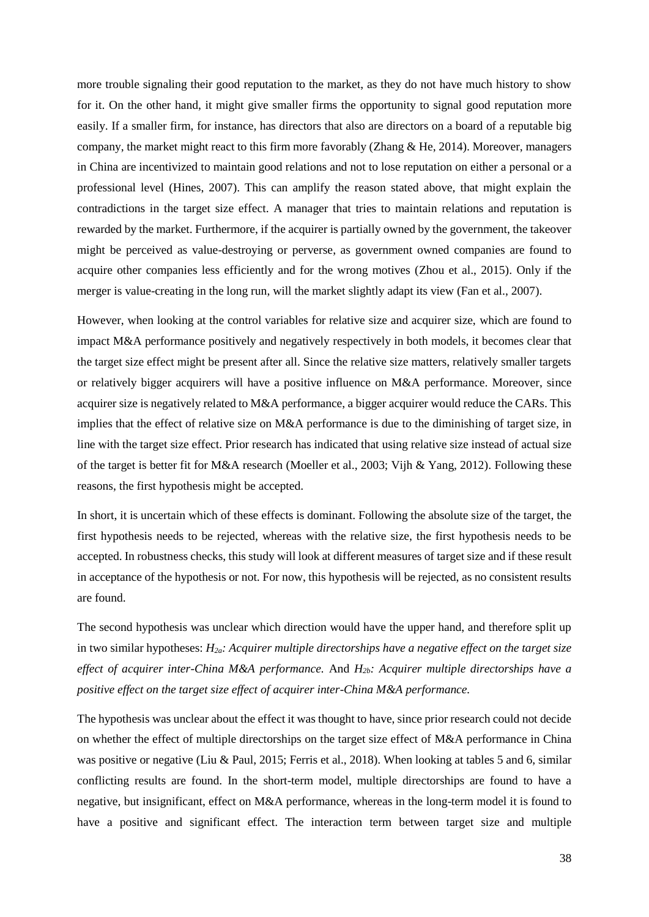more trouble signaling their good reputation to the market, as they do not have much history to show for it. On the other hand, it might give smaller firms the opportunity to signal good reputation more easily. If a smaller firm, for instance, has directors that also are directors on a board of a reputable big company, the market might react to this firm more favorably (Zhang & He, 2014). Moreover, managers in China are incentivized to maintain good relations and not to lose reputation on either a personal or a professional level (Hines, 2007). This can amplify the reason stated above, that might explain the contradictions in the target size effect. A manager that tries to maintain relations and reputation is rewarded by the market. Furthermore, if the acquirer is partially owned by the government, the takeover might be perceived as value-destroying or perverse, as government owned companies are found to acquire other companies less efficiently and for the wrong motives (Zhou et al., 2015). Only if the merger is value-creating in the long run, will the market slightly adapt its view (Fan et al., 2007).

However, when looking at the control variables for relative size and acquirer size, which are found to impact M&A performance positively and negatively respectively in both models, it becomes clear that the target size effect might be present after all. Since the relative size matters, relatively smaller targets or relatively bigger acquirers will have a positive influence on M&A performance. Moreover, since acquirer size is negatively related to M&A performance, a bigger acquirer would reduce the CARs. This implies that the effect of relative size on M&A performance is due to the diminishing of target size, in line with the target size effect. Prior research has indicated that using relative size instead of actual size of the target is better fit for M&A research (Moeller et al., 2003; Vijh & Yang, 2012). Following these reasons, the first hypothesis might be accepted.

In short, it is uncertain which of these effects is dominant. Following the absolute size of the target, the first hypothesis needs to be rejected, whereas with the relative size, the first hypothesis needs to be accepted. In robustness checks, this study will look at different measures of target size and if these result in acceptance of the hypothesis or not. For now, this hypothesis will be rejected, as no consistent results are found.

The second hypothesis was unclear which direction would have the upper hand, and therefore split up in two similar hypotheses: *$H_{2a}$: Acquirer multiple directorships have a negative effect on the target size effect of acquirer inter-China M&A performance.* And *$H_{2b}$: Acquirer multiple directorships have a positive effect on the target size effect of acquirer inter-China M&A performance.*

The hypothesis was unclear about the effect it was thought to have, since prior research could not decide on whether the effect of multiple directorships on the target size effect of M&A performance in China was positive or negative (Liu & Paul, 2015; Ferris et al., 2018). When looking at tables 5 and 6, similar conflicting results are found. In the short-term model, multiple directorships are found to have a negative, but insignificant, effect on M&A performance, whereas in the long-term model it is found to have a positive and significant effect. The interaction term between target size and multiple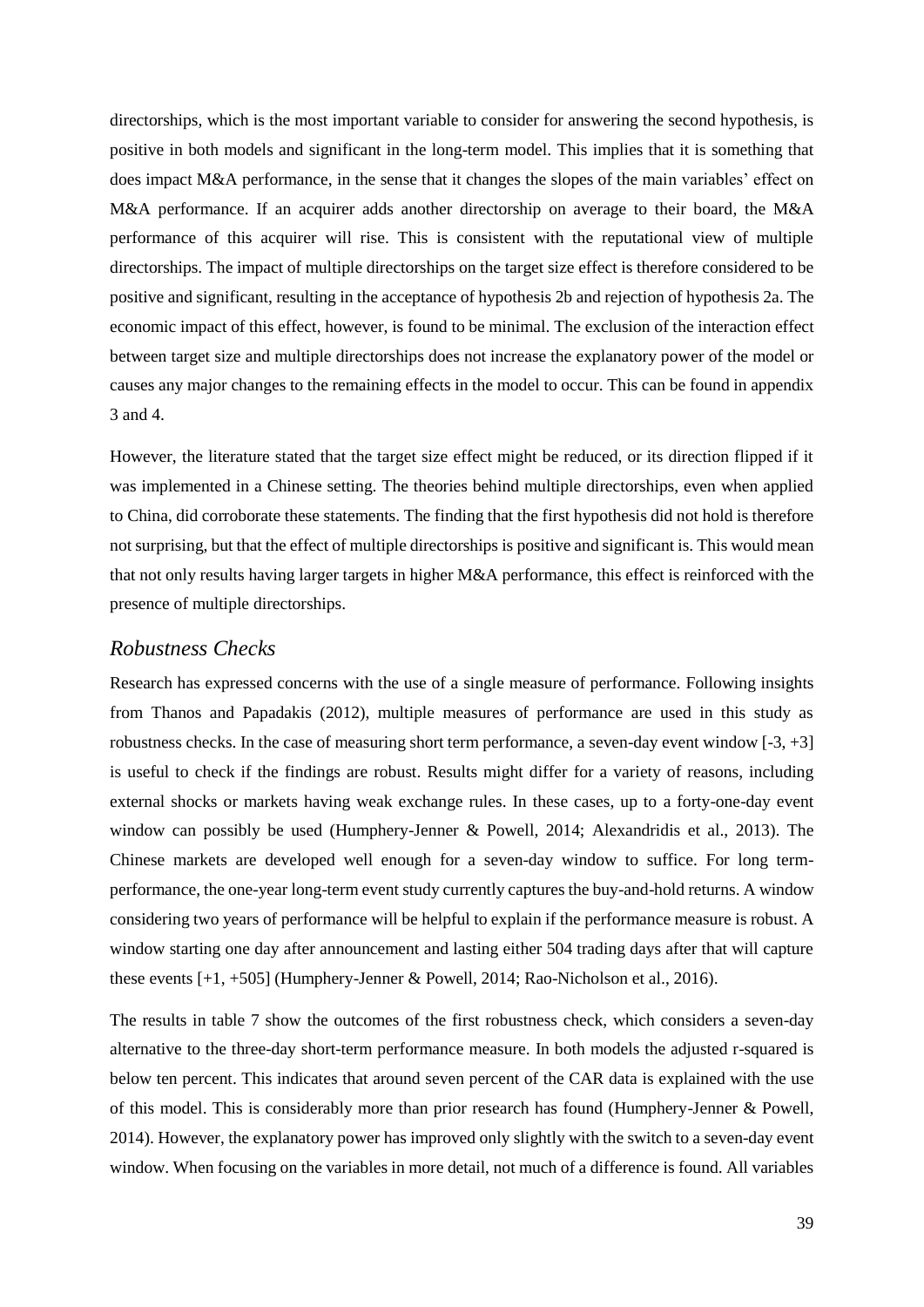directorships, which is the most important variable to consider for answering the second hypothesis, is positive in both models and significant in the long-term model. This implies that it is something that does impact M&A performance, in the sense that it changes the slopes of the main variables' effect on M&A performance. If an acquirer adds another directorship on average to their board, the M&A performance of this acquirer will rise. This is consistent with the reputational view of multiple directorships. The impact of multiple directorships on the target size effect is therefore considered to be positive and significant, resulting in the acceptance of hypothesis 2b and rejection of hypothesis 2a. The economic impact of this effect, however, is found to be minimal. The exclusion of the interaction effect between target size and multiple directorships does not increase the explanatory power of the model or causes any major changes to the remaining effects in the model to occur. This can be found in appendix 3 and 4.

However, the literature stated that the target size effect might be reduced, or its direction flipped if it was implemented in a Chinese setting. The theories behind multiple directorships, even when applied to China, did corroborate these statements. The finding that the first hypothesis did not hold is therefore not surprising, but that the effect of multiple directorships is positive and significant is. This would mean that not only results having larger targets in higher M&A performance, this effect is reinforced with the presence of multiple directorships.

## *Robustness Checks*

Research has expressed concerns with the use of a single measure of performance. Following insights from Thanos and Papadakis (2012), multiple measures of performance are used in this study as robustness checks. In the case of measuring short term performance, a seven-day event window [-3, +3] is useful to check if the findings are robust. Results might differ for a variety of reasons, including external shocks or markets having weak exchange rules. In these cases, up to a forty-one-day event window can possibly be used (Humphery-Jenner & Powell, 2014; Alexandridis et al., 2013). The Chinese markets are developed well enough for a seven-day window to suffice. For long term-performance, the one-year long-term event study currently captures the buy-and-hold returns. A window considering two years of performance will be helpful to explain if the performance measure is robust. A window starting one day after announcement and lasting either 504 trading days after that will capture these events [+1, +505] (Humphery-Jenner & Powell, 2014; Rao-Nicholson et al., 2016).

The results in table 7 show the outcomes of the first robustness check, which considers a seven-day alternative to the three-day short-term performance measure. In both models the adjusted r-squared is below ten percent. This indicates that around seven percent of the CAR data is explained with the use of this model. This is considerably more than prior research has found (Humphery-Jenner & Powell, 2014). However, the explanatory power has improved only slightly with the switch to a seven-day event window. When focusing on the variables in more detail, not much of a difference is found. All variables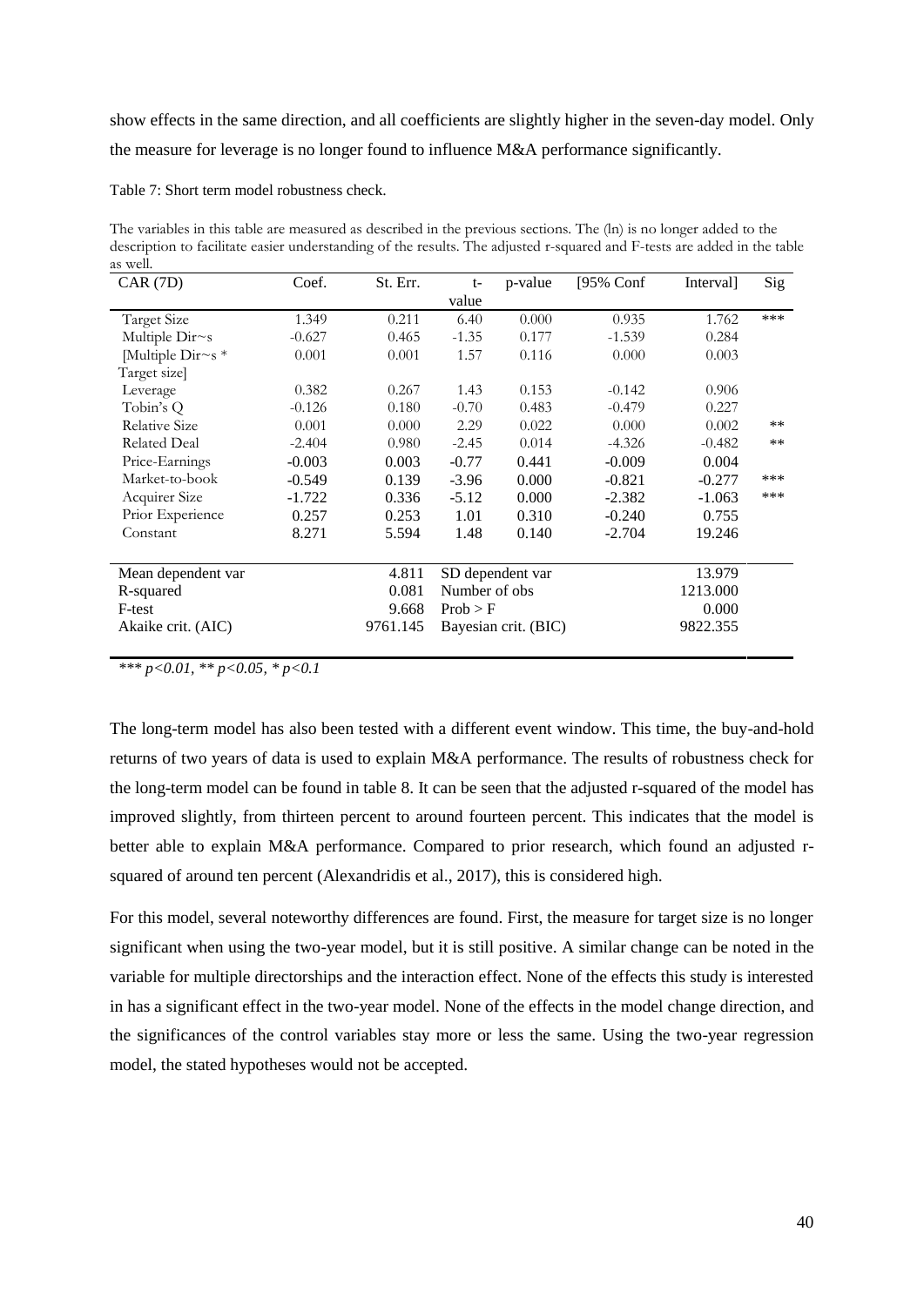show effects in the same direction, and all coefficients are slightly higher in the seven-day model. Only the measure for leverage is no longer found to influence M&A performance significantly.

Table 7: Short term model robustness check.

The variables in this table are measured as described in the previous sections. The (ln) is no longer added to the description to facilitate easier understanding of the results. The adjusted r-squared and F-tests are added in the table as well.

| CAR (7D) | Coef. | St. Err. | t-value | p-value | [95% Conf | Interval] | Sig |
|---|---|---|---|---|---|---|---|
| Target Size | 1.349 | 0.211 | 6.40 | 0.000 | 0.935 | 1.762 | *** |
| Multiple Dir~s | -0.627 | 0.465 | -1.35 | 0.177 | -1.539 | 0.284 | |
| [Multiple Dir~s * Target size] | 0.001 | 0.001 | 1.57 | 0.116 | 0.000 | 0.003 | |
| Leverage | 0.382 | 0.267 | 1.43 | 0.153 | -0.142 | 0.906 | |
| Tobin's Q | -0.126 | 0.180 | -0.70 | 0.483 | -0.479 | 0.227 | |
| Relative Size | 0.001 | 0.000 | 2.29 | 0.022 | 0.000 | 0.002 | ** |
| Related Deal | -2.404 | 0.980 | -2.45 | 0.014 | -4.326 | -0.482 | ** |
| Price-Earnings | -0.003 | 0.003 | -0.77 | 0.441 | -0.009 | 0.004 | |
| Market-to-book | -0.549 | 0.139 | -3.96 | 0.000 | -0.821 | -0.277 | *** |
| Acquirer Size | -1.722 | 0.336 | -5.12 | 0.000 | -2.382 | -1.063 | *** |
| Prior Experience | 0.257 | 0.253 | 1.01 | 0.310 | -0.240 | 0.755 | |
| Constant | 8.271 | 5.594 | 1.48 | 0.140 | -2.704 | 19.246 | |
| | | | | | | | |
| Mean dependent var | | 4.811 | SD dependent var | | | 13.979 | |
| R-squared | | 0.081 | Number of obs | | | 1213.000 | |
| F-test | | 9.668 | Prob > F | | | 0.000 | |
| Akaike crit. (AIC) | | 9761.145 | Bayesian crit. (BIC) | | | 9822.355 | |

*** $p<0.01$, ** $p<0.05$, * $p<0.1$

The long-term model has also been tested with a different event window. This time, the buy-and-hold returns of two years of data is used to explain M&A performance. The results of robustness check for the long-term model can be found in table 8. It can be seen that the adjusted r-squared of the model has improved slightly, from thirteen percent to around fourteen percent. This indicates that the model is better able to explain M&A performance. Compared to prior research, which found an adjusted r-squared of around ten percent (Alexandridis et al., 2017), this is considered high.

For this model, several noteworthy differences are found. First, the measure for target size is no longer significant when using the two-year model, but it is still positive. A similar change can be noted in the variable for multiple directorships and the interaction effect. None of the effects this study is interested in has a significant effect in the two-year model. None of the effects in the model change direction, and the significances of the control variables stay more or less the same. Using the two-year regression model, the stated hypotheses would not be accepted.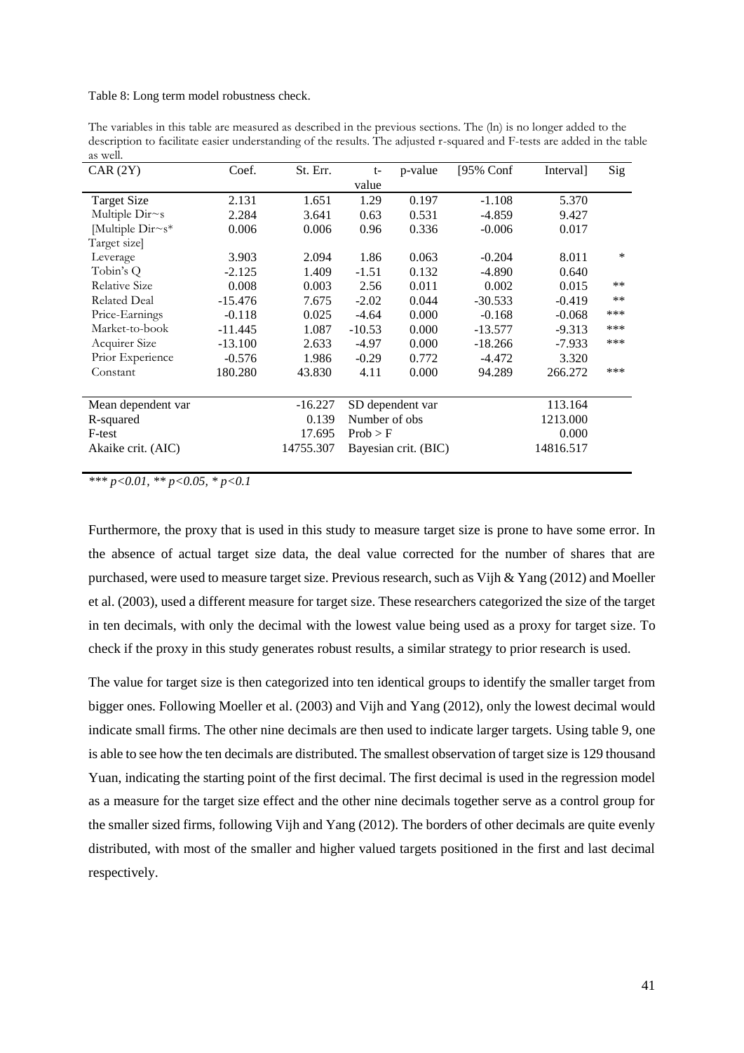Table 8: Long term model robustness check.

The variables in this table are measured as described in the previous sections. The (ln) is no longer added to the description to facilitate easier understanding of the results. The adjusted r-squared and F-tests are added in the table as well.

| CAR (2Y) | Coef. | St. Err. | t-value | p-value | [95% Conf | Interval] | Sig |
|---|---|---|---|---|---|---|---|
| Target Size | 2.131 | 1.651 | 1.29 | 0.197 | -1.108 | 5.370 | |
| Multiple Dir~s | 2.284 | 3.641 | 0.63 | 0.531 | -4.859 | 9.427 | |
| [Multiple Dir~s* Target size] | 0.006 | 0.006 | 0.96 | 0.336 | -0.006 | 0.017 | |
| Leverage | 3.903 | 2.094 | 1.86 | 0.063 | -0.204 | 8.011 | * |
| Tobin's Q | -2.125 | 1.409 | -1.51 | 0.132 | -4.890 | 0.640 | |
| Relative Size | 0.008 | 0.003 | 2.56 | 0.011 | 0.002 | 0.015 | ** |
| Related Deal | -15.476 | 7.675 | -2.02 | 0.044 | -30.533 | -0.419 | ** |
| Price-Earnings | -0.118 | 0.025 | -4.64 | 0.000 | -0.168 | -0.068 | *** |
| Market-to-book | -11.445 | 1.087 | -10.53 | 0.000 | -13.577 | -9.313 | *** |
| Acquirer Size | -13.100 | 2.633 | -4.97 | 0.000 | -18.266 | -7.933 | *** |
| Prior Experience | -0.576 | 1.986 | -0.29 | 0.772 | -4.472 | 3.320 | |
| Constant | 180.280 | 43.830 | 4.11 | 0.000 | 94.289 | 266.272 | *** |
| | | | | | | | |
| Mean dependent var | | -16.227 | SD dependent var | | | 113.164 | |
| R-squared | | 0.139 | Number of obs | | | 1213.000 | |
| F-test | | 17.695 | Prob > F | | | 0.000 | |
| Akaike crit. (AIC) | | 14755.307 | Bayesian crit. (BIC) | | | 14816.517 | |

*** $p<0.01$, ** $p<0.05$, * $p<0.1$

Furthermore, the proxy that is used in this study to measure target size is prone to have some error. In the absence of actual target size data, the deal value corrected for the number of shares that are purchased, were used to measure target size. Previous research, such as Vijh & Yang (2012) and Moeller et al. (2003), used a different measure for target size. These researchers categorized the size of the target in ten decimals, with only the decimal with the lowest value being used as a proxy for target size. To check if the proxy in this study generates robust results, a similar strategy to prior research is used.

The value for target size is then categorized into ten identical groups to identify the smaller target from bigger ones. Following Moeller et al. (2003) and Vijh and Yang (2012), only the lowest decimal would indicate small firms. The other nine decimals are then used to indicate larger targets. Using table 9, one is able to see how the ten decimals are distributed. The smallest observation of target size is 129 thousand Yuan, indicating the starting point of the first decimal. The first decimal is used in the regression model as a measure for the target size effect and the other nine decimals together serve as a control group for the smaller sized firms, following Vijh and Yang (2012). The borders of other decimals are quite evenly distributed, with most of the smaller and higher valued targets positioned in the first and last decimal respectively.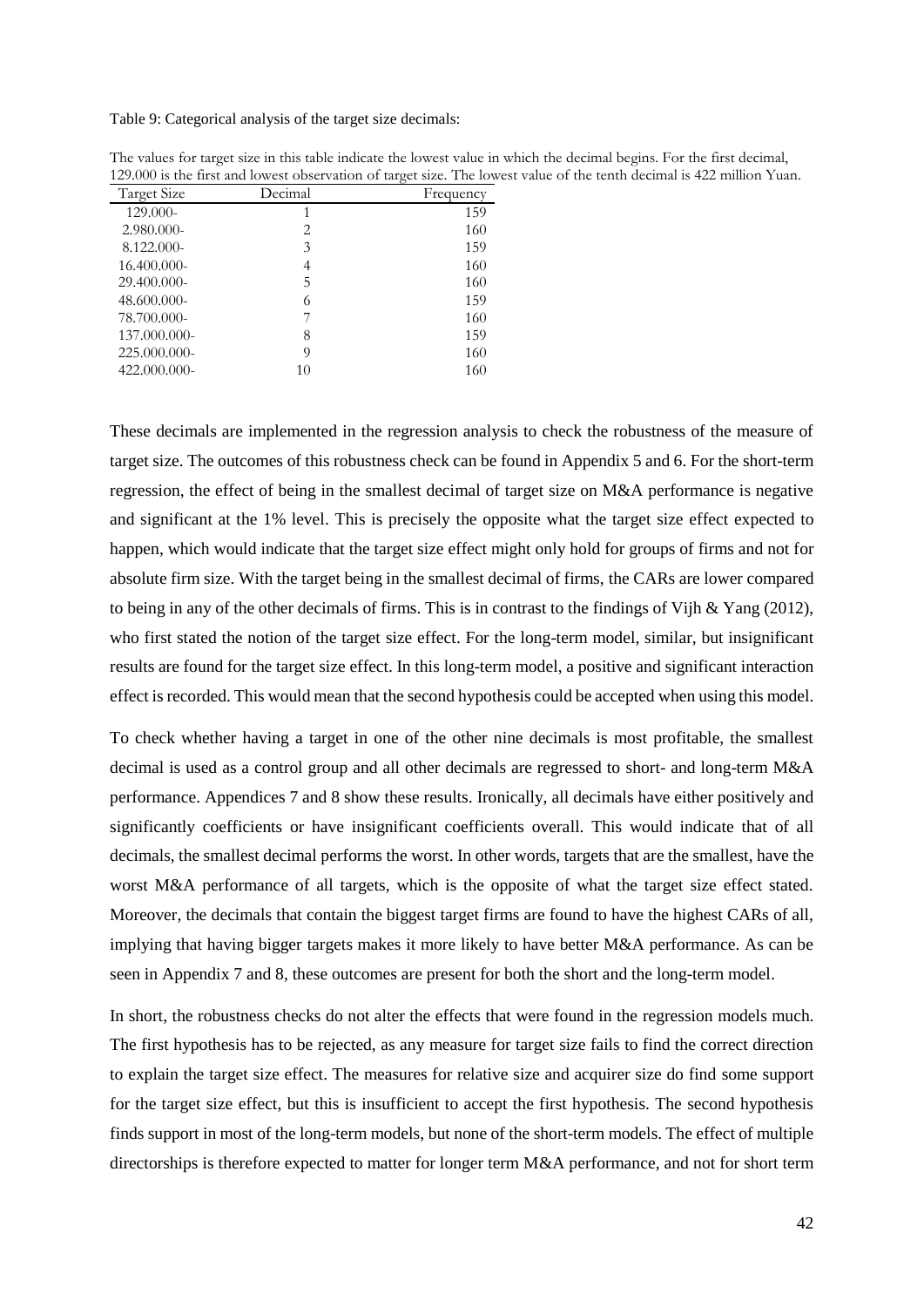Table 9: Categorical analysis of the target size decimals:

The values for target size in this table indicate the lowest value in which the decimal begins. For the first decimal, 129.000 is the first and lowest observation of target size. The lowest value of the tenth decimal is 422 million Yuan.

| Target Size | Decimal | Frequency |
|---|---|---|
| 129.000- | 1 | 159 |
| 2.980.000- | 2 | 160 |
| 8.122.000- | 3 | 159 |
| 16.400.000- | 4 | 160 |
| 29.400.000- | 5 | 160 |
| 48.600.000- | 6 | 159 |
| 78.700.000- | 7 | 160 |
| 137.000.000- | 8 | 159 |
| 225.000.000- | 9 | 160 |
| 422.000.000- | 10 | 160 |

These decimals are implemented in the regression analysis to check the robustness of the measure of target size. The outcomes of this robustness check can be found in Appendix 5 and 6. For the short-term regression, the effect of being in the smallest decimal of target size on M&A performance is negative and significant at the 1% level. This is precisely the opposite what the target size effect expected to happen, which would indicate that the target size effect might only hold for groups of firms and not for absolute firm size. With the target being in the smallest decimal of firms, the CARs are lower compared to being in any of the other decimals of firms. This is in contrast to the findings of Vijh & Yang (2012), who first stated the notion of the target size effect. For the long-term model, similar, but insignificant results are found for the target size effect. In this long-term model, a positive and significant interaction effect is recorded. This would mean that the second hypothesis could be accepted when using this model.

To check whether having a target in one of the other nine decimals is most profitable, the smallest decimal is used as a control group and all other decimals are regressed to short- and long-term M&A performance. Appendices 7 and 8 show these results. Ironically, all decimals have either positively and significantly coefficients or have insignificant coefficients overall. This would indicate that of all decimals, the smallest decimal performs the worst. In other words, targets that are the smallest, have the worst M&A performance of all targets, which is the opposite of what the target size effect stated. Moreover, the decimals that contain the biggest target firms are found to have the highest CARs of all, implying that having bigger targets makes it more likely to have better M&A performance. As can be seen in Appendix 7 and 8, these outcomes are present for both the short and the long-term model.

In short, the robustness checks do not alter the effects that were found in the regression models much. The first hypothesis has to be rejected, as any measure for target size fails to find the correct direction to explain the target size effect. The measures for relative size and acquirer size do find some support for the target size effect, but this is insufficient to accept the first hypothesis. The second hypothesis finds support in most of the long-term models, but none of the short-term models. The effect of multiple directorships is therefore expected to matter for longer term M&A performance, and not for short term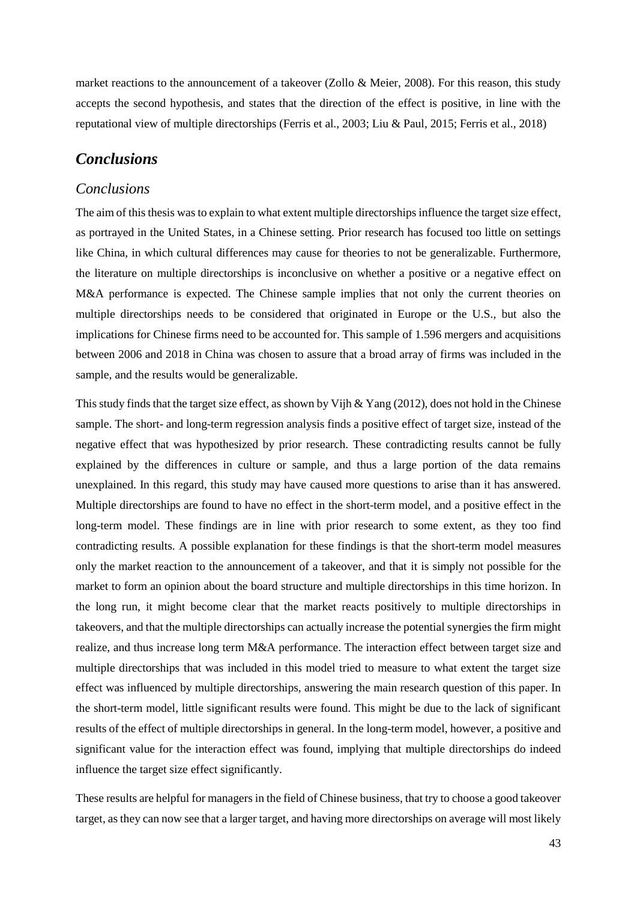market reactions to the announcement of a takeover (Zollo & Meier, 2008). For this reason, this study accepts the second hypothesis, and states that the direction of the effect is positive, in line with the reputational view of multiple directorships (Ferris et al., 2003; Liu & Paul, 2015; Ferris et al., 2018)

# *Conclusions*

## *Conclusions*

The aim of this thesis was to explain to what extent multiple directorships influence the target size effect, as portrayed in the United States, in a Chinese setting. Prior research has focused too little on settings like China, in which cultural differences may cause for theories to not be generalizable. Furthermore, the literature on multiple directorships is inconclusive on whether a positive or a negative effect on M&A performance is expected. The Chinese sample implies that not only the current theories on multiple directorships needs to be considered that originated in Europe or the U.S., but also the implications for Chinese firms need to be accounted for. This sample of 1.596 mergers and acquisitions between 2006 and 2018 in China was chosen to assure that a broad array of firms was included in the sample, and the results would be generalizable.

This study finds that the target size effect, as shown by Vijh & Yang (2012), does not hold in the Chinese sample. The short- and long-term regression analysis finds a positive effect of target size, instead of the negative effect that was hypothesized by prior research. These contradicting results cannot be fully explained by the differences in culture or sample, and thus a large portion of the data remains unexplained. In this regard, this study may have caused more questions to arise than it has answered. Multiple directorships are found to have no effect in the short-term model, and a positive effect in the long-term model. These findings are in line with prior research to some extent, as they too find contradicting results. A possible explanation for these findings is that the short-term model measures only the market reaction to the announcement of a takeover, and that it is simply not possible for the market to form an opinion about the board structure and multiple directorships in this time horizon. In the long run, it might become clear that the market reacts positively to multiple directorships in takeovers, and that the multiple directorships can actually increase the potential synergies the firm might realize, and thus increase long term M&A performance. The interaction effect between target size and multiple directorships that was included in this model tried to measure to what extent the target size effect was influenced by multiple directorships, answering the main research question of this paper. In the short-term model, little significant results were found. This might be due to the lack of significant results of the effect of multiple directorships in general. In the long-term model, however, a positive and significant value for the interaction effect was found, implying that multiple directorships do indeed influence the target size effect significantly.

These results are helpful for managers in the field of Chinese business, that try to choose a good takeover target, as they can now see that a larger target, and having more directorships on average will most likely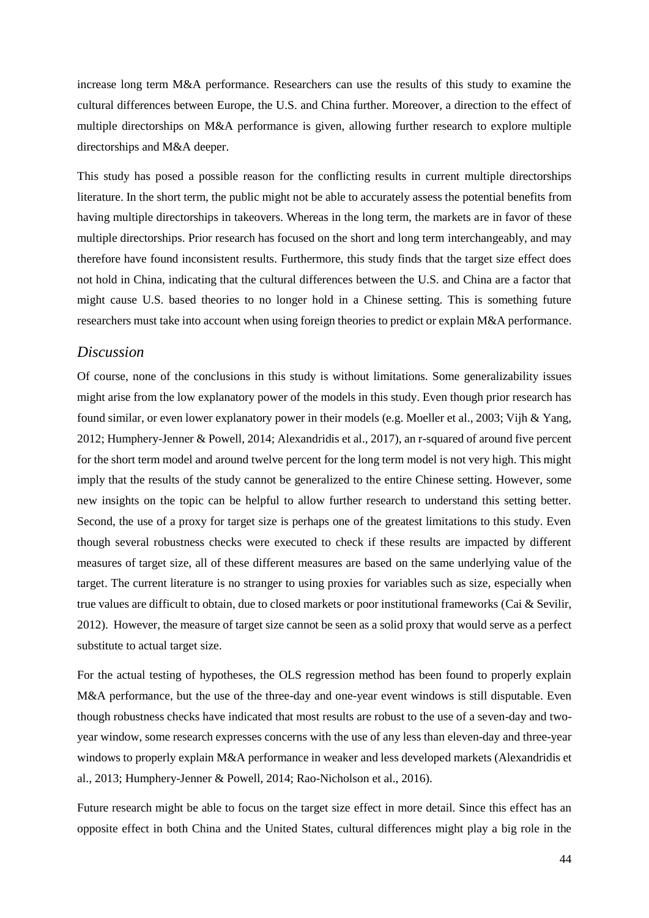increase long term M&A performance. Researchers can use the results of this study to examine the cultural differences between Europe, the U.S. and China further. Moreover, a direction to the effect of multiple directorships on M&A performance is given, allowing further research to explore multiple directorships and M&A deeper.

This study has posed a possible reason for the conflicting results in current multiple directorships literature. In the short term, the public might not be able to accurately assess the potential benefits from having multiple directorships in takeovers. Whereas in the long term, the markets are in favor of these multiple directorships. Prior research has focused on the short and long term interchangeably, and may therefore have found inconsistent results. Furthermore, this study finds that the target size effect does not hold in China, indicating that the cultural differences between the U.S. and China are a factor that might cause U.S. based theories to no longer hold in a Chinese setting. This is something future researchers must take into account when using foreign theories to predict or explain M&A performance.

## *Discussion*

Of course, none of the conclusions in this study is without limitations. Some generalizability issues might arise from the low explanatory power of the models in this study. Even though prior research has found similar, or even lower explanatory power in their models (e.g. Moeller et al., 2003; Vijh & Yang, 2012; Humphery-Jenner & Powell, 2014; Alexandridis et al., 2017), an r-squared of around five percent for the short term model and around twelve percent for the long term model is not very high. This might imply that the results of the study cannot be generalized to the entire Chinese setting. However, some new insights on the topic can be helpful to allow further research to understand this setting better. Second, the use of a proxy for target size is perhaps one of the greatest limitations to this study. Even though several robustness checks were executed to check if these results are impacted by different measures of target size, all of these different measures are based on the same underlying value of the target. The current literature is no stranger to using proxies for variables such as size, especially when true values are difficult to obtain, due to closed markets or poor institutional frameworks (Cai & Sevilir, 2012). However, the measure of target size cannot be seen as a solid proxy that would serve as a perfect substitute to actual target size.

For the actual testing of hypotheses, the OLS regression method has been found to properly explain M&A performance, but the use of the three-day and one-year event windows is still disputable. Even though robustness checks have indicated that most results are robust to the use of a seven-day and two-year window, some research expresses concerns with the use of any less than eleven-day and three-year windows to properly explain M&A performance in weaker and less developed markets (Alexandridis et al., 2013; Humphery-Jenner & Powell, 2014; Rao-Nicholson et al., 2016).

Future research might be able to focus on the target size effect in more detail. Since this effect has an opposite effect in both China and the United States, cultural differences might play a big role in the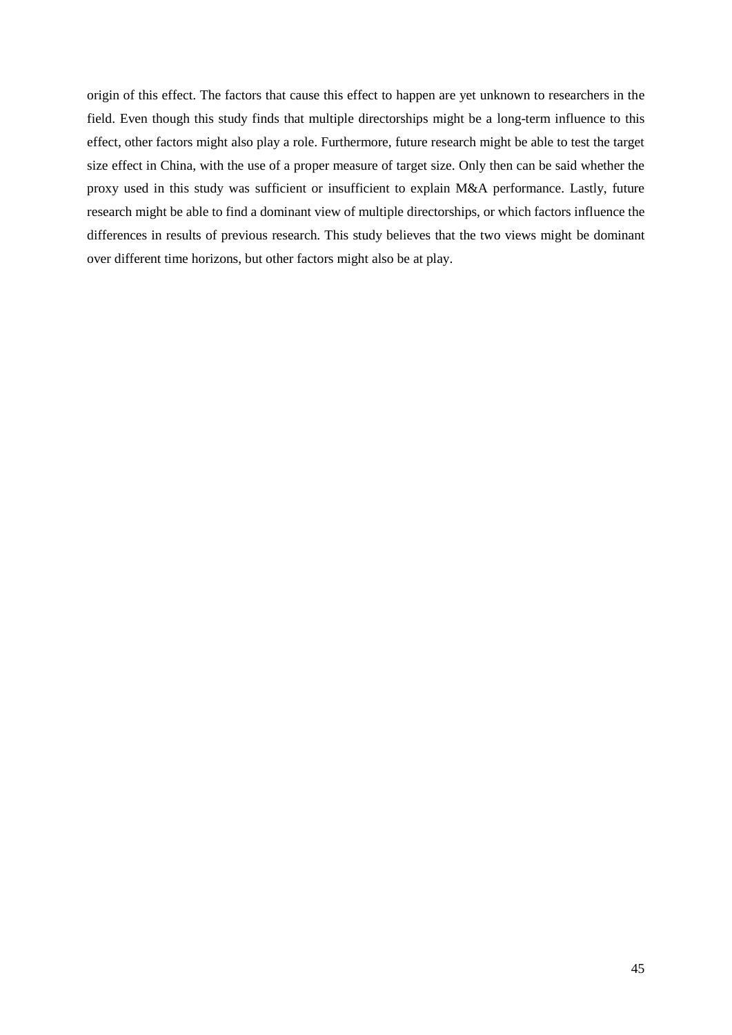origin of this effect. The factors that cause this effect to happen are yet unknown to researchers in the field. Even though this study finds that multiple directorships might be a long-term influence to this effect, other factors might also play a role. Furthermore, future research might be able to test the target size effect in China, with the use of a proper measure of target size. Only then can be said whether the proxy used in this study was sufficient or insufficient to explain M&A performance. Lastly, future research might be able to find a dominant view of multiple directorships, or which factors influence the differences in results of previous research. This study believes that the two views might be dominant over different time horizons, but other factors might also be at play.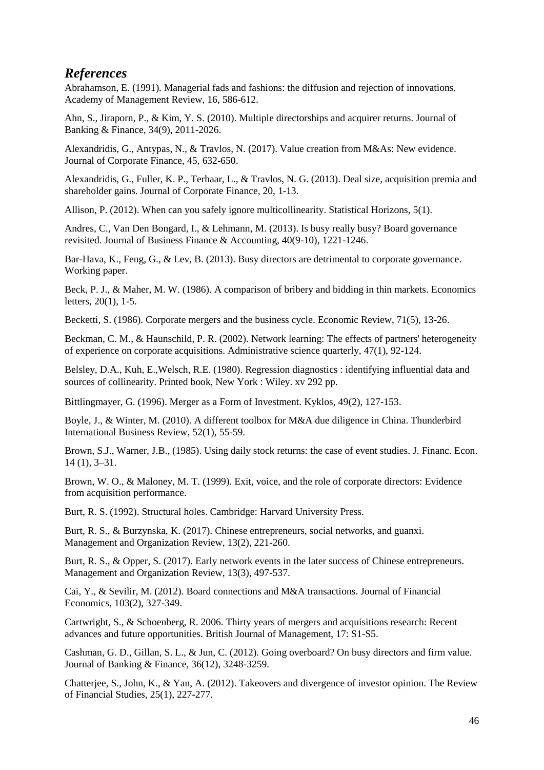## *References*

Abrahamson, E. (1991). Managerial fads and fashions: the diffusion and rejection of innovations. Academy of Management Review, 16, 586-612.

Ahn, S., Jiraporn, P., & Kim, Y. S. (2010). Multiple directorships and acquirer returns. Journal of Banking & Finance, 34(9), 2011-2026.

Alexandridis, G., Antypas, N., & Travlos, N. (2017). Value creation from M&As: New evidence. Journal of Corporate Finance, 45, 632-650.

Alexandridis, G., Fuller, K. P., Terhaar, L., & Travlos, N. G. (2013). Deal size, acquisition premia and shareholder gains. Journal of Corporate Finance, 20, 1-13.

Allison, P. (2012). When can you safely ignore multicollinearity. Statistical Horizons, 5(1).

Andres, C., Van Den Bongard, I., & Lehmann, M. (2013). Is busy really busy? Board governance revisited. Journal of Business Finance & Accounting, 40(9-10), 1221-1246.

Bar-Hava, K., Feng, G., & Lev, B. (2013). Busy directors are detrimental to corporate governance. Working paper.

Beck, P. J., & Maher, M. W. (1986). A comparison of bribery and bidding in thin markets. Economics letters, 20(1), 1-5.

Becketti, S. (1986). Corporate mergers and the business cycle. Economic Review, 71(5), 13-26.

Beckman, C. M., & Haunschild, P. R. (2002). Network learning: The effects of partners' heterogeneity of experience on corporate acquisitions. Administrative science quarterly, 47(1), 92-124.

Belsley, D.A., Kuh, E.,Welsch, R.E. (1980). Regression diagnostics : identifying influential data and sources of collinearity. Printed book, New York : Wiley. xv 292 pp.

Bittlingmayer, G. (1996). Merger as a Form of Investment. Kyklos, 49(2), 127-153.

Boyle, J., & Winter, M. (2010). A different toolbox for M&A due diligence in China. Thunderbird International Business Review, 52(1), 55-59.

Brown, S.J., Warner, J.B., (1985). Using daily stock returns: the case of event studies. J. Financ. Econ. 14 (1), 3–31.

Brown, W. O., & Maloney, M. T. (1999). Exit, voice, and the role of corporate directors: Evidence from acquisition performance.

Burt, R. S. (1992). Structural holes. Cambridge: Harvard University Press.

Burt, R. S., & Burzynska, K. (2017). Chinese entrepreneurs, social networks, and guanxi. Management and Organization Review, 13(2), 221-260.

Burt, R. S., & Opper, S. (2017). Early network events in the later success of Chinese entrepreneurs. Management and Organization Review, 13(3), 497-537.

Cai, Y., & Sevilir, M. (2012). Board connections and M&A transactions. Journal of Financial Economics, 103(2), 327-349.

Cartwright, S., & Schoenberg, R. 2006. Thirty years of mergers and acquisitions research: Recent advances and future opportunities. British Journal of Management, 17: S1-S5.

Cashman, G. D., Gillan, S. L., & Jun, C. (2012). Going overboard? On busy directors and firm value. Journal of Banking & Finance, 36(12), 3248-3259.

Chatterjee, S., John, K., & Yan, A. (2012). Takeovers and divergence of investor opinion. The Review of Financial Studies, 25(1), 227-277.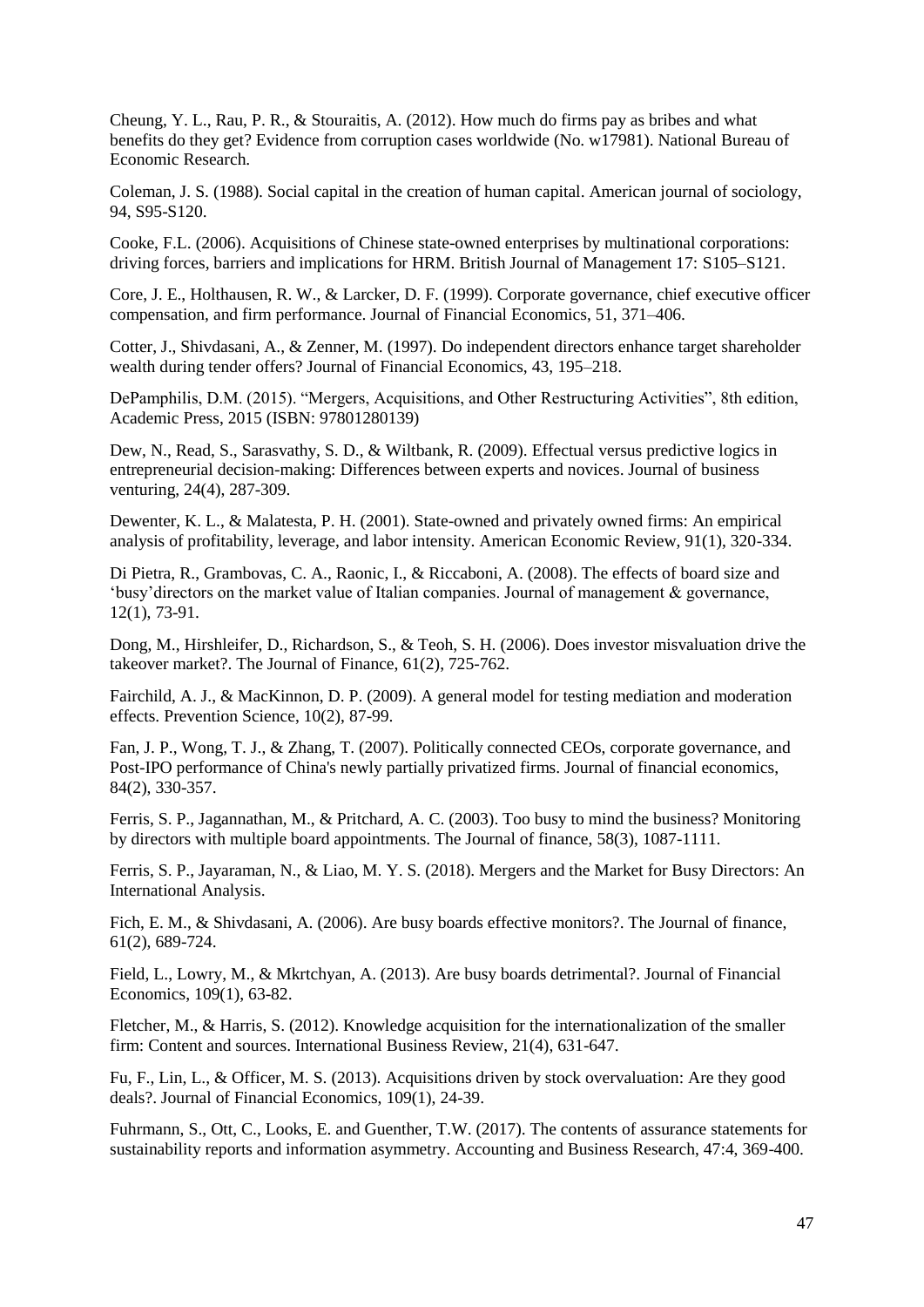Cheung, Y. L., Rau, P. R., & Stouraitis, A. (2012). How much do firms pay as bribes and what benefits do they get? Evidence from corruption cases worldwide (No. w17981). National Bureau of Economic Research.

Coleman, J. S. (1988). Social capital in the creation of human capital. American journal of sociology, 94, S95-S120.

Cooke, F.L. (2006). Acquisitions of Chinese state-owned enterprises by multinational corporations: driving forces, barriers and implications for HRM. British Journal of Management 17: S105–S121.

Core, J. E., Holthausen, R. W., & Larcker, D. F. (1999). Corporate governance, chief executive officer compensation, and firm performance. Journal of Financial Economics, 51, 371–406.

Cotter, J., Shivdasani, A., & Zenner, M. (1997). Do independent directors enhance target shareholder wealth during tender offers? Journal of Financial Economics, 43, 195–218.

DePamphilis, D.M. (2015). "Mergers, Acquisitions, and Other Restructuring Activities", 8th edition, Academic Press, 2015 (ISBN: 97801280139)

Dew, N., Read, S., Sarasvathy, S. D., & Wiltbank, R. (2009). Effectual versus predictive logics in entrepreneurial decision-making: Differences between experts and novices. Journal of business venturing, 24(4), 287-309.

Dewenter, K. L., & Malatesta, P. H. (2001). State-owned and privately owned firms: An empirical analysis of profitability, leverage, and labor intensity. American Economic Review, 91(1), 320-334.

Di Pietra, R., Grambovas, C. A., Raonic, I., & Riccaboni, A. (2008). The effects of board size and 'busy'directors on the market value of Italian companies. Journal of management & governance, 12(1), 73-91.

Dong, M., Hirshleifer, D., Richardson, S., & Teoh, S. H. (2006). Does investor misvaluation drive the takeover market?. The Journal of Finance, 61(2), 725-762.

Fairchild, A. J., & MacKinnon, D. P. (2009). A general model for testing mediation and moderation effects. Prevention Science, 10(2), 87-99.

Fan, J. P., Wong, T. J., & Zhang, T. (2007). Politically connected CEOs, corporate governance, and Post-IPO performance of China's newly partially privatized firms. Journal of financial economics, 84(2), 330-357.

Ferris, S. P., Jagannathan, M., & Pritchard, A. C. (2003). Too busy to mind the business? Monitoring by directors with multiple board appointments. The Journal of finance, 58(3), 1087-1111.

Ferris, S. P., Jayaraman, N., & Liao, M. Y. S. (2018). Mergers and the Market for Busy Directors: An International Analysis.

Fich, E. M., & Shivdasani, A. (2006). Are busy boards effective monitors?. The Journal of finance, 61(2), 689-724.

Field, L., Lowry, M., & Mkrtchyan, A. (2013). Are busy boards detrimental?. Journal of Financial Economics, 109(1), 63-82.

Fletcher, M., & Harris, S. (2012). Knowledge acquisition for the internationalization of the smaller firm: Content and sources. International Business Review, 21(4), 631-647.

Fu, F., Lin, L., & Officer, M. S. (2013). Acquisitions driven by stock overvaluation: Are they good deals?. Journal of Financial Economics, 109(1), 24-39.

Fuhrmann, S., Ott, C., Looks, E. and Guenther, T.W. (2017). The contents of assurance statements for sustainability reports and information asymmetry. Accounting and Business Research, 47:4, 369-400.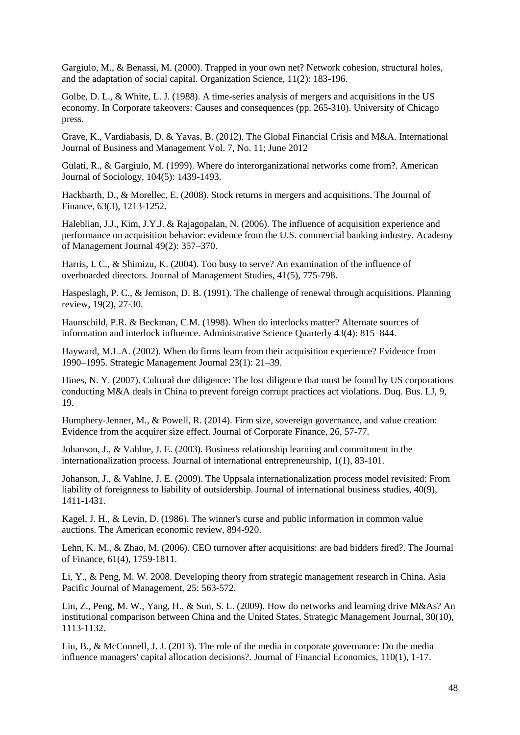Gargiulo, M., & Benassi, M. (2000). Trapped in your own net? Network cohesion, structural holes, and the adaptation of social capital. Organization Science, 11(2): 183-196.

Golbe, D. L., & White, L. J. (1988). A time-series analysis of mergers and acquisitions in the US economy. In Corporate takeovers: Causes and consequences (pp. 265-310). University of Chicago press.

Grave, K., Vardiabasis, D. & Yavas, B. (2012). The Global Financial Crisis and M&A. International Journal of Business and Management Vol. 7, No. 11; June 2012

Gulati, R., & Gargiulo, M. (1999). Where do interorganizational networks come from?. American Journal of Sociology, 104(5): 1439-1493.

Hackbarth, D., & Morellec, E. (2008). Stock returns in mergers and acquisitions. The Journal of Finance, 63(3), 1213-1252.

Haleblian, J.J., Kim, J.Y.J. & Rajagopalan, N. (2006). The influence of acquisition experience and performance on acquisition behavior: evidence from the U.S. commercial banking industry. Academy of Management Journal 49(2): 357–370.

Harris, I. C., & Shimizu, K. (2004). Too busy to serve? An examination of the influence of overboarded directors. Journal of Management Studies, 41(5), 775-798.

Haspeslagh, P. C., & Jemison, D. B. (1991). The challenge of renewal through acquisitions. Planning review, 19(2), 27-30.

Haunschild, P.R. & Beckman, C.M. (1998). When do interlocks matter? Alternate sources of information and interlock influence. Administrative Science Quarterly 43(4): 815–844.

Hayward, M.L.A. (2002). When do firms learn from their acquisition experience? Evidence from 1990–1995. Strategic Management Journal 23(1): 21–39.

Hines, N. Y. (2007). Cultural due diligence: The lost diligence that must be found by US corporations conducting M&A deals in China to prevent foreign corrupt practices act violations. Duq. Bus. LJ, 9, 19.

Humphery-Jenner, M., & Powell, R. (2014). Firm size, sovereign governance, and value creation: Evidence from the acquirer size effect. Journal of Corporate Finance, 26, 57-77.

Johanson, J., & Vahlne, J. E. (2003). Business relationship learning and commitment in the internationalization process. Journal of international entrepreneurship, 1(1), 83-101.

Johanson, J., & Vahlne, J. E. (2009). The Uppsala internationalization process model revisited: From liability of foreignness to liability of outsidership. Journal of international business studies, 40(9), 1411-1431.

Kagel, J. H., & Levin, D. (1986). The winner's curse and public information in common value auctions. The American economic review, 894-920.

Lehn, K. M., & Zhao, M. (2006). CEO turnover after acquisitions: are bad bidders fired?. The Journal of Finance, 61(4), 1759-1811.

Li, Y., & Peng, M. W. 2008. Developing theory from strategic management research in China. Asia Pacific Journal of Management, 25: 563-572.

Lin, Z., Peng, M. W., Yang, H., & Sun, S. L. (2009). How do networks and learning drive M&As? An institutional comparison between China and the United States. Strategic Management Journal, 30(10), 1113-1132.

Liu, B., & McConnell, J. J. (2013). The role of the media in corporate governance: Do the media influence managers' capital allocation decisions?. Journal of Financial Economics, 110(1), 1-17.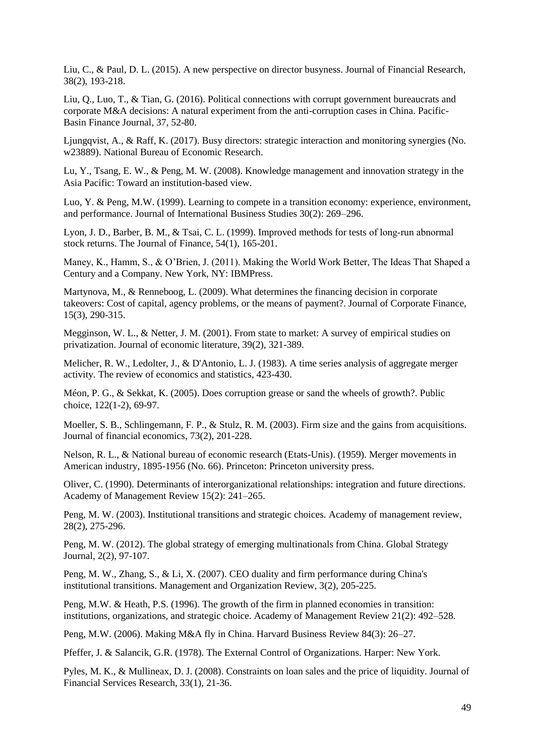Liu, C., & Paul, D. L. (2015). A new perspective on director busyness. Journal of Financial Research, 38(2), 193-218.

Liu, Q., Luo, T., & Tian, G. (2016). Political connections with corrupt government bureaucrats and corporate M&A decisions: A natural experiment from the anti-corruption cases in China. Pacific-Basin Finance Journal, 37, 52-80.

Ljungqvist, A., & Raff, K. (2017). Busy directors: strategic interaction and monitoring synergies (No. w23889). National Bureau of Economic Research.

Lu, Y., Tsang, E. W., & Peng, M. W. (2008). Knowledge management and innovation strategy in the Asia Pacific: Toward an institution-based view.

Luo, Y. & Peng, M.W. (1999). Learning to compete in a transition economy: experience, environment, and performance. Journal of International Business Studies 30(2): 269–296.

Lyon, J. D., Barber, B. M., & Tsai, C. L. (1999). Improved methods for tests of long-run abnormal stock returns. The Journal of Finance, 54(1), 165-201.

Maney, K., Hamm, S., & O'Brien, J. (2011). Making the World Work Better, The Ideas That Shaped a Century and a Company. New York, NY: IBMPress.

Martynova, M., & Renneboog, L. (2009). What determines the financing decision in corporate takeovers: Cost of capital, agency problems, or the means of payment?. Journal of Corporate Finance, 15(3), 290-315.

Megginson, W. L., & Netter, J. M. (2001). From state to market: A survey of empirical studies on privatization. Journal of economic literature, 39(2), 321-389.

Melicher, R. W., Ledolter, J., & D'Antonio, L. J. (1983). A time series analysis of aggregate merger activity. The review of economics and statistics, 423-430.

Méon, P. G., & Sekkat, K. (2005). Does corruption grease or sand the wheels of growth?. Public choice, 122(1-2), 69-97.

Moeller, S. B., Schlingemann, F. P., & Stulz, R. M. (2003). Firm size and the gains from acquisitions. Journal of financial economics, 73(2), 201-228.

Nelson, R. L., & National bureau of economic research (Etats-Unis). (1959). Merger movements in American industry, 1895-1956 (No. 66). Princeton: Princeton university press.

Oliver, C. (1990). Determinants of interorganizational relationships: integration and future directions. Academy of Management Review 15(2): 241–265.

Peng, M. W. (2003). Institutional transitions and strategic choices. Academy of management review, 28(2), 275-296.

Peng, M. W. (2012). The global strategy of emerging multinationals from China. Global Strategy Journal, 2(2), 97-107.

Peng, M. W., Zhang, S., & Li, X. (2007). CEO duality and firm performance during China's institutional transitions. Management and Organization Review, 3(2), 205-225.

Peng, M.W. & Heath, P.S. (1996). The growth of the firm in planned economies in transition: institutions, organizations, and strategic choice. Academy of Management Review 21(2): 492–528.

Peng, M.W. (2006). Making M&A fly in China. Harvard Business Review 84(3): 26–27.

Pfeffer, J. & Salancik, G.R. (1978). The External Control of Organizations. Harper: New York.

Pyles, M. K., & Mullineax, D. J. (2008). Constraints on loan sales and the price of liquidity. Journal of Financial Services Research, 33(1), 21-36.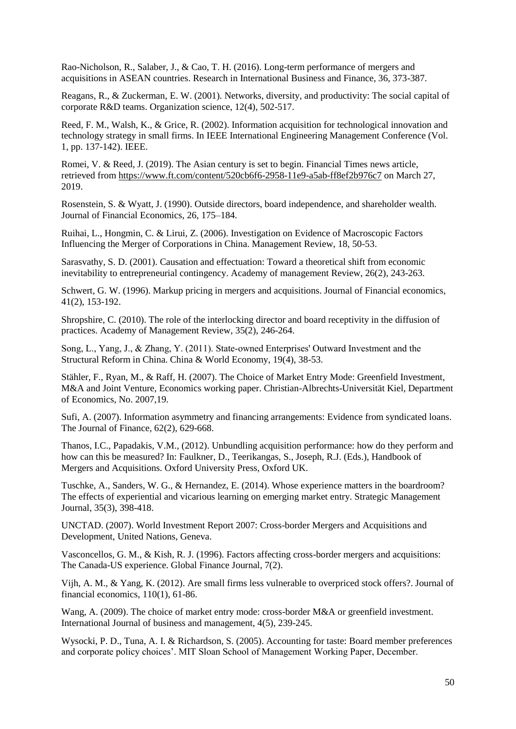Rao-Nicholson, R., Salaber, J., & Cao, T. H. (2016). Long-term performance of mergers and acquisitions in ASEAN countries. Research in International Business and Finance, 36, 373-387.

Reagans, R., & Zuckerman, E. W. (2001). Networks, diversity, and productivity: The social capital of corporate R&D teams. Organization science, 12(4), 502-517.

Reed, F. M., Walsh, K., & Grice, R. (2002). Information acquisition for technological innovation and technology strategy in small firms. In IEEE International Engineering Management Conference (Vol. 1, pp. 137-142). IEEE.

Romei, V. & Reed, J. (2019). The Asian century is set to begin. Financial Times news article, retrieved from https://www.ft.com/content/520cb6f6-2958-11e9-a5ab-ff8ef2b976c7 on March 27, 2019.

Rosenstein, S. & Wyatt, J. (1990). Outside directors, board independence, and shareholder wealth. Journal of Financial Economics, 26, 175–184.

Ruihai, L., Hongmin, C. & Lirui, Z. (2006). Investigation on Evidence of Macroscopic Factors Influencing the Merger of Corporations in China. Management Review, 18, 50-53.

Sarasvathy, S. D. (2001). Causation and effectuation: Toward a theoretical shift from economic inevitability to entrepreneurial contingency. Academy of management Review, 26(2), 243-263.

Schwert, G. W. (1996). Markup pricing in mergers and acquisitions. Journal of Financial economics, 41(2), 153-192.

Shropshire, C. (2010). The role of the interlocking director and board receptivity in the diffusion of practices. Academy of Management Review, 35(2), 246-264.

Song, L., Yang, J., & Zhang, Y. (2011). State-owned Enterprises' Outward Investment and the Structural Reform in China. China & World Economy, 19(4), 38-53.

Stähler, F., Ryan, M., & Raff, H. (2007). The Choice of Market Entry Mode: Greenfield Investment, M&A and Joint Venture, Economics working paper. Christian-Albrechts-Universität Kiel, Department of Economics, No. 2007,19.

Sufi, A. (2007). Information asymmetry and financing arrangements: Evidence from syndicated loans. The Journal of Finance, 62(2), 629-668.

Thanos, I.C., Papadakis, V.M., (2012). Unbundling acquisition performance: how do they perform and how can this be measured? In: Faulkner, D., Teerikangas, S., Joseph, R.J. (Eds.), Handbook of Mergers and Acquisitions. Oxford University Press, Oxford UK.

Tuschke, A., Sanders, W. G., & Hernandez, E. (2014). Whose experience matters in the boardroom? The effects of experiential and vicarious learning on emerging market entry. Strategic Management Journal, 35(3), 398-418.

UNCTAD. (2007). World Investment Report 2007: Cross-border Mergers and Acquisitions and Development, United Nations, Geneva.

Vasconcellos, G. M., & Kish, R. J. (1996). Factors affecting cross-border mergers and acquisitions: The Canada-US experience. Global Finance Journal, 7(2).

Vijh, A. M., & Yang, K. (2012). Are small firms less vulnerable to overpriced stock offers?. Journal of financial economics, 110(1), 61-86.

Wang, A. (2009). The choice of market entry mode: cross-border M&A or greenfield investment. International Journal of business and management, 4(5), 239-245.

Wysocki, P. D., Tuna, A. I. & Richardson, S. (2005). Accounting for taste: Board member preferences and corporate policy choices'. MIT Sloan School of Management Working Paper, December.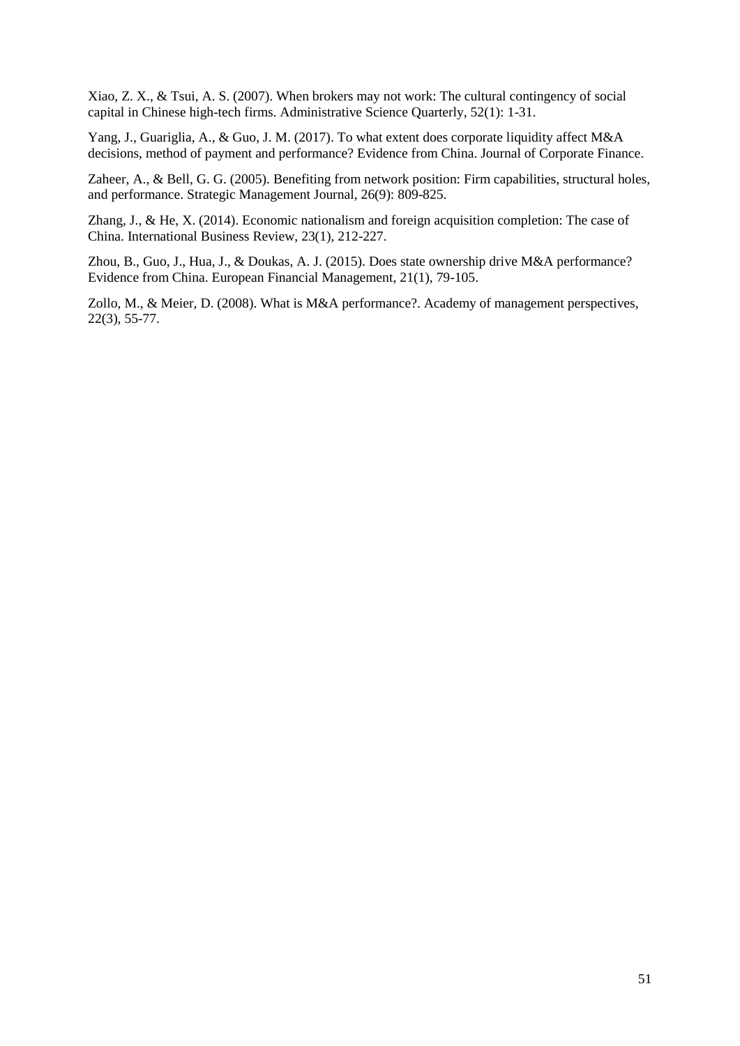Xiao, Z. X., & Tsui, A. S. (2007). When brokers may not work: The cultural contingency of social capital in Chinese high-tech firms. Administrative Science Quarterly, 52(1): 1-31.

Yang, J., Guariglia, A., & Guo, J. M. (2017). To what extent does corporate liquidity affect M&A decisions, method of payment and performance? Evidence from China. Journal of Corporate Finance.

Zaheer, A., & Bell, G. G. (2005). Benefiting from network position: Firm capabilities, structural holes, and performance. Strategic Management Journal, 26(9): 809-825.

Zhang, J., & He, X. (2014). Economic nationalism and foreign acquisition completion: The case of China. International Business Review, 23(1), 212-227.

Zhou, B., Guo, J., Hua, J., & Doukas, A. J. (2015). Does state ownership drive M&A performance? Evidence from China. European Financial Management, 21(1), 79-105.

Zollo, M., & Meier, D. (2008). What is M&A performance?. Academy of management perspectives, 22(3), 55-77.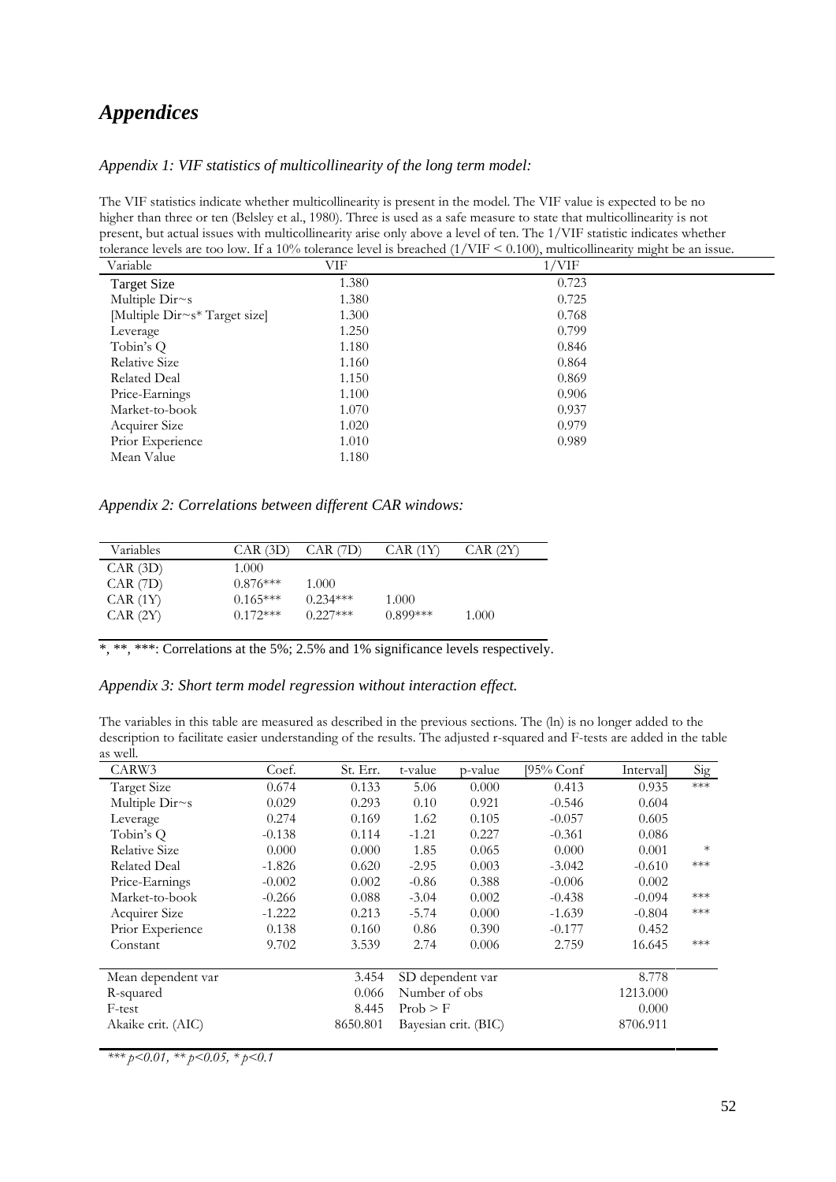# Appendices

*Appendix 1: VIF statistics of multicollinearity of the long term model:*

The VIF statistics indicate whether multicollinearity is present in the model. The VIF value is expected to be no higher than three or ten (Belsley et al., 1980). Three is used as a safe measure to state that multicollinearity is not present, but actual issues with multicollinearity arise only above a level of ten. The 1/VIF statistic indicates whether tolerance levels are too low. If a 10% tolerance level is breached (1/VIF < 0.100), multicollinearity might be an issue.

| Variable | VIF | 1/VIF |
|---|---|---|
| Target Size | 1.380 | 0.723 |
| Multiple Dir~s | 1.380 | 0.725 |
| [Multiple Dir~s* Target size] | 1.300 | 0.768 |
| Leverage | 1.250 | 0.799 |
| Tobin's Q | 1.180 | 0.846 |
| Relative Size | 1.160 | 0.864 |
| Related Deal | 1.150 | 0.869 |
| Price-Earnings | 1.100 | 0.906 |
| Market-to-book | 1.070 | 0.937 |
| Acquirer Size | 1.020 | 0.979 |
| Prior Experience | 1.010 | 0.989 |
| Mean Value | 1.180 | |

*Appendix 2: Correlations between different CAR windows:*

| Variables | CAR (3D) | CAR (7D) | CAR (1Y) | CAR (2Y) |
|---|---|---|---|---|
| CAR (3D) | 1.000 | | | |
| CAR (7D) | 0.876*** | 1.000 | | |
| CAR (1Y) | 0.165*** | 0.234*** | 1.000 | |
| CAR (2Y) | 0.172*** | 0.227*** | 0.899*** | 1.000 |

*, **, ***: Correlations at the 5%; 2.5% and 1% significance levels respectively.

*Appendix 3: Short term model regression without interaction effect.*

The variables in this table are measured as described in the previous sections. The (ln) is no longer added to the description to facilitate easier understanding of the results. The adjusted r-squared and F-tests are added in the table as well.

| CARW3 | Coef. | St. Err. | t-value | p-value | [95% Conf | Interval] | Sig |
|---|---|---|---|---|---|---|---|
| Target Size | 0.674 | 0.133 | 5.06 | 0.000 | 0.413 | 0.935 | *** |
| Multiple Dir~s | 0.029 | 0.293 | 0.10 | 0.921 | -0.546 | 0.604 | |
| Leverage | 0.274 | 0.169 | 1.62 | 0.105 | -0.057 | 0.605 | |
| Tobin's Q | -0.138 | 0.114 | -1.21 | 0.227 | -0.361 | 0.086 | |
| Relative Size | 0.000 | 0.000 | 1.85 | 0.065 | 0.000 | 0.001 | * |
| Related Deal | -1.826 | 0.620 | -2.95 | 0.003 | -3.042 | -0.610 | *** |
| Price-Earnings | -0.002 | 0.002 | -0.86 | 0.388 | -0.006 | 0.002 | |
| Market-to-book | -0.266 | 0.088 | -3.04 | 0.002 | -0.438 | -0.094 | *** |
| Acquirer Size | -1.222 | 0.213 | -5.74 | 0.000 | -1.639 | -0.804 | *** |
| Prior Experience | 0.138 | 0.160 | 0.86 | 0.390 | -0.177 | 0.452 | |
| Constant | 9.702 | 3.539 | 2.74 | 0.006 | 2.759 | 16.645 | *** |
| | | | | | | | |
| Mean dependent var | | 3.454 | SD dependent var | | | 8.778 | |
| R-squared | | 0.066 | Number of obs | | | 1213.000 | |
| F-test | | 8.445 | Prob > F | | | 0.000 | |
| Akaike crit. (AIC) | | 8650.801 | Bayesian crit. (BIC) | | | 8706.911 | |

*** $p<0.01$, ** $p<0.05$, * $p<0.1$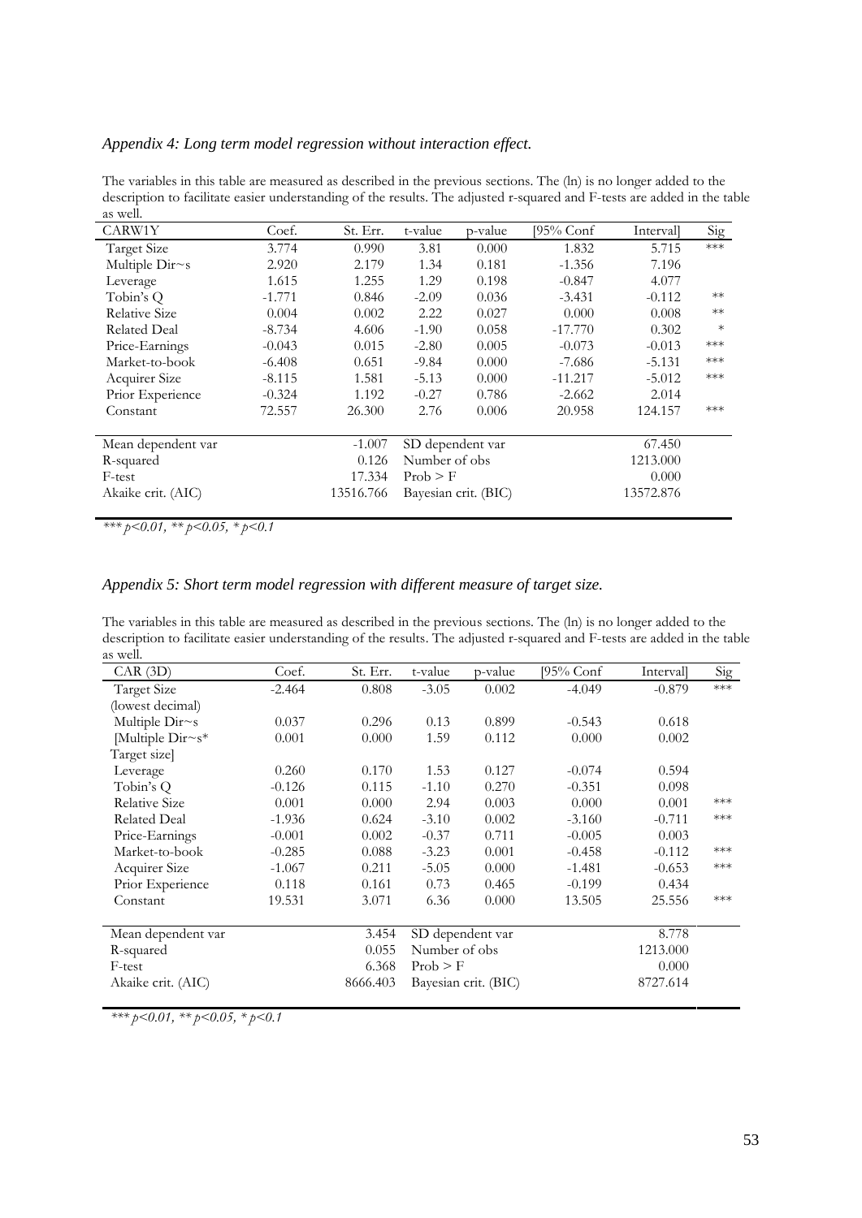*Appendix 4: Long term model regression without interaction effect.*

The variables in this table are measured as described in the previous sections. The (ln) is no longer added to the description to facilitate easier understanding of the results. The adjusted r-squared and F-tests are added in the table as well.

| CARW1Y | Coef. | St. Err. | t-value | p-value | [95% Conf | Interval] | Sig |
|---|---|---|---|---|---|---|---|
| Target Size | 3.774 | 0.990 | 3.81 | 0.000 | 1.832 | 5.715 | *** |
| Multiple Dir~s | 2.920 | 2.179 | 1.34 | 0.181 | -1.356 | 7.196 | |
| Leverage | 1.615 | 1.255 | 1.29 | 0.198 | -0.847 | 4.077 | |
| Tobin's Q | -1.771 | 0.846 | -2.09 | 0.036 | -3.431 | -0.112 | ** |
| Relative Size | 0.004 | 0.002 | 2.22 | 0.027 | 0.000 | 0.008 | ** |
| Related Deal | -8.734 | 4.606 | -1.90 | 0.058 | -17.770 | 0.302 | * |
| Price-Earnings | -0.043 | 0.015 | -2.80 | 0.005 | -0.073 | -0.013 | *** |
| Market-to-book | -6.408 | 0.651 | -9.84 | 0.000 | -7.686 | -5.131 | *** |
| Acquirer Size | -8.115 | 1.581 | -5.13 | 0.000 | -11.217 | -5.012 | *** |
| Prior Experience | -0.324 | 1.192 | -0.27 | 0.786 | -2.662 | 2.014 | |
| Constant | 72.557 | 26.300 | 2.76 | 0.006 | 20.958 | 124.157 | *** |
| | | | | | | | |
| Mean dependent var | | -1.007 | SD dependent var | | | 67.450 | |
| R-squared | | 0.126 | Number of obs | | | 1213.000 | |
| F-test | | 17.334 | Prob > F | | | 0.000 | |
| Akaike crit. (AIC) | | 13516.766 | Bayesian crit. (BIC) | | | 13572.876 | |

*\*\*\* p<0.01, \*\* p<0.05, \* p<0.1*

*Appendix 5: Short term model regression with different measure of target size.*

The variables in this table are measured as described in the previous sections. The (ln) is no longer added to the description to facilitate easier understanding of the results. The adjusted r-squared and F-tests are added in the table as well.

| CAR (3D) | Coef. | St. Err. | t-value | p-value | [95% Conf | Interval] | Sig |
|---|---|---|---|---|---|---|---|
| Target Size (lowest decimal) | -2.464 | 0.808 | -3.05 | 0.002 | -4.049 | -0.879 | *** |
| Multiple Dir~s | 0.037 | 0.296 | 0.13 | 0.899 | -0.543 | 0.618 | |
| [Multiple Dir~s* Target size] | 0.001 | 0.000 | 1.59 | 0.112 | 0.000 | 0.002 | |
| Leverage | 0.260 | 0.170 | 1.53 | 0.127 | -0.074 | 0.594 | |
| Tobin's Q | -0.126 | 0.115 | -1.10 | 0.270 | -0.351 | 0.098 | |
| Relative Size | 0.001 | 0.000 | 2.94 | 0.003 | 0.000 | 0.001 | *** |
| Related Deal | -1.936 | 0.624 | -3.10 | 0.002 | -3.160 | -0.711 | *** |
| Price-Earnings | -0.001 | 0.002 | -0.37 | 0.711 | -0.005 | 0.003 | |
| Market-to-book | -0.285 | 0.088 | -3.23 | 0.001 | -0.458 | -0.112 | *** |
| Acquirer Size | -1.067 | 0.211 | -5.05 | 0.000 | -1.481 | -0.653 | *** |
| Prior Experience | 0.118 | 0.161 | 0.73 | 0.465 | -0.199 | 0.434 | |
| Constant | 19.531 | 3.071 | 6.36 | 0.000 | 13.505 | 25.556 | *** |
| | | | | | | | |
| Mean dependent var | | 3.454 | SD dependent var | | | 8.778 | |
| R-squared | | 0.055 | Number of obs | | | 1213.000 | |
| F-test | | 6.368 | Prob > F | | | 0.000 | |
| Akaike crit. (AIC) | | 8666.403 | Bayesian crit. (BIC) | | | 8727.614 | |

*\*\*\* p<0.01, \*\* p<0.05, \* p<0.1*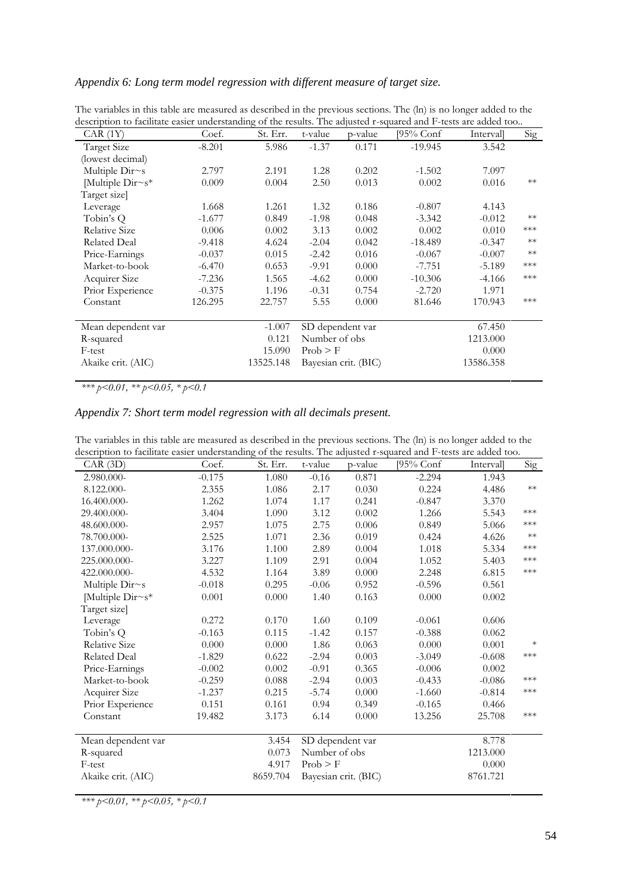*Appendix 6: Long term model regression with different measure of target size.*

The variables in this table are measured as described in the previous sections. The (ln) is no longer added to the description to facilitate easier understanding of the results. The adjusted r-squared and F-tests are added too..

| CAR (1Y) | Coef. | St. Err. | t-value | p-value | [95% Conf | Interval] | Sig |
|---|---|---|---|---|---|---|---|
| Target Size (lowest decimal) | -8.201 | 5.986 | -1.37 | 0.171 | -19.945 | 3.542 | |
| Multiple Dir~s | 2.797 | 2.191 | 1.28 | 0.202 | -1.502 | 7.097 | |
| [Multiple Dir~s* Target size] | 0.009 | 0.004 | 2.50 | 0.013 | 0.002 | 0.016 | ** |
| Leverage | 1.668 | 1.261 | 1.32 | 0.186 | -0.807 | 4.143 | |
| Tobin's Q | -1.677 | 0.849 | -1.98 | 0.048 | -3.342 | -0.012 | ** |
| Relative Size | 0.006 | 0.002 | 3.13 | 0.002 | 0.002 | 0.010 | *** |
| Related Deal | -9.418 | 4.624 | -2.04 | 0.042 | -18.489 | -0.347 | ** |
| Price-Earnings | -0.037 | 0.015 | -2.42 | 0.016 | -0.067 | -0.007 | ** |
| Market-to-book | -6.470 | 0.653 | -9.91 | 0.000 | -7.751 | -5.189 | *** |
| Acquirer Size | -7.236 | 1.565 | -4.62 | 0.000 | -10.306 | -4.166 | *** |
| Prior Experience | -0.375 | 1.196 | -0.31 | 0.754 | -2.720 | 1.971 | |
| Constant | 126.295 | 22.757 | 5.55 | 0.000 | 81.646 | 170.943 | *** |
| | | | | | | | |
| Mean dependent var | | -1.007 | SD dependent var | | | 67.450 | |
| R-squared | | 0.121 | Number of obs | | | 1213.000 | |
| F-test | | 15.090 | Prob > F | | | 0.000 | |
| Akaike crit. (AIC) | | 13525.148 | Bayesian crit. (BIC) | | | 13586.358 | |

*\*\*\* p<0.01, \*\* p<0.05, \* p<0.1*

*Appendix 7: Short term model regression with all decimals present.*

The variables in this table are measured as described in the previous sections. The (ln) is no longer added to the description to facilitate easier understanding of the results. The adjusted r-squared and F-tests are added too.

| CAR (3D) | Coef. | St. Err. | t-value | p-value | [95% Conf | Interval] | Sig |
|---|---|---|---|---|---|---|---|
| 2.980.000- | -0.175 | 1.080 | -0.16 | 0.871 | -2.294 | 1.943 | |
| 8.122.000- | 2.355 | 1.086 | 2.17 | 0.030 | 0.224 | 4.486 | ** |
| 16.400.000- | 1.262 | 1.074 | 1.17 | 0.241 | -0.847 | 3.370 | |
| 29.400.000- | 3.404 | 1.090 | 3.12 | 0.002 | 1.266 | 5.543 | *** |
| 48.600.000- | 2.957 | 1.075 | 2.75 | 0.006 | 0.849 | 5.066 | *** |
| 78.700.000- | 2.525 | 1.071 | 2.36 | 0.019 | 0.424 | 4.626 | ** |
| 137.000.000- | 3.176 | 1.100 | 2.89 | 0.004 | 1.018 | 5.334 | *** |
| 225.000.000- | 3.227 | 1.109 | 2.91 | 0.004 | 1.052 | 5.403 | *** |
| 422.000.000- | 4.532 | 1.164 | 3.89 | 0.000 | 2.248 | 6.815 | *** |
| Multiple Dir~s | -0.018 | 0.295 | -0.06 | 0.952 | -0.596 | 0.561 | |
| [Multiple Dir~s* Target size] | 0.001 | 0.000 | 1.40 | 0.163 | 0.000 | 0.002 | |
| Leverage | 0.272 | 0.170 | 1.60 | 0.109 | -0.061 | 0.606 | |
| Tobin's Q | -0.163 | 0.115 | -1.42 | 0.157 | -0.388 | 0.062 | |
| Relative Size | 0.000 | 0.000 | 1.86 | 0.063 | 0.000 | 0.001 | * |
| Related Deal | -1.829 | 0.622 | -2.94 | 0.003 | -3.049 | -0.608 | *** |
| Price-Earnings | -0.002 | 0.002 | -0.91 | 0.365 | -0.006 | 0.002 | |
| Market-to-book | -0.259 | 0.088 | -2.94 | 0.003 | -0.433 | -0.086 | *** |
| Acquirer Size | -1.237 | 0.215 | -5.74 | 0.000 | -1.660 | -0.814 | *** |
| Prior Experience | 0.151 | 0.161 | 0.94 | 0.349 | -0.165 | 0.466 | |
| Constant | 19.482 | 3.173 | 6.14 | 0.000 | 13.256 | 25.708 | *** |
| | | | | | | | |
| Mean dependent var | | 3.454 | SD dependent var | | | 8.778 | |
| R-squared | | 0.073 | Number of obs | | | 1213.000 | |
| F-test | | 4.917 | Prob > F | | | 0.000 | |
| Akaike crit. (AIC) | | 8659.704 | Bayesian crit. (BIC) | | | 8761.721 | |

*\*\*\* p<0.01, \*\* p<0.05, \* p<0.1*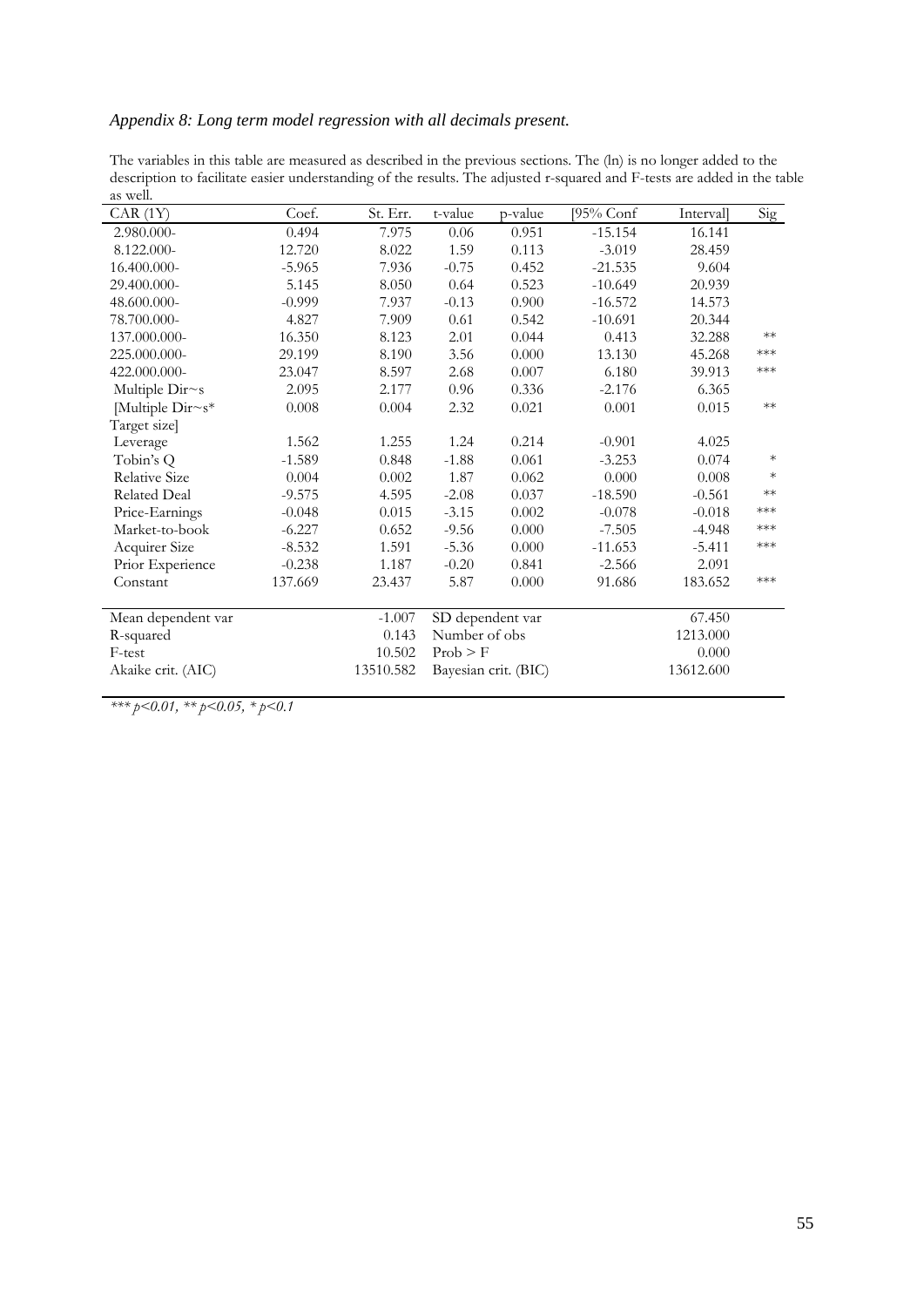*Appendix 8: Long term model regression with all decimals present.*

The variables in this table are measured as described in the previous sections. The (ln) is no longer added to the description to facilitate easier understanding of the results. The adjusted r-squared and F-tests are added in the table as well.

| CAR (1Y) | Coef. | St. Err. | t-value | p-value | [95% Conf | Interval] | Sig |
|---|---|---|---|---|---|---|---|
| 2.980.000- | 0.494 | 7.975 | 0.06 | 0.951 | -15.154 | 16.141 | |
| 8.122.000- | 12.720 | 8.022 | 1.59 | 0.113 | -3.019 | 28.459 | |
| 16.400.000- | -5.965 | 7.936 | -0.75 | 0.452 | -21.535 | 9.604 | |
| 29.400.000- | 5.145 | 8.050 | 0.64 | 0.523 | -10.649 | 20.939 | |
| 48.600.000- | -0.999 | 7.937 | -0.13 | 0.900 | -16.572 | 14.573 | |
| 78.700.000- | 4.827 | 7.909 | 0.61 | 0.542 | -10.691 | 20.344 | |
| 137.000.000- | 16.350 | 8.123 | 2.01 | 0.044 | 0.413 | 32.288 | ** |
| 225.000.000- | 29.199 | 8.190 | 3.56 | 0.000 | 13.130 | 45.268 | *** |
| 422.000.000- | 23.047 | 8.597 | 2.68 | 0.007 | 6.180 | 39.913 | *** |
| Multiple Dir~s | 2.095 | 2.177 | 0.96 | 0.336 | -2.176 | 6.365 | |
| [Multiple Dir~s* Target size] | 0.008 | 0.004 | 2.32 | 0.021 | 0.001 | 0.015 | ** |
| Leverage | 1.562 | 1.255 | 1.24 | 0.214 | -0.901 | 4.025 | |
| Tobin's Q | -1.589 | 0.848 | -1.88 | 0.061 | -3.253 | 0.074 | * |
| Relative Size | 0.004 | 0.002 | 1.87 | 0.062 | 0.000 | 0.008 | * |
| Related Deal | -9.575 | 4.595 | -2.08 | 0.037 | -18.590 | -0.561 | ** |
| Price-Earnings | -0.048 | 0.015 | -3.15 | 0.002 | -0.078 | -0.018 | *** |
| Market-to-book | -6.227 | 0.652 | -9.56 | 0.000 | -7.505 | -4.948 | *** |
| Acquirer Size | -8.532 | 1.591 | -5.36 | 0.000 | -11.653 | -5.411 | *** |
| Prior Experience | -0.238 | 1.187 | -0.20 | 0.841 | -2.566 | 2.091 | |
| Constant | 137.669 | 23.437 | 5.87 | 0.000 | 91.686 | 183.652 | *** |
| | | | | | | | |
| Mean dependent var | | -1.007 | SD dependent var | | | 67.450 | |
| R-squared | | 0.143 | Number of obs | | | 1213.000 | |
| F-test | | 10.502 | Prob > F | | | 0.000 | |
| Akaike crit. (AIC) | | 13510.582 | Bayesian crit. (BIC) | | | 13612.600 | |

*** $p<0.01$, ** $p<0.05$, * $p<0.1$